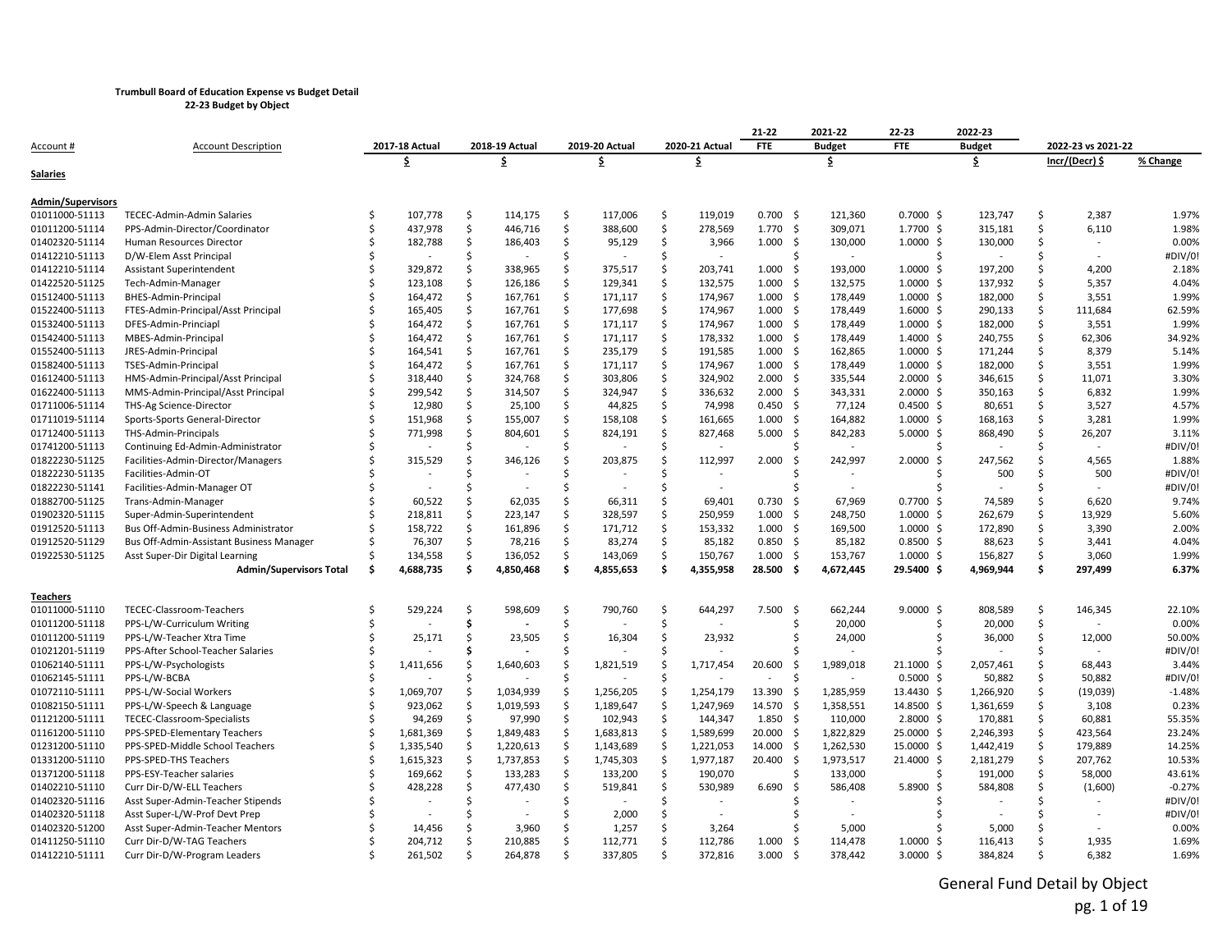**Trumbull Board of Education Expense vs Budget Detail**
**22-23 Budget by Object**

| Account # | Account Description | 2017-18 Actual | 2018-19 Actual | 2019-20 Actual | 2020-21 Actual | 21-22 FTE | 2021-22 Budget | 22-23 FTE | 2022-23 Budget | 2022-23 vs 2021-22 | |
|---|---|---|---|---|---|---|---|---|---|---|---|
| | | $ | $ | $ | $ | | $ | | $ | Incr/(Decr) $ | % Change |
| **Salaries** | | | | | | | | | | | |
| **Admin/Supervisors** | | | | | | | | | | | |
| 01011000-51113 | TECEC-Admin-Admin Salaries | $ 107,778 | $ 114,175 | $ 117,006 | $ 119,019 | 0.700 | $ 121,360 | 0.7000 | $ 123,747 | $ 2,387 | 1.97% |
| 01011200-51114 | PPS-Admin-Director/Coordinator | $ 437,978 | $ 446,716 | $ 388,600 | $ 278,569 | 1.770 | $ 309,071 | 1.7700 | $ 315,181 | $ 6,110 | 1.98% |
| 01402320-51114 | Human Resources Director | $ 182,788 | $ 186,403 | $ 95,129 | $ 3,966 | 1.000 | $ 130,000 | 1.0000 | $ 130,000 | $ - | 0.00% |
| 01412210-51113 | D/W-Elem Asst Principal | $ - | $ - | $ - | $ - | | $ - | | $ - | $ - | #DIV/0! |
| 01412210-51114 | Assistant Superintendent | $ 329,872 | $ 338,965 | $ 375,517 | $ 203,741 | 1.000 | $ 193,000 | 1.0000 | $ 197,200 | $ 4,200 | 2.18% |
| 01422520-51125 | Tech-Admin-Manager | $ 123,108 | $ 126,186 | $ 129,341 | $ 132,575 | 1.000 | $ 132,575 | 1.0000 | $ 137,932 | $ 5,357 | 4.04% |
| 01512400-51113 | BHES-Admin-Principal | $ 164,472 | $ 167,761 | $ 171,117 | $ 174,967 | 1.000 | $ 178,449 | 1.0000 | $ 182,000 | $ 3,551 | 1.99% |
| 01522400-51113 | FTES-Admin-Principal/Asst Principal | $ 165,405 | $ 167,761 | $ 177,698 | $ 174,967 | 1.000 | $ 178,449 | 1.6000 | $ 290,133 | $ 111,684 | 62.59% |
| 01532400-51113 | DFES-Admin-Princiapl | $ 164,472 | $ 167,761 | $ 171,117 | $ 174,967 | 1.000 | $ 178,449 | 1.0000 | $ 182,000 | $ 3,551 | 1.99% |
| 01542400-51113 | MBES-Admin-Principal | $ 164,472 | $ 167,761 | $ 171,117 | $ 178,332 | 1.000 | $ 178,449 | 1.4000 | $ 240,755 | $ 62,306 | 34.92% |
| 01552400-51113 | JRES-Admin-Principal | $ 164,541 | $ 167,761 | $ 235,179 | $ 191,585 | 1.000 | $ 162,865 | 1.0000 | $ 171,244 | $ 8,379 | 5.14% |
| 01582400-51113 | TSES-Admin-Principal | $ 164,472 | $ 167,761 | $ 171,117 | $ 174,967 | 1.000 | $ 178,449 | 1.0000 | $ 182,000 | $ 3,551 | 1.99% |
| 01612400-51113 | HMS-Admin-Principal/Asst Principal | $ 318,440 | $ 324,768 | $ 303,806 | $ 324,902 | 2.000 | $ 335,544 | 2.0000 | $ 346,615 | $ 11,071 | 3.30% |
| 01622400-51113 | MMS-Admin-Principal/Asst Principal | $ 299,542 | $ 314,507 | $ 324,947 | $ 336,632 | 2.000 | $ 343,331 | 2.0000 | $ 350,163 | $ 6,832 | 1.99% |
| 01711006-51114 | THS-Ag Science-Director | $ 12,980 | $ 25,100 | $ 44,825 | $ 74,998 | 0.450 | $ 77,124 | 0.4500 | $ 80,651 | $ 3,527 | 4.57% |
| 01711019-51114 | Sports-Sports General-Director | $ 151,968 | $ 155,007 | $ 158,108 | $ 161,665 | 1.000 | $ 164,882 | 1.0000 | $ 168,163 | $ 3,281 | 1.99% |
| 01712400-51113 | THS-Admin-Principals | $ 771,998 | $ 804,601 | $ 824,191 | $ 827,468 | 5.000 | $ 842,283 | 5.0000 | $ 868,490 | $ 26,207 | 3.11% |
| 01741200-51113 | Continuing Ed-Admin-Administrator | $ - | $ - | $ - | $ - | | $ - | | $ - | $ - | #DIV/0! |
| 01822230-51125 | Facilities-Admin-Director/Managers | $ 315,529 | $ 346,126 | $ 203,875 | $ 112,997 | 2.000 | $ 242,997 | 2.0000 | $ 247,562 | $ 4,565 | 1.88% |
| 01822230-51135 | Facilities-Admin-OT | $ - | $ - | $ - | $ - | | $ - | | $ 500 | $ 500 | #DIV/0! |
| 01822230-51141 | Facilities-Admin-Manager OT | $ - | $ - | $ - | $ - | | $ - | | $ - | $ - | #DIV/0! |
| 01882700-51125 | Trans-Admin-Manager | $ 60,522 | $ 62,035 | $ 66,311 | $ 69,401 | 0.730 | $ 67,969 | 0.7700 | $ 74,589 | $ 6,620 | 9.74% |
| 01902320-51115 | Super-Admin-Superintendent | $ 218,811 | $ 223,147 | $ 328,597 | $ 250,959 | 1.000 | $ 248,750 | 1.0000 | $ 262,679 | $ 13,929 | 5.60% |
| 01912520-51113 | Bus Off-Admin-Business Administrator | $ 158,722 | $ 161,896 | $ 171,712 | $ 153,332 | 1.000 | $ 169,500 | 1.0000 | $ 172,890 | $ 3,390 | 2.00% |
| 01912520-51129 | Bus Off-Admin-Assistant Business Manager | $ 76,307 | $ 78,216 | $ 83,274 | $ 85,182 | 0.850 | $ 85,182 | 0.8500 | $ 88,623 | $ 3,441 | 4.04% |
| 01922530-51125 | Asst Super-Dir Digital Learning | $ 134,558 | $ 136,052 | $ 143,069 | $ 150,767 | 1.000 | $ 153,767 | 1.0000 | $ 156,827 | $ 3,060 | 1.99% |
| | **Admin/Supervisors Total** | **$ 4,688,735** | **$ 4,850,468** | **$ 4,855,653** | **$ 4,355,958** | **28.500** | **$ 4,672,445** | **29.5400** | **$ 4,969,944** | **$ 297,499** | **6.37%** |
| **Teachers** | | | | | | | | | | | |
| 01011000-51110 | TECEC-Classroom-Teachers | $ 529,224 | $ 598,609 | $ 790,760 | $ 644,297 | 7.500 | $ 662,244 | 9.0000 | $ 808,589 | $ 146,345 | 22.10% |
| 01011200-51118 | PPS-L/W-Curriculum Writing | $ - | $ - | $ - | $ - | | $ 20,000 | | $ 20,000 | $ - | 0.00% |
| 01011200-51119 | PPS-L/W-Teacher Xtra Time | $ 25,171 | $ 23,505 | $ 16,304 | $ 23,932 | | $ 24,000 | | $ 36,000 | $ 12,000 | 50.00% |
| 01021201-51119 | PPS-After School-Teacher Salaries | $ - | $ - | $ - | $ - | | $ - | | $ - | $ - | #DIV/0! |
| 01062140-51111 | PPS-L/W-Psychologists | $ 1,411,656 | $ 1,640,603 | $ 1,821,519 | $ 1,717,454 | 20.600 | $ 1,989,018 | 21.1000 | $ 2,057,461 | $ 68,443 | 3.44% |
| 01062145-51111 | PPS-L/W-BCBA | $ - | $ - | $ - | $ - | - | $ - | 0.5000 | $ 50,882 | $ 50,882 | #DIV/0! |
| 01072110-51111 | PPS-L/W-Social Workers | $ 1,069,707 | $ 1,034,939 | $ 1,256,205 | $ 1,254,179 | 13.390 | $ 1,285,959 | 13.4430 | $ 1,266,920 | $ (19,039) | -1.48% |
| 01082150-51111 | PPS-L/W-Speech & Language | $ 923,062 | $ 1,019,593 | $ 1,189,647 | $ 1,247,969 | 14.570 | $ 1,358,551 | 14.8500 | $ 1,361,659 | $ 3,108 | 0.23% |
| 01121200-51111 | TECEC-Classroom-Specialists | $ 94,269 | $ 97,990 | $ 102,943 | $ 144,347 | 1.850 | $ 110,000 | 2.8000 | $ 170,881 | $ 60,881 | 55.35% |
| 01161200-51110 | PPS-SPED-Elementary Teachers | $ 1,681,369 | $ 1,849,483 | $ 1,683,813 | $ 1,589,699 | 20.000 | $ 1,822,829 | 25.0000 | $ 2,246,393 | $ 423,564 | 23.24% |
| 01231200-51110 | PPS-SPED-Middle School Teachers | $ 1,335,540 | $ 1,220,613 | $ 1,143,689 | $ 1,221,053 | 14.000 | $ 1,262,530 | 15.0000 | $ 1,442,419 | $ 179,889 | 14.25% |
| 01331200-51110 | PPS-SPED-THS Teachers | $ 1,615,323 | $ 1,737,853 | $ 1,745,303 | $ 1,977,187 | 20.400 | $ 1,973,517 | 21.4000 | $ 2,181,279 | $ 207,762 | 10.53% |
| 01371200-51118 | PPS-ESY-Teacher salaries | $ 169,662 | $ 133,283 | $ 133,200 | $ 190,070 | | $ 133,000 | | $ 191,000 | $ 58,000 | 43.61% |
| 01402210-51110 | Curr Dir-D/W-ELL Teachers | $ 428,228 | $ 477,430 | $ 519,841 | $ 530,989 | 6.690 | $ 586,408 | 5.8900 | $ 584,808 | $ (1,600) | -0.27% |
| 01402320-51116 | Asst Super-Admin-Teacher Stipends | $ - | $ - | $ - | $ - | | $ - | | $ - | $ - | #DIV/0! |
| 01402320-51118 | Asst Super-L/W-Prof Devt Prep | $ - | $ - | $ 2,000 | $ - | | $ - | | $ - | $ - | #DIV/0! |
| 01402320-51200 | Asst Super-Admin-Teacher Mentors | $ 14,456 | $ 3,960 | $ 1,257 | $ 3,264 | | $ 5,000 | | $ 5,000 | $ - | 0.00% |
| 01411250-51110 | Curr Dir-D/W-TAG Teachers | $ 204,712 | $ 210,885 | $ 112,771 | $ 112,786 | 1.000 | $ 114,478 | 1.0000 | $ 116,413 | $ 1,935 | 1.69% |
| 01412210-51111 | Curr Dir-D/W-Program Leaders | $ 261,502 | $ 264,878 | $ 337,805 | $ 372,816 | 3.000 | $ 378,442 | 3.0000 | $ 384,824 | $ 6,382 | 1.69% |

General Fund Detail by Object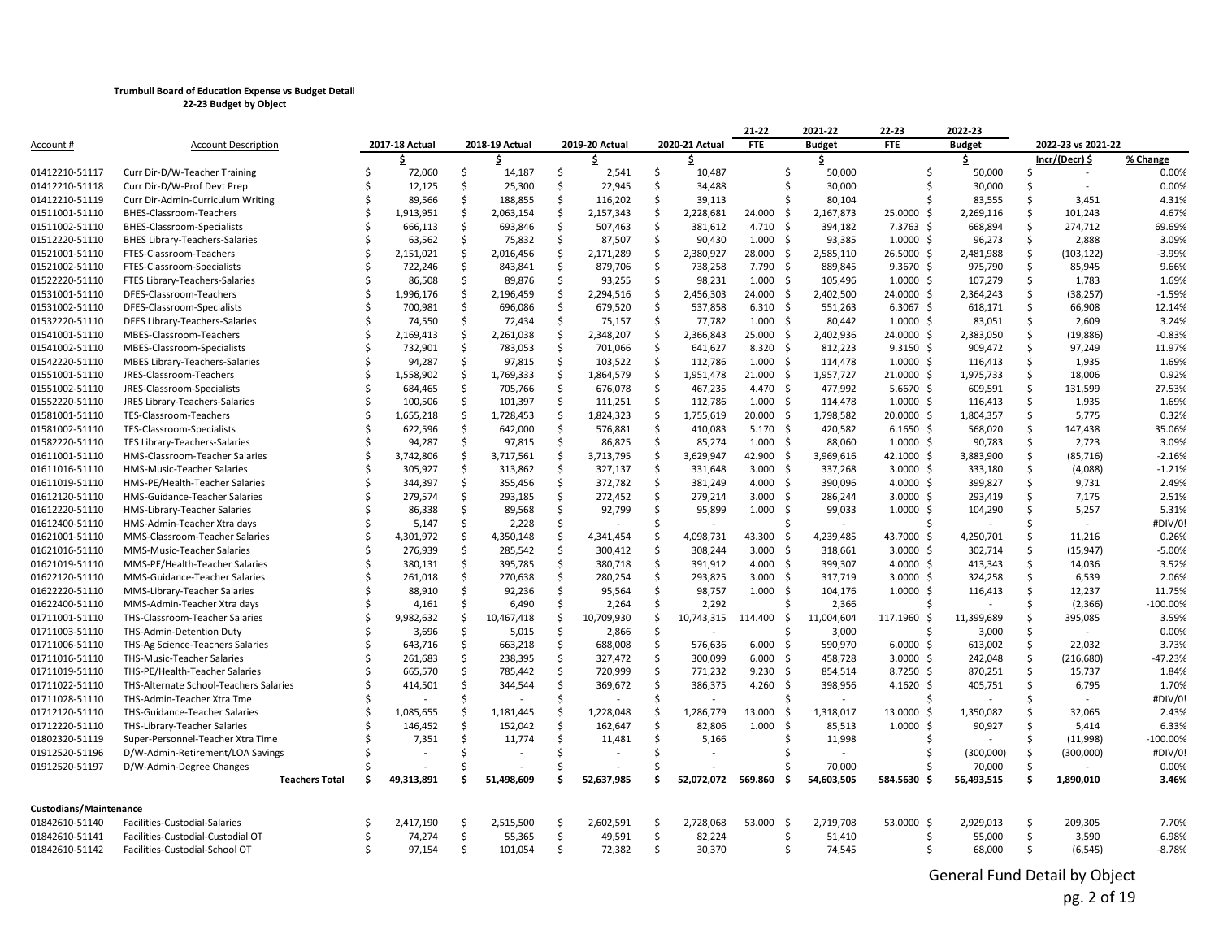**Trumbull Board of Education Expense vs Budget Detail**
**22-23 Budget by Object**

| Account # | Account Description | 2017-18 Actual | 2018-19 Actual | 2019-20 Actual | 2020-21 Actual | 21-22 FTE | 2021-22 Budget | 22-23 FTE | 2022-23 Budget | 2022-23 vs 2021-22 Incr/(Decr) $ | % Change |
|---|---|---|---|---|---|---|---|---|---|---|---|
| | | $ | $ | $ | $ | | $ | | $ | Incr/(Decr) $ | % Change |
| 01412210-51117 | Curr Dir-D/W-Teacher Training | $ 72,060 | $ 14,187 | $ 2,541 | $ 10,487 | | $ 50,000 | | $ 50,000 | $ - | 0.00% |
| 01412210-51118 | Curr Dir-D/W-Prof Devt Prep | $ 12,125 | $ 25,300 | $ 22,945 | $ 34,488 | | $ 30,000 | | $ 30,000 | $ - | 0.00% |
| 01412210-51119 | Curr Dir-Admin-Curriculum Writing | $ 89,566 | $ 188,855 | $ 116,202 | $ 39,113 | | $ 80,104 | | $ 83,555 | $ 3,451 | 4.31% |
| 01511001-51110 | BHES-Classroom-Teachers | $ 1,913,951 | $ 2,063,154 | $ 2,157,343 | $ 2,228,681 | 24.000 | $ 2,167,873 | 25.0000 | $ 2,269,116 | $ 101,243 | 4.67% |
| 01511002-51110 | BHES-Classroom-Specialists | $ 666,113 | $ 693,846 | $ 507,463 | $ 381,612 | 4.710 | $ 394,182 | 7.3763 | $ 668,894 | $ 274,712 | 69.69% |
| 01512220-51110 | BHES Library-Teachers-Salaries | $ 63,562 | $ 75,832 | $ 87,507 | $ 90,430 | 1.000 | $ 93,385 | 1.0000 | $ 96,273 | $ 2,888 | 3.09% |
| 01521001-51110 | FTES-Classroom-Teachers | $ 2,151,021 | $ 2,016,456 | $ 2,171,289 | $ 2,380,927 | 28.000 | $ 2,585,110 | 26.5000 | $ 2,481,988 | $ (103,122) | -3.99% |
| 01521002-51110 | FTES-Classroom-Specialists | $ 722,246 | $ 843,841 | $ 879,706 | $ 738,258 | 7.790 | $ 889,845 | 9.3670 | $ 975,790 | $ 85,945 | 9.66% |
| 01522220-51110 | FTES Library-Teachers-Salaries | $ 86,508 | $ 89,876 | $ 93,255 | $ 98,231 | 1.000 | $ 105,496 | 1.0000 | $ 107,279 | $ 1,783 | 1.69% |
| 01531001-51110 | DFES-Classroom-Teachers | $ 1,996,176 | $ 2,196,459 | $ 2,294,516 | $ 2,456,303 | 24.000 | $ 2,402,500 | 24.0000 | $ 2,364,243 | $ (38,257) | -1.59% |
| 01531002-51110 | DFES-Classroom-Specialists | $ 700,981 | $ 696,086 | $ 679,520 | $ 537,858 | 6.310 | $ 551,263 | 6.3067 | $ 618,171 | $ 66,908 | 12.14% |
| 01532220-51110 | DFES Library-Teachers-Salaries | $ 74,550 | $ 72,434 | $ 75,157 | $ 77,782 | 1.000 | $ 80,442 | 1.0000 | $ 83,051 | $ 2,609 | 3.24% |
| 01541001-51110 | MBES-Classroom-Teachers | $ 2,169,413 | $ 2,261,038 | $ 2,348,207 | $ 2,366,843 | 25.000 | $ 2,402,936 | 24.0000 | $ 2,383,050 | $ (19,886) | -0.83% |
| 01541002-51110 | MBES-Classroom-Specialists | $ 732,901 | $ 783,053 | $ 701,066 | $ 641,627 | 8.320 | $ 812,223 | 9.3150 | $ 909,472 | $ 97,249 | 11.97% |
| 01542220-51110 | MBES Library-Teachers-Salaries | $ 94,287 | $ 97,815 | $ 103,522 | $ 112,786 | 1.000 | $ 114,478 | 1.0000 | $ 116,413 | $ 1,935 | 1.69% |
| 01551001-51110 | JRES-Classroom-Teachers | $ 1,558,902 | $ 1,769,333 | $ 1,864,579 | $ 1,951,478 | 21.000 | $ 1,957,727 | 21.0000 | $ 1,975,733 | $ 18,006 | 0.92% |
| 01551002-51110 | JRES-Classroom-Specialists | $ 684,465 | $ 705,766 | $ 676,078 | $ 467,235 | 4.470 | $ 477,992 | 5.6670 | $ 609,591 | $ 131,599 | 27.53% |
| 01552220-51110 | JRES Library-Teachers-Salaries | $ 100,506 | $ 101,397 | $ 111,251 | $ 112,786 | 1.000 | $ 114,478 | 1.0000 | $ 116,413 | $ 1,935 | 1.69% |
| 01581001-51110 | TES-Classroom-Teachers | $ 1,655,218 | $ 1,728,453 | $ 1,824,323 | $ 1,755,619 | 20.000 | $ 1,798,582 | 20.0000 | $ 1,804,357 | $ 5,775 | 0.32% |
| 01581002-51110 | TES-Classroom-Specialists | $ 622,596 | $ 642,000 | $ 576,881 | $ 410,083 | 5.170 | $ 420,582 | 6.1650 | $ 568,020 | $ 147,438 | 35.06% |
| 01582220-51110 | TES Library-Teachers-Salaries | $ 94,287 | $ 97,815 | $ 86,825 | $ 85,274 | 1.000 | $ 88,060 | 1.0000 | $ 90,783 | $ 2,723 | 3.09% |
| 01611001-51110 | HMS-Classroom-Teacher Salaries | $ 3,742,806 | $ 3,717,561 | $ 3,713,795 | $ 3,629,947 | 42.900 | $ 3,969,616 | 42.1000 | $ 3,883,900 | $ (85,716) | -2.16% |
| 01611016-51110 | HMS-Music-Teacher Salaries | $ 305,927 | $ 313,862 | $ 327,137 | $ 331,648 | 3.000 | $ 337,268 | 3.0000 | $ 333,180 | $ (4,088) | -1.21% |
| 01611019-51110 | HMS-PE/Health-Teacher Salaries | $ 344,397 | $ 355,456 | $ 372,782 | $ 381,249 | 4.000 | $ 390,096 | 4.0000 | $ 399,827 | $ 9,731 | 2.49% |
| 01612120-51110 | HMS-Guidance-Teacher Salaries | $ 279,574 | $ 293,185 | $ 272,452 | $ 279,214 | 3.000 | $ 286,244 | 3.0000 | $ 293,419 | $ 7,175 | 2.51% |
| 01612220-51110 | HMS-Library-Teacher Salaries | $ 86,338 | $ 89,568 | $ 92,799 | $ 95,899 | 1.000 | $ 99,033 | 1.0000 | $ 104,290 | $ 5,257 | 5.31% |
| 01612400-51110 | HMS-Admin-Teacher Xtra days | $ 5,147 | $ 2,228 | $ - | $ - | | $ - | | $ - | $ - | #DIV/0! |
| 01621001-51110 | MMS-Classroom-Teacher Salaries | $ 4,301,972 | $ 4,350,148 | $ 4,341,454 | $ 4,098,731 | 43.300 | $ 4,239,485 | 43.7000 | $ 4,250,701 | $ 11,216 | 0.26% |
| 01621016-51110 | MMS-Music-Teacher Salaries | $ 276,939 | $ 285,542 | $ 300,412 | $ 308,244 | 3.000 | $ 318,661 | 3.0000 | $ 302,714 | $ (15,947) | -5.00% |
| 01621019-51110 | MMS-PE/Health-Teacher Salaries | $ 380,131 | $ 395,785 | $ 380,718 | $ 391,912 | 4.000 | $ 399,307 | 4.0000 | $ 413,343 | $ 14,036 | 3.52% |
| 01622120-51110 | MMS-Guidance-Teacher Salaries | $ 261,018 | $ 270,638 | $ 280,254 | $ 293,825 | 3.000 | $ 317,719 | 3.0000 | $ 324,258 | $ 6,539 | 2.06% |
| 01622220-51110 | MMS-Library-Teacher Salaries | $ 88,910 | $ 92,236 | $ 95,564 | $ 98,757 | 1.000 | $ 104,176 | 1.0000 | $ 116,413 | $ 12,237 | 11.75% |
| 01622400-51110 | MMS-Admin-Teacher Xtra days | $ 4,161 | $ 6,490 | $ 2,264 | $ 2,292 | | $ 2,366 | | $ - | $ (2,366) | -100.00% |
| 01711001-51110 | THS-Classroom-Teacher Salaries | $ 9,982,632 | $ 10,467,418 | $ 10,709,930 | $ 10,743,315 | 114.400 | $ 11,004,604 | 117.1960 | $ 11,399,689 | $ 395,085 | 3.59% |
| 01711003-51110 | THS-Admin-Detention Duty | $ 3,696 | $ 5,015 | $ 2,866 | $ - | | $ 3,000 | | $ 3,000 | $ - | 0.00% |
| 01711006-51110 | THS-Ag Science-Teachers Salaries | $ 643,716 | $ 663,218 | $ 688,008 | $ 576,636 | 6.000 | $ 590,970 | 6.0000 | $ 613,002 | $ 22,032 | 3.73% |
| 01711016-51110 | THS-Music-Teacher Salaries | $ 261,683 | $ 238,395 | $ 327,472 | $ 300,099 | 6.000 | $ 458,728 | 3.0000 | $ 242,048 | $ (216,680) | -47.23% |
| 01711019-51110 | THS-PE/Health-Teacher Salaries | $ 665,570 | $ 785,442 | $ 720,999 | $ 771,232 | 9.230 | $ 854,514 | 8.7250 | $ 870,251 | $ 15,737 | 1.84% |
| 01711022-51110 | THS-Alternate School-Teachers Salaries | $ 414,501 | $ 344,544 | $ 369,672 | $ 386,375 | 4.260 | $ 398,956 | 4.1620 | $ 405,751 | $ 6,795 | 1.70% |
| 01711028-51110 | THS-Admin-Teacher Xtra Tme | $ - | $ - | $ - | $ - | | $ - | | $ - | $ - | #DIV/0! |
| 01712120-51110 | THS-Guidance-Teacher Salaries | $ 1,085,655 | $ 1,181,445 | $ 1,228,048 | $ 1,286,779 | 13.000 | $ 1,318,017 | 13.0000 | $ 1,350,082 | $ 32,065 | 2.43% |
| 01712220-51110 | THS-Library-Teacher Salaries | $ 146,452 | $ 152,042 | $ 162,647 | $ 82,806 | 1.000 | $ 85,513 | 1.0000 | $ 90,927 | $ 5,414 | 6.33% |
| 01802320-51119 | Super-Personnel-Teacher Xtra Time | $ 7,351 | $ 11,774 | $ 11,481 | $ 5,166 | | $ 11,998 | | $ - | $ (11,998) | -100.00% |
| 01912520-51196 | D/W-Admin-Retirement/LOA Savings | $ - | $ - | $ - | $ - | | $ - | | $ (300,000) | $ (300,000) | #DIV/0! |
| 01912520-51197 | D/W-Admin-Degree Changes | $ - | $ - | $ - | $ - | | $ 70,000 | | $ 70,000 | $ - | 0.00% |
| | **Teachers Total** | **$ 49,313,891** | **$ 51,498,609** | **$ 52,637,985** | **$ 52,072,072** | **569.860** | **$ 54,603,505** | **584.5630** | **$ 56,493,515** | **$ 1,890,010** | **3.46%** |
| **Custodians/Maintenance** | | | | | | | | | | | |
| 01842610-51140 | Facilities-Custodial-Salaries | $ 2,417,190 | $ 2,515,500 | $ 2,602,591 | $ 2,728,068 | 53.000 | $ 2,719,708 | 53.0000 | $ 2,929,013 | $ 209,305 | 7.70% |
| 01842610-51141 | Facilities-Custodial-Custodial OT | $ 74,274 | $ 55,365 | $ 49,591 | $ 82,224 | | $ 51,410 | | $ 55,000 | $ 3,590 | 6.98% |
| 01842610-51142 | Facilities-Custodial-School OT | $ 97,154 | $ 101,054 | $ 72,382 | $ 30,370 | | $ 74,545 | | $ 68,000 | $ (6,545) | -8.78% |

General Fund Detail by Object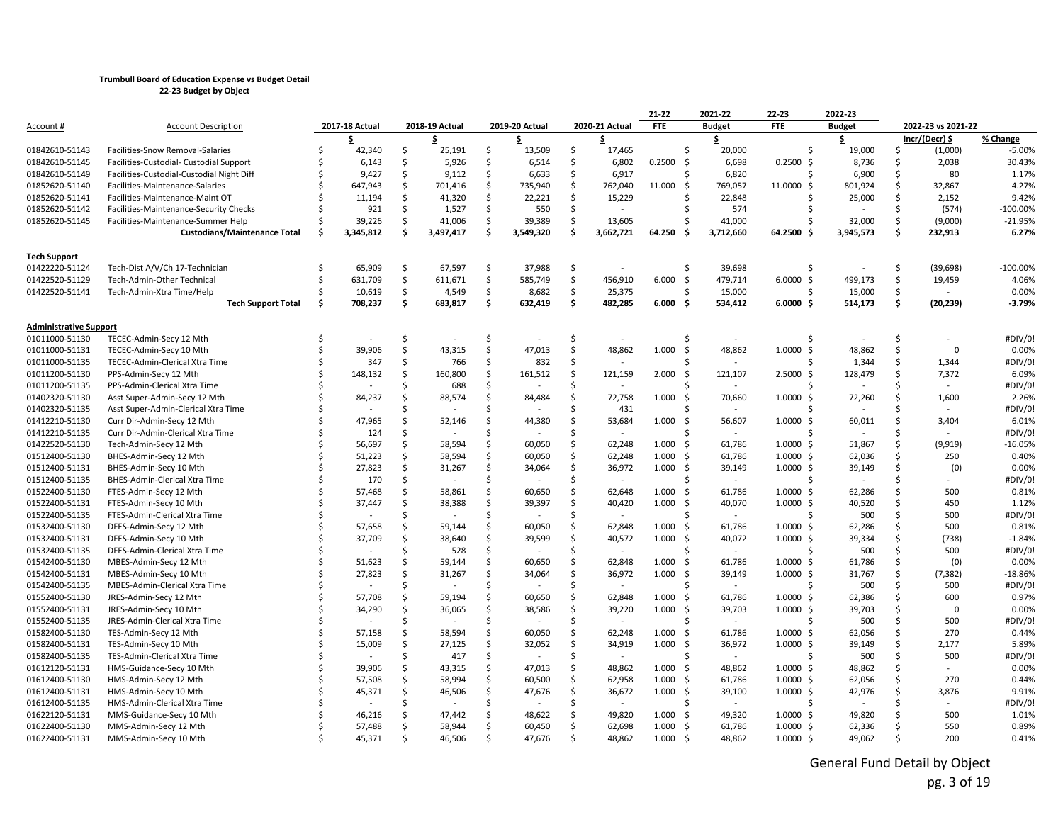**Trumbull Board of Education Expense vs Budget Detail**
**22-23 Budget by Object**

| Account # | Account Description | 2017-18 Actual | 2018-19 Actual | 2019-20 Actual | 2020-21 Actual | 21-22 FTE | 2021-22 Budget | 22-23 FTE | 2022-23 Budget | 2022-23 vs 2021-22 Incr/(Decr) $ | % Change |
|---|---|---|---|---|---|---|---|---|---|---|---|
| | | $ | $ | $ | $ | | $ | | $ | | |
| 01842610-51143 | Facilities-Snow Removal-Salaries | $ 42,340 | $ 25,191 | $ 13,509 | $ 17,465 | | $ 20,000 | | $ 19,000 | $ (1,000) | -5.00% |
| 01842610-51145 | Facilities-Custodial- Custodial Support | $ 6,143 | $ 5,926 | $ 6,514 | $ 6,802 | 0.2500 | $ 6,698 | 0.2500 | $ 8,736 | $ 2,038 | 30.43% |
| 01842610-51149 | Facilities-Custodial-Custodial Night Diff | $ 9,427 | $ 9,112 | $ 6,633 | $ 6,917 | | $ 6,820 | | $ 6,900 | $ 80 | 1.17% |
| 01852620-51140 | Facilities-Maintenance-Salaries | $ 647,943 | $ 701,416 | $ 735,940 | $ 762,040 | 11.000 | $ 769,057 | 11.0000 | $ 801,924 | $ 32,867 | 4.27% |
| 01852620-51141 | Facilities-Maintenance-Maint OT | $ 11,194 | $ 41,320 | $ 22,221 | $ 15,229 | | $ 22,848 | | $ 25,000 | $ 2,152 | 9.42% |
| 01852620-51142 | Facilities-Maintenance-Security Checks | $ 921 | $ 1,527 | $ 550 | $ - | | $ 574 | | $ - | $ (574) | -100.00% |
| 01852620-51145 | Facilities-Maintenance-Summer Help | $ 39,226 | $ 41,006 | $ 39,389 | $ 13,605 | | $ 41,000 | | $ 32,000 | $ (9,000) | -21.95% |
| | **Custodians/Maintenance Total** | **$ 3,345,812** | **$ 3,497,417** | **$ 3,549,320** | **$ 3,662,721** | **64.250** | **$ 3,712,660** | **64.2500** | **$ 3,945,573** | **$ 232,913** | **6.27%** |
| **Tech Support** | | | | | | | | | | | |
| 01422220-51124 | Tech-Dist A/V/Ch 17-Technician | $ 65,909 | $ 67,597 | $ 37,988 | $ - | | $ 39,698 | | $ - | $ (39,698) | -100.00% |
| 01422520-51129 | Tech-Admin-Other Technical | $ 631,709 | $ 611,671 | $ 585,749 | $ 456,910 | 6.000 | $ 479,714 | 6.0000 | $ 499,173 | $ 19,459 | 4.06% |
| 01422520-51141 | Tech-Admin-Xtra Time/Help | $ 10,619 | $ 4,549 | $ 8,682 | $ 25,375 | | $ 15,000 | | $ 15,000 | $ - | 0.00% |
| | **Tech Support Total** | **$ 708,237** | **$ 683,817** | **$ 632,419** | **$ 482,285** | **6.000** | **$ 534,412** | **6.0000** | **$ 514,173** | **$ (20,239)** | **-3.79%** |
| **Administrative Support** | | | | | | | | | | | |
| 01011000-51130 | TECEC-Admin-Secy 12 Mth | $ - | $ - | $ - | $ - | | $ - | | $ - | $ - | #DIV/0! |
| 01011000-51131 | TECEC-Admin-Secy 10 Mth | $ 39,906 | $ 43,315 | $ 47,013 | $ 48,862 | 1.000 | $ 48,862 | 1.0000 | $ 48,862 | $ 0 | 0.00% |
| 01011000-51135 | TECEC-Admin-Clerical Xtra Time | $ 347 | $ 766 | $ 832 | $ - | | $ - | | $ 1,344 | $ 1,344 | #DIV/0! |
| 01011200-51130 | PPS-Admin-Secy 12 Mth | $ 148,132 | $ 160,800 | $ 161,512 | $ 121,159 | 2.000 | $ 121,107 | 2.5000 | $ 128,479 | $ 7,372 | 6.09% |
| 01011200-51135 | PPS-Admin-Clerical Xtra Time | $ - | $ 688 | $ - | $ - | | $ - | | $ - | $ - | #DIV/0! |
| 01402320-51130 | Asst Super-Admin-Secy 12 Mth | $ 84,237 | $ 88,574 | $ 84,484 | $ 72,758 | 1.000 | $ 70,660 | 1.0000 | $ 72,260 | $ 1,600 | 2.26% |
| 01402320-51135 | Asst Super-Admin-Clerical Xtra Time | $ - | $ - | $ - | $ 431 | | $ - | | $ - | $ - | #DIV/0! |
| 01412210-51130 | Curr Dir-Admin-Secy 12 Mth | $ 47,965 | $ 52,146 | $ 44,380 | $ 53,684 | 1.000 | $ 56,607 | 1.0000 | $ 60,011 | $ 3,404 | 6.01% |
| 01412210-51135 | Curr Dir-Admin-Clerical Xtra Time | $ 124 | $ - | $ - | $ - | | $ - | | $ - | $ - | #DIV/0! |
| 01422520-51130 | Tech-Admin-Secy 12 Mth | $ 56,697 | $ 58,594 | $ 60,050 | $ 62,248 | 1.000 | $ 61,786 | 1.0000 | $ 51,867 | $ (9,919) | -16.05% |
| 01512400-51130 | BHES-Admin-Secy 12 Mth | $ 51,223 | $ 58,594 | $ 60,050 | $ 62,248 | 1.000 | $ 61,786 | 1.0000 | $ 62,036 | $ 250 | 0.40% |
| 01512400-51131 | BHES-Admin-Secy 10 Mth | $ 27,823 | $ 31,267 | $ 34,064 | $ 36,972 | 1.000 | $ 39,149 | 1.0000 | $ 39,149 | $ (0) | 0.00% |
| 01512400-51135 | BHES-Admin-Clerical Xtra Time | $ 170 | $ - | $ - | $ - | | $ - | | $ - | $ - | #DIV/0! |
| 01522400-51130 | FTES-Admin-Secy 12 Mth | $ 57,468 | $ 58,861 | $ 60,650 | $ 62,648 | 1.000 | $ 61,786 | 1.0000 | $ 62,286 | $ 500 | 0.81% |
| 01522400-51131 | FTES-Admin-Secy 10 Mth | $ 37,447 | $ 38,388 | $ 39,397 | $ 40,420 | 1.000 | $ 40,070 | 1.0000 | $ 40,520 | $ 450 | 1.12% |
| 01522400-51135 | FTES-Admin-Clerical Xtra Time | $ - | $ - | $ - | $ - | | $ - | | $ 500 | $ 500 | #DIV/0! |
| 01532400-51130 | DFES-Admin-Secy 12 Mth | $ 57,658 | $ 59,144 | $ 60,050 | $ 62,848 | 1.000 | $ 61,786 | 1.0000 | $ 62,286 | $ 500 | 0.81% |
| 01532400-51131 | DFES-Admin-Secy 10 Mth | $ 37,709 | $ 38,640 | $ 39,599 | $ 40,572 | 1.000 | $ 40,072 | 1.0000 | $ 39,334 | $ (738) | -1.84% |
| 01532400-51135 | DFES-Admin-Clerical Xtra Time | $ - | $ 528 | $ - | $ - | | $ - | | $ 500 | $ 500 | #DIV/0! |
| 01542400-51130 | MBES-Admin-Secy 12 Mth | $ 51,623 | $ 59,144 | $ 60,650 | $ 62,848 | 1.000 | $ 61,786 | 1.0000 | $ 61,786 | $ (0) | 0.00% |
| 01542400-51131 | MBES-Admin-Secy 10 Mth | $ 27,823 | $ 31,267 | $ 34,064 | $ 36,972 | 1.000 | $ 39,149 | 1.0000 | $ 31,767 | $ (7,382) | -18.86% |
| 01542400-51135 | MBES-Admin-Clerical Xtra Time | $ - | $ - | $ - | $ - | | $ - | | $ 500 | $ 500 | #DIV/0! |
| 01552400-51130 | JRES-Admin-Secy 12 Mth | $ 57,708 | $ 59,194 | $ 60,650 | $ 62,848 | 1.000 | $ 61,786 | 1.0000 | $ 62,386 | $ 600 | 0.97% |
| 01552400-51131 | JRES-Admin-Secy 10 Mth | $ 34,290 | $ 36,065 | $ 38,586 | $ 39,220 | 1.000 | $ 39,703 | 1.0000 | $ 39,703 | $ 0 | 0.00% |
| 01552400-51135 | JRES-Admin-Clerical Xtra Time | $ - | $ - | $ - | $ - | | $ - | | $ 500 | $ 500 | #DIV/0! |
| 01582400-51130 | TES-Admin-Secy 12 Mth | $ 57,158 | $ 58,594 | $ 60,050 | $ 62,248 | 1.000 | $ 61,786 | 1.0000 | $ 62,056 | $ 270 | 0.44% |
| 01582400-51131 | TES-Admin-Secy 10 Mth | $ 15,009 | $ 27,125 | $ 32,052 | $ 34,919 | 1.000 | $ 36,972 | 1.0000 | $ 39,149 | $ 2,177 | 5.89% |
| 01582400-51135 | TES-Admin-Clerical Xtra Time | $ - | $ 417 | $ - | $ - | | $ - | | $ 500 | $ 500 | #DIV/0! |
| 01612120-51131 | HMS-Guidance-Secy 10 Mth | $ 39,906 | $ 43,315 | $ 47,013 | $ 48,862 | 1.000 | $ 48,862 | 1.0000 | $ 48,862 | $ - | 0.00% |
| 01612400-51130 | HMS-Admin-Secy 12 Mth | $ 57,508 | $ 58,994 | $ 60,500 | $ 62,958 | 1.000 | $ 61,786 | 1.0000 | $ 62,056 | $ 270 | 0.44% |
| 01612400-51131 | HMS-Admin-Secy 10 Mth | $ 45,371 | $ 46,506 | $ 47,676 | $ 36,672 | 1.000 | $ 39,100 | 1.0000 | $ 42,976 | $ 3,876 | 9.91% |
| 01612400-51135 | HMS-Admin-Clerical Xtra Time | $ - | $ - | $ - | $ - | | $ - | | $ - | $ - | #DIV/0! |
| 01622120-51131 | MMS-Guidance-Secy 10 Mth | $ 46,216 | $ 47,442 | $ 48,622 | $ 49,820 | 1.000 | $ 49,320 | 1.0000 | $ 49,820 | $ 500 | 1.01% |
| 01622400-51130 | MMS-Admin-Secy 12 Mth | $ 57,488 | $ 58,944 | $ 60,450 | $ 62,698 | 1.000 | $ 61,786 | 1.0000 | $ 62,336 | $ 550 | 0.89% |
| 01622400-51131 | MMS-Admin-Secy 10 Mth | $ 45,371 | $ 46,506 | $ 47,676 | $ 48,862 | 1.000 | $ 48,862 | 1.0000 | $ 49,062 | $ 200 | 0.41% |

General Fund Detail by Object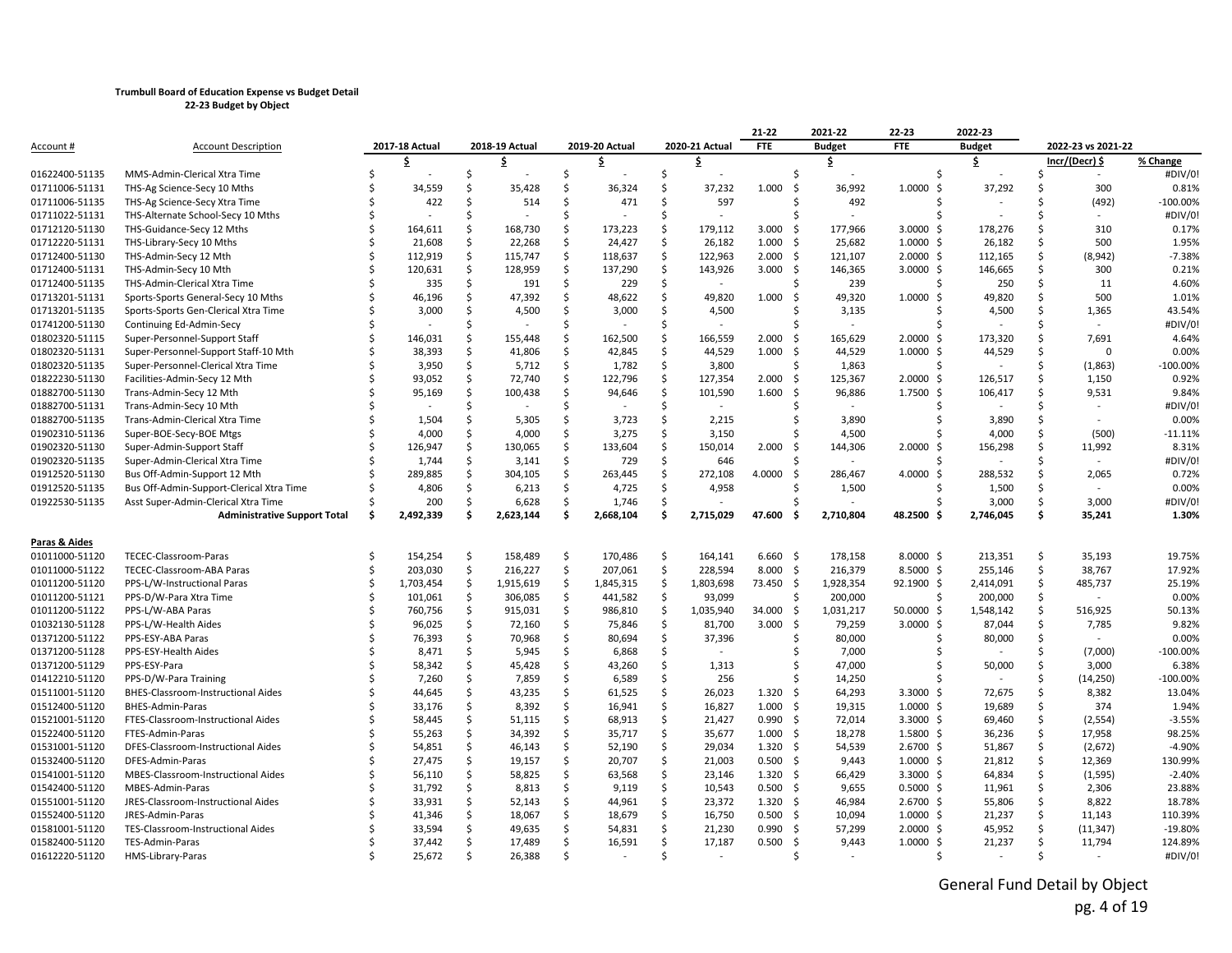**Trumbull Board of Education Expense vs Budget Detail**
**22-23 Budget by Object**

| Account # | Account Description | 2017-18 Actual | 2018-19 Actual | 2019-20 Actual | 2020-21 Actual | 21-22 FTE | 2021-22 Budget | 22-23 FTE | 2022-23 Budget | 2022-23 vs 2021-22 Incr/(Decr) $ | % Change |
|---|---|---|---|---|---|---|---|---|---|---|---|
| | | $ | $ | $ | $ | | $ | | $ | Incr/(Decr) $ | % Change |
| 01622400-51135 | MMS-Admin-Clerical Xtra Time | $ - | $ - | $ - | $ - | | $ - | | $ - | $ - | #DIV/0! |
| 01711006-51131 | THS-Ag Science-Secy 10 Mths | $ 34,559 | $ 35,428 | $ 36,324 | $ 37,232 | 1.000 | $ 36,992 | 1.0000 | $ 37,292 | $ 300 | 0.81% |
| 01711006-51135 | THS-Ag Science-Secy Xtra Time | $ 422 | $ 514 | $ 471 | $ 597 | | $ 492 | | $ - | $ (492) | -100.00% |
| 01711022-51131 | THS-Alternate School-Secy 10 Mths | $ - | $ - | $ - | $ - | | $ - | | $ - | $ - | #DIV/0! |
| 01712120-51130 | THS-Guidance-Secy 12 Mths | $ 164,611 | $ 168,730 | $ 173,223 | $ 179,112 | 3.000 | $ 177,966 | 3.0000 | $ 178,276 | $ 310 | 0.17% |
| 01712220-51131 | THS-Library-Secy 10 Mths | $ 21,608 | $ 22,268 | $ 24,427 | $ 26,182 | 1.000 | $ 25,682 | 1.0000 | $ 26,182 | $ 500 | 1.95% |
| 01712400-51130 | THS-Admin-Secy 12 Mth | $ 112,919 | $ 115,747 | $ 118,637 | $ 122,963 | 2.000 | $ 121,107 | 2.0000 | $ 112,165 | $ (8,942) | -7.38% |
| 01712400-51131 | THS-Admin-Secy 10 Mth | $ 120,631 | $ 128,959 | $ 137,290 | $ 143,926 | 3.000 | $ 146,365 | 3.0000 | $ 146,665 | $ 300 | 0.21% |
| 01712400-51135 | THS-Admin-Clerical Xtra Time | $ 335 | $ 191 | $ 229 | $ - | | $ 239 | | $ 250 | $ 11 | 4.60% |
| 01713201-51131 | Sports-Sports General-Secy 10 Mths | $ 46,196 | $ 47,392 | $ 48,622 | $ 49,820 | 1.000 | $ 49,320 | 1.0000 | $ 49,820 | $ 500 | 1.01% |
| 01713200-51135 | Sports-Sports Gen-Clerical Xtra Time | $ 3,000 | $ 4,500 | $ 3,000 | $ 4,500 | | $ 3,135 | | $ 4,500 | $ 1,365 | 43.54% |
| 01741200-51130 | Continuing Ed-Admin-Secy | $ - | $ - | $ - | $ - | | $ - | | $ - | $ - | #DIV/0! |
| 01802320-51115 | Super-Personnel-Support Staff | $ 146,031 | $ 155,448 | $ 162,500 | $ 166,559 | 2.000 | $ 165,629 | 2.0000 | $ 173,320 | $ 7,691 | 4.64% |
| 01802320-51131 | Super-Personnel-Support Staff-10 Mth | $ 38,393 | $ 41,806 | $ 42,845 | $ 44,529 | 1.000 | $ 44,529 | 1.0000 | $ 44,529 | $ 0 | 0.00% |
| 01802320-51135 | Super-Personnel-Clerical Xtra Time | $ 3,950 | $ 5,712 | $ 1,782 | $ 3,800 | | $ 1,863 | | $ - | $ (1,863) | -100.00% |
| 01822230-51130 | Facilities-Admin-Secy 12 Mth | $ 93,052 | $ 72,740 | $ 122,796 | $ 127,354 | 2.000 | $ 125,367 | 2.0000 | $ 126,517 | $ 1,150 | 0.92% |
| 01882700-51130 | Trans-Admin-Secy 12 Mth | $ 95,169 | $ 100,438 | $ 94,646 | $ 101,590 | 1.600 | $ 96,886 | 1.7500 | $ 106,417 | $ 9,531 | 9.84% |
| 01882700-51131 | Trans-Admin-Secy 10 Mth | $ - | $ - | $ - | $ - | | $ - | | $ - | $ - | #DIV/0! |
| 01882700-51135 | Trans-Admin-Clerical Xtra Time | $ 1,504 | $ 5,305 | $ 3,723 | $ 2,215 | | $ 3,890 | | $ 3,890 | $ - | 0.00% |
| 01902310-51136 | Super-BOE-Secy-BOE Mtgs | $ 4,000 | $ 4,000 | $ 3,275 | $ 3,150 | | $ 4,500 | | $ 4,000 | $ (500) | -11.11% |
| 01902320-51130 | Super-Admin-Support Staff | $ 126,947 | $ 130,065 | $ 133,604 | $ 150,014 | 2.000 | $ 144,306 | 2.0000 | $ 156,298 | $ 11,992 | 8.31% |
| 01902320-51135 | Super-Admin-Clerical Xtra Time | $ 1,744 | $ 3,141 | $ 729 | $ 646 | | $ - | | $ - | $ - | #DIV/0! |
| 01912520-51130 | Bus Off-Admin-Support 12 Mth | $ 289,885 | $ 304,105 | $ 263,445 | $ 272,108 | 4.0000 | $ 286,467 | 4.0000 | $ 288,532 | $ 2,065 | 0.72% |
| 01912520-51135 | Bus Off-Admin-Support-Clerical Xtra Time | $ 4,806 | $ 6,213 | $ 4,725 | $ 4,958 | | $ 1,500 | | $ 1,500 | $ - | 0.00% |
| 01922530-51135 | Asst Super-Admin-Clerical Xtra Time | $ 200 | $ 6,628 | $ 1,746 | $ - | | $ - | | $ 3,000 | $ 3,000 | #DIV/0! |
| | **Administrative Support Total** | **$ 2,492,339** | **$ 2,623,144** | **$ 2,668,104** | **$ 2,715,029** | **47.600** | **$ 2,710,804** | **48.2500** | **$ 2,746,045** | **$ 35,241** | **1.30%** |
| **Paras & Aides** | | | | | | | | | | | |
| 01011000-51120 | TECEC-Classroom-Paras | $ 154,254 | $ 158,489 | $ 170,486 | $ 164,141 | 6.660 | $ 178,158 | 8.0000 | $ 213,351 | $ 35,193 | 19.75% |
| 01011000-51122 | TECEC-Classroom-ABA Paras | $ 203,030 | $ 216,227 | $ 207,061 | $ 228,594 | 8.000 | $ 216,379 | 8.5000 | $ 255,146 | $ 38,767 | 17.92% |
| 01011200-51120 | PPS-L/W-Instructional Paras | $ 1,703,454 | $ 1,915,619 | $ 1,845,315 | $ 1,803,698 | 73.450 | $ 1,928,354 | 92.1900 | $ 2,414,091 | $ 485,737 | 25.19% |
| 01011200-51121 | PPS-D/W-Para Xtra Time | $ 101,061 | $ 306,085 | $ 441,582 | $ 93,099 | | $ 200,000 | | $ 200,000 | $ - | 0.00% |
| 01011200-51122 | PPS-L/W-ABA Paras | $ 760,756 | $ 915,031 | $ 986,810 | $ 1,035,940 | 34.000 | $ 1,031,217 | 50.0000 | $ 1,548,142 | $ 516,925 | 50.13% |
| 01032130-51128 | PPS-L/W-Health Aides | $ 96,025 | $ 72,160 | $ 75,846 | $ 81,700 | 3.000 | $ 79,259 | 3.0000 | $ 87,044 | $ 7,785 | 9.82% |
| 01371200-51122 | PPS-ESY-ABA Paras | $ 76,393 | $ 70,968 | $ 80,694 | $ 37,396 | | $ 80,000 | | $ 80,000 | $ - | 0.00% |
| 01371200-51128 | PPS-ESY-Health Aides | $ 8,471 | $ 5,945 | $ 6,868 | $ - | | $ 7,000 | | $ - | $ (7,000) | -100.00% |
| 01371200-51129 | PPS-ESY-Para | $ 58,342 | $ 45,428 | $ 43,260 | $ 1,313 | | $ 47,000 | | $ 50,000 | $ 3,000 | 6.38% |
| 01412210-51120 | PPS-D/W-Para Training | $ 7,260 | $ 7,859 | $ 6,589 | $ 256 | | $ 14,250 | | $ - | $ (14,250) | -100.00% |
| 01511001-51120 | BHES-Classroom-Instructional Aides | $ 44,645 | $ 43,235 | $ 61,525 | $ 26,023 | 1.320 | $ 64,293 | 3.3000 | $ 72,675 | $ 8,382 | 13.04% |
| 01512400-51120 | BHES-Admin-Paras | $ 33,176 | $ 8,392 | $ 16,941 | $ 16,827 | 1.000 | $ 19,315 | 1.0000 | $ 19,689 | $ 374 | 1.94% |
| 01521001-51120 | FTES-Classroom-Instructional Aides | $ 58,445 | $ 51,115 | $ 68,913 | $ 21,427 | 0.990 | $ 72,014 | 3.3000 | $ 69,460 | $ (2,554) | -3.55% |
| 01522400-51120 | FTES-Admin-Paras | $ 55,263 | $ 34,392 | $ 35,717 | $ 35,677 | 1.000 | $ 18,278 | 1.5800 | $ 36,236 | $ 17,958 | 98.25% |
| 01531001-51120 | DFES-Classroom-Instructional Aides | $ 54,851 | $ 46,143 | $ 52,190 | $ 29,034 | 1.320 | $ 54,539 | 2.6700 | $ 51,867 | $ (2,672) | -4.90% |
| 01532400-51120 | DFES-Admin-Paras | $ 27,475 | $ 19,157 | $ 20,707 | $ 21,003 | 0.500 | $ 9,443 | 1.0000 | $ 21,812 | $ 12,369 | 130.99% |
| 01541001-51120 | MBES-Classroom-Instructional Aides | $ 56,110 | $ 58,825 | $ 63,568 | $ 23,146 | 1.320 | $ 66,429 | 3.3000 | $ 64,834 | $ (1,595) | -2.40% |
| 01542400-51120 | MBES-Admin-Paras | $ 31,792 | $ 8,813 | $ 9,119 | $ 10,543 | 0.500 | $ 9,655 | 0.5000 | $ 11,961 | $ 2,306 | 23.88% |
| 01551001-51120 | JRES-Classroom-Instructional Aides | $ 33,931 | $ 52,143 | $ 44,961 | $ 23,372 | 1.320 | $ 46,984 | 2.6700 | $ 55,806 | $ 8,822 | 18.78% |
| 01552400-51120 | JRES-Admin-Paras | $ 41,346 | $ 18,067 | $ 18,679 | $ 16,750 | 0.500 | $ 10,094 | 1.0000 | $ 21,237 | $ 11,143 | 110.39% |
| 01581001-51120 | TES-Classroom-Instructional Aides | $ 33,594 | $ 49,635 | $ 54,831 | $ 21,230 | 0.990 | $ 57,299 | 2.0000 | $ 45,952 | $ (11,347) | -19.80% |
| 01582400-51120 | TES-Admin-Paras | $ 37,442 | $ 17,489 | $ 16,591 | $ 17,187 | 0.500 | $ 9,443 | 1.0000 | $ 21,237 | $ 11,794 | 124.89% |
| 01612220-51120 | HMS-Library-Paras | $ 25,672 | $ 26,388 | $ - | $ - | | $ - | | $ - | $ - | #DIV/0! |

General Fund Detail by Object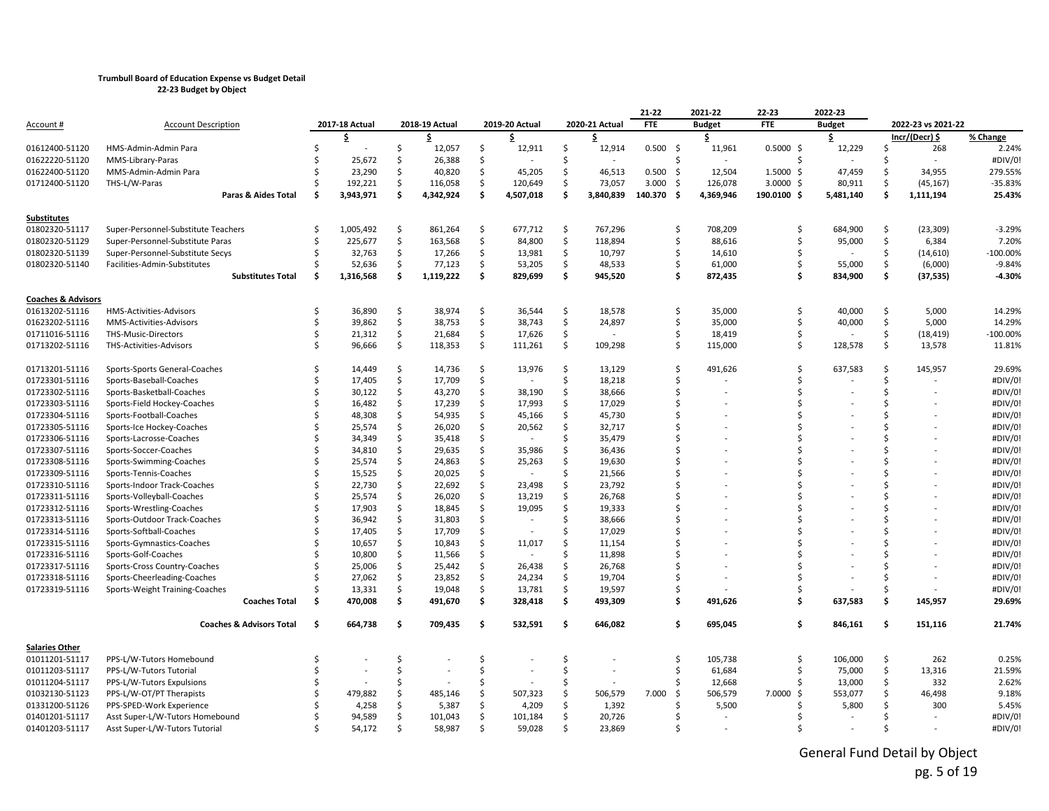**Trumbull Board of Education Expense vs Budget Detail**
**22-23 Budget by Object**

| Account # | Account Description | 2017-18 Actual | 2018-19 Actual | 2019-20 Actual | 2020-21 Actual | 21-22 FTE | 2021-22 Budget | 22-23 FTE | 2022-23 Budget | 2022-23 vs 2021-22 Incr/(Decr) $ | % Change |
|---|---|---|---|---|---|---|---|---|---|---|---|
| | | $ | $ | $ | $ | | $ | | $ | | |
| 01612400-51120 | HMS-Admin-Admin Para | $ - | $ 12,057 | $ 12,911 | $ 12,914 | 0.500 | $ 11,961 | 0.5000 | $ 12,229 | $ 268 | 2.24% |
| 01622220-51120 | MMS-Library-Paras | $ 25,672 | $ 26,388 | $ - | $ - | | $ - | | $ - | $ - | #DIV/0! |
| 01622400-51120 | MMS-Admin-Admin Para | $ 23,290 | $ 40,820 | $ 45,205 | $ 46,513 | 0.500 | $ 12,504 | 1.5000 | $ 47,459 | $ 34,955 | 279.55% |
| 01712400-51120 | THS-L/W-Paras | $ 192,221 | $ 116,058 | $ 120,649 | $ 73,057 | 3.000 | $ 126,078 | 3.0000 | $ 80,911 | $ (45,167) | -35.83% |
| | **Paras & Aides Total** | **$ 3,943,971** | **$ 4,342,924** | **$ 4,507,018** | **$ 3,840,839** | **140.370** | **$ 4,369,946** | **190.0100** | **$ 5,481,140** | **$ 1,111,194** | **25.43%** |
| **Substitutes** | | | | | | | | | | | |
| 01802320-51117 | Super-Personnel-Substitute Teachers | $ 1,005,492 | $ 861,264 | $ 677,712 | $ 767,296 | | $ 708,209 | | $ 684,900 | $ (23,309) | -3.29% |
| 01802320-51129 | Super-Personnel-Substitute Paras | $ 225,677 | $ 163,568 | $ 84,800 | $ 118,894 | | $ 88,616 | | $ 95,000 | $ 6,384 | 7.20% |
| 01802320-51139 | Super-Personnel-Substitute Secys | $ 32,763 | $ 17,266 | $ 13,981 | $ 10,797 | | $ 14,610 | | $ - | $ (14,610) | -100.00% |
| 01802320-51140 | Facilities-Admin-Substitutes | $ 52,636 | $ 77,123 | $ 53,205 | $ 48,533 | | $ 61,000 | | $ 55,000 | $ (6,000) | -9.84% |
| | **Substitutes Total** | **$ 1,316,568** | **$ 1,119,222** | **$ 829,699** | **$ 945,520** | | **$ 872,435** | | **$ 834,900** | **$ (37,535)** | **-4.30%** |
| **Coaches & Advisors** | | | | | | | | | | | |
| 01613202-51116 | HMS-Activities-Advisors | $ 36,890 | $ 38,974 | $ 36,544 | $ 18,578 | | $ 35,000 | | $ 40,000 | $ 5,000 | 14.29% |
| 01623202-51116 | MMS-Activities-Advisors | $ 39,862 | $ 38,753 | $ 38,743 | $ 24,897 | | $ 35,000 | | $ 40,000 | $ 5,000 | 14.29% |
| 01711016-51116 | THS-Music-Directors | $ 21,312 | $ 21,684 | $ 17,626 | $ - | | $ 18,419 | | $ - | $ (18,419) | -100.00% |
| 01713202-51116 | THS-Activities-Advisors | $ 96,666 | $ 118,353 | $ 111,261 | $ 109,298 | | $ 115,000 | | $ 128,578 | $ 13,578 | 11.81% |
| 01713201-51116 | Sports-Sports General-Coaches | $ 14,449 | $ 14,736 | $ 13,976 | $ 13,129 | | $ 491,626 | | $ 637,583 | $ 145,957 | 29.69% |
| 01723301-51116 | Sports-Baseball-Coaches | $ 17,405 | $ 17,709 | $ - | $ 18,218 | | $ - | | $ - | $ - | #DIV/0! |
| 01723302-51116 | Sports-Basketball-Coaches | $ 30,122 | $ 43,270 | $ 38,190 | $ 38,666 | | $ - | | $ - | $ - | #DIV/0! |
| 01723303-51116 | Sports-Field Hockey-Coaches | $ 16,482 | $ 17,239 | $ 17,993 | $ 17,029 | | $ - | | $ - | $ - | #DIV/0! |
| 01723304-51116 | Sports-Football-Coaches | $ 48,308 | $ 54,935 | $ 45,166 | $ 45,730 | | $ - | | $ - | $ - | #DIV/0! |
| 01723305-51116 | Sports-Ice Hockey-Coaches | $ 25,574 | $ 26,020 | $ 20,562 | $ 32,717 | | $ - | | $ - | $ - | #DIV/0! |
| 01723306-51116 | Sports-Lacrosse-Coaches | $ 34,349 | $ 35,418 | $ - | $ 35,479 | | $ - | | $ - | $ - | #DIV/0! |
| 01723307-51116 | Sports-Soccer-Coaches | $ 34,810 | $ 29,635 | $ 35,986 | $ 36,436 | | $ - | | $ - | $ - | #DIV/0! |
| 01723308-51116 | Sports-Swimming-Coaches | $ 25,574 | $ 24,863 | $ 25,263 | $ 19,630 | | $ - | | $ - | $ - | #DIV/0! |
| 01723309-51116 | Sports-Tennis-Coaches | $ 15,525 | $ 20,025 | $ - | $ 21,566 | | $ - | | $ - | $ - | #DIV/0! |
| 01723310-51116 | Sports-Indoor Track-Coaches | $ 22,730 | $ 22,692 | $ 23,498 | $ 23,792 | | $ - | | $ - | $ - | #DIV/0! |
| 01723311-51116 | Sports-Volleyball-Coaches | $ 25,574 | $ 26,020 | $ 13,219 | $ 26,768 | | $ - | | $ - | $ - | #DIV/0! |
| 01723312-51116 | Sports-Wrestling-Coaches | $ 17,903 | $ 18,845 | $ 19,095 | $ 19,333 | | $ - | | $ - | $ - | #DIV/0! |
| 01723313-51116 | Sports-Outdoor Track-Coaches | $ 36,942 | $ 31,803 | $ - | $ 38,666 | | $ - | | $ - | $ - | #DIV/0! |
| 01723314-51116 | Sports-Softball-Coaches | $ 17,405 | $ 17,709 | $ - | $ 17,029 | | $ - | | $ - | $ - | #DIV/0! |
| 01723315-51116 | Sports-Gymnastics-Coaches | $ 10,657 | $ 10,843 | $ 11,017 | $ 11,154 | | $ - | | $ - | $ - | #DIV/0! |
| 01723316-51116 | Sports-Golf-Coaches | $ 10,800 | $ 11,566 | $ - | $ 11,898 | | $ - | | $ - | $ - | #DIV/0! |
| 01723317-51116 | Sports-Cross Country-Coaches | $ 25,006 | $ 25,442 | $ 26,438 | $ 26,768 | | $ - | | $ - | $ - | #DIV/0! |
| 01723318-51116 | Sports-Cheerleading-Coaches | $ 27,062 | $ 23,852 | $ 24,234 | $ 19,704 | | $ - | | $ - | $ - | #DIV/0! |
| 01723319-51116 | Sports-Weight Training-Coaches | $ 13,331 | $ 19,048 | $ 13,781 | $ 19,597 | | $ - | | $ - | $ - | #DIV/0! |
| | **Coaches Total** | **$ 470,008** | **$ 491,670** | **$ 328,418** | **$ 493,309** | | **$ 491,626** | | **$ 637,583** | **$ 145,957** | **29.69%** |
| | **Coaches & Advisors Total** | **$ 664,738** | **$ 709,435** | **$ 532,591** | **$ 646,082** | | **$ 695,045** | | **$ 846,161** | **$ 151,116** | **21.74%** |
| **Salaries Other** | | | | | | | | | | | |
| 01011201-51117 | PPS-L/W-Tutors Homebound | $ - | $ - | $ - | $ - | | $ 105,738 | | $ 106,000 | $ 262 | 0.25% |
| 01011203-51117 | PPS-L/W-Tutors Tutorial | $ - | $ - | $ - | $ - | | $ 61,684 | | $ 75,000 | $ 13,316 | 21.59% |
| 01011204-51117 | PPS-L/W-Tutors Expulsions | $ - | $ - | $ - | $ - | | $ 12,668 | | $ 13,000 | $ 332 | 2.62% |
| 01032130-51123 | PPS-L/W-OT/PT Therapists | $ 479,882 | $ 485,146 | $ 507,323 | $ 506,579 | 7.000 | $ 506,579 | 7.0000 | $ 553,077 | $ 46,498 | 9.18% |
| 01331200-51126 | PPS-SPED-Work Experience | $ 4,258 | $ 5,387 | $ 4,209 | $ 1,392 | | $ 5,500 | | $ 5,800 | $ 300 | 5.45% |
| 01401201-51117 | Asst Super-L/W-Tutors Homebound | $ 94,589 | $ 101,043 | $ 101,184 | $ 20,726 | | $ - | | $ - | $ - | #DIV/0! |
| 01401203-51117 | Asst Super-L/W-Tutors Tutorial | $ 54,172 | $ 58,987 | $ 59,028 | $ 23,869 | | $ - | | $ - | $ - | #DIV/0! |

General Fund Detail by Object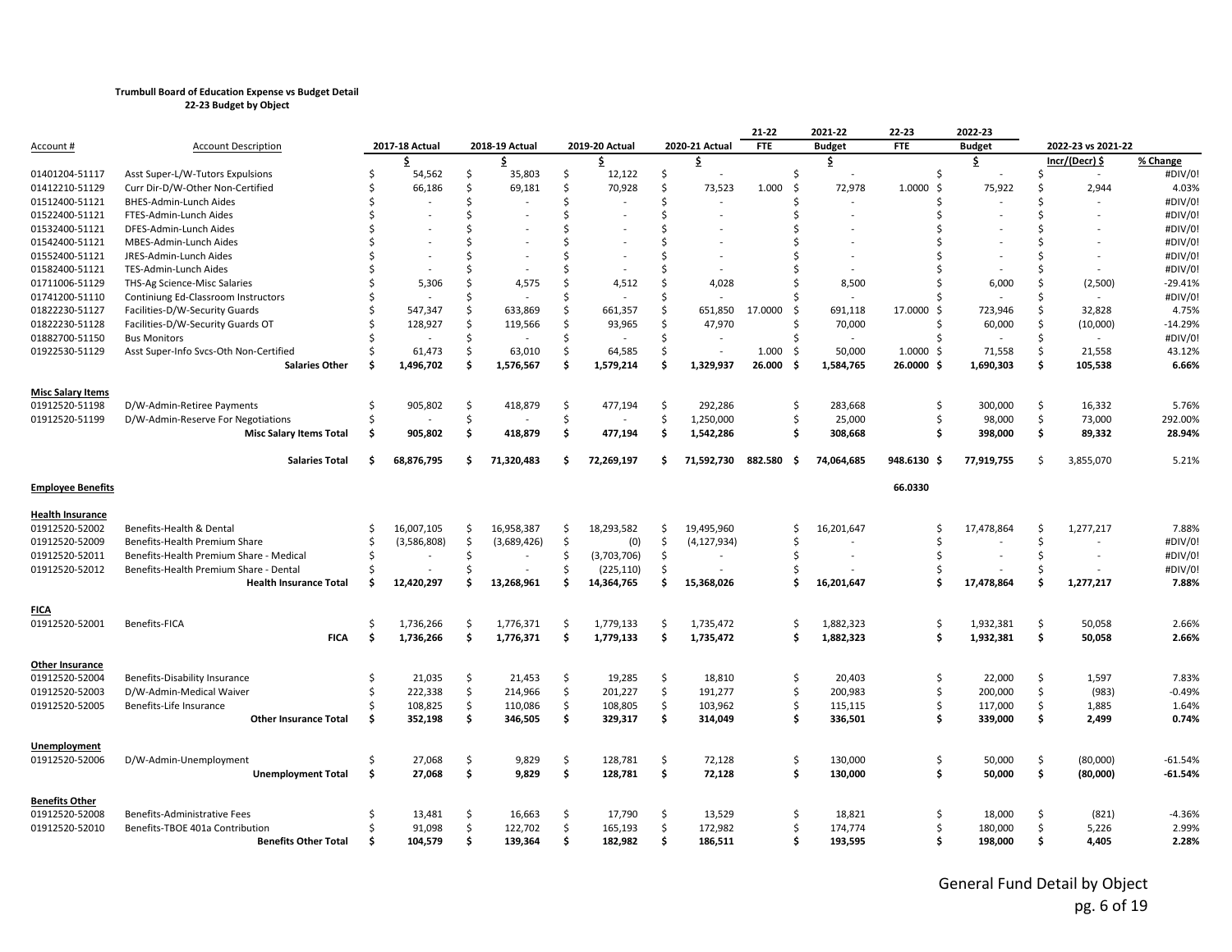**Trumbull Board of Education Expense vs Budget Detail**
**22-23 Budget by Object**

| Account # | Account Description | 2017-18 Actual | 2018-19 Actual | 2019-20 Actual | 2020-21 Actual | 21-22 FTE | 2021-22 Budget | 22-23 FTE | 2022-23 Budget | 2022-23 vs 2021-22 Incr/(Decr) $ | % Change |
|---|---|---|---|---|---|---|---|---|---|---|---|
| | | $ | $ | $ | $ | | $ | | $ | | |
| 01401204-51117 | Asst Super-L/W-Tutors Expulsions | $ 54,562 | $ 35,803 | $ 12,122 | $ - | | $ - | | $ - | $ - | #DIV/0! |
| 01412210-51129 | Curr Dir-D/W-Other Non-Certified | $ 66,186 | $ 69,181 | $ 70,928 | $ 73,523 | 1.000 | $ 72,978 | 1.0000 | $ 75,922 | $ 2,944 | 4.03% |
| 01512400-51121 | BHES-Admin-Lunch Aides | $ - | $ - | $ - | $ - | | $ - | | $ - | $ - | #DIV/0! |
| 01522400-51121 | FTES-Admin-Lunch Aides | $ - | $ - | $ - | $ - | | $ - | | $ - | $ - | #DIV/0! |
| 01532400-51121 | DFES-Admin-Lunch Aides | $ - | $ - | $ - | $ - | | $ - | | $ - | $ - | #DIV/0! |
| 01542400-51121 | MBES-Admin-Lunch Aides | $ - | $ - | $ - | $ - | | $ - | | $ - | $ - | #DIV/0! |
| 01552400-51121 | JRES-Admin-Lunch Aides | $ - | $ - | $ - | $ - | | $ - | | $ - | $ - | #DIV/0! |
| 01582400-51121 | TES-Admin-Lunch Aides | $ - | $ - | $ - | $ - | | $ - | | $ - | $ - | #DIV/0! |
| 01711006-51129 | THS-Ag Science-Misc Salaries | $ 5,306 | $ 4,575 | $ 4,512 | $ 4,028 | | $ 8,500 | | $ 6,000 | $ (2,500) | -29.41% |
| 01741200-51110 | Continiung Ed-Classroom Instructors | $ - | $ - | $ - | $ - | | $ - | | $ - | $ - | #DIV/0! |
| 01822230-51127 | Facilities-D/W-Security Guards | $ 547,347 | $ 633,869 | $ 661,357 | $ 651,850 | 17.0000 | $ 691,118 | 17.0000 | $ 723,946 | $ 32,828 | 4.75% |
| 01822230-51128 | Facilities-D/W-Security Guards OT | $ 128,927 | $ 119,566 | $ 93,965 | $ 47,970 | | $ 70,000 | | $ 60,000 | $ (10,000) | -14.29% |
| 01882700-51150 | Bus Monitors | $ - | $ - | $ - | $ - | | $ - | | $ - | $ - | #DIV/0! |
| 01922530-51129 | Asst Super-Info Svcs-Oth Non-Certified | $ 61,473 | $ 63,010 | $ 64,585 | $ - | 1.000 | $ 50,000 | 1.0000 | $ 71,558 | $ 21,558 | 43.12% |
| | **Salaries Other** | **$ 1,496,702** | **$ 1,576,567** | **$ 1,579,214** | **$ 1,329,937** | **26.000** | **$ 1,584,765** | **26.0000** | **$ 1,690,303** | **$ 105,538** | **6.66%** |
| **Misc Salary Items** | | | | | | | | | | | |
| 01912520-51198 | D/W-Admin-Retiree Payments | $ 905,802 | $ 418,879 | $ 477,194 | $ 292,286 | | $ 283,668 | | $ 300,000 | $ 16,332 | 5.76% |
| 01912520-51199 | D/W-Admin-Reserve For Negotiations | $ - | $ - | $ - | $ 1,250,000 | | $ 25,000 | | $ 98,000 | $ 73,000 | 292.00% |
| | **Misc Salary Items Total** | **$ 905,802** | **$ 418,879** | **$ 477,194** | **$ 1,542,286** | | **$ 308,668** | | **$ 398,000** | **$ 89,332** | **28.94%** |
| | **Salaries Total** | **$ 68,876,795** | **$ 71,320,483** | **$ 72,269,197** | **$ 71,592,730** | **882.580** | **$ 74,064,685** | **948.6130** | **$ 77,919,755** | $ 3,855,070 | 5.21% |
| **Employee Benefits** | | | | | | | | 66.0330 | | | |
| **Health Insurance** | | | | | | | | | | | |
| 01912520-52002 | Benefits-Health & Dental | $ 16,007,105 | $ 16,958,387 | $ 18,293,582 | $ 19,495,960 | | $ 16,201,647 | | $ 17,478,864 | $ 1,277,217 | 7.88% |
| 01912520-52009 | Benefits-Health Premium Share | $ (3,586,808) | $ (3,689,426) | $ (0) | $ (4,127,934) | | $ - | | $ - | $ - | #DIV/0! |
| 01912520-52011 | Benefits-Health Premium Share - Medical | $ - | $ - | $ (3,703,706) | $ - | | $ - | | $ - | $ - | #DIV/0! |
| 01912520-52012 | Benefits-Health Premium Share - Dental | $ - | $ - | $ (225,110) | $ - | | $ - | | $ - | $ - | #DIV/0! |
| | **Health Insurance Total** | **$ 12,420,297** | **$ 13,268,961** | **$ 14,364,765** | **$ 15,368,026** | | **$ 16,201,647** | | **$ 17,478,864** | **$ 1,277,217** | **7.88%** |
| **FICA** | | | | | | | | | | | |
| 01912520-52001 | Benefits-FICA | $ 1,736,266 | $ 1,776,371 | $ 1,779,133 | $ 1,735,472 | | $ 1,882,323 | | $ 1,932,381 | $ 50,058 | 2.66% |
| | **FICA** | **$ 1,736,266** | **$ 1,776,371** | **$ 1,779,133** | **$ 1,735,472** | | **$ 1,882,323** | | **$ 1,932,381** | **$ 50,058** | **2.66%** |
| **Other Insurance** | | | | | | | | | | | |
| 01912520-52004 | Benefits-Disability Insurance | $ 21,035 | $ 21,453 | $ 19,285 | $ 18,810 | | $ 20,403 | | $ 22,000 | $ 1,597 | 7.83% |
| 01912520-52003 | D/W-Admin-Medical Waiver | $ 222,338 | $ 214,966 | $ 201,227 | $ 191,277 | | $ 200,983 | | $ 200,000 | $ (983) | -0.49% |
| 01912520-52005 | Benefits-Life Insurance | $ 108,825 | $ 110,086 | $ 108,805 | $ 103,962 | | $ 115,115 | | $ 117,000 | $ 1,885 | 1.64% |
| | **Other Insurance Total** | **$ 352,198** | **$ 346,505** | **$ 329,317** | **$ 314,049** | | **$ 336,501** | | **$ 339,000** | **$ 2,499** | **0.74%** |
| **Unemployment** | | | | | | | | | | | |
| 01912520-52006 | D/W-Admin-Unemployment | $ 27,068 | $ 9,829 | $ 128,781 | $ 72,128 | | $ 130,000 | | $ 50,000 | $ (80,000) | -61.54% |
| | **Unemployment Total** | **$ 27,068** | **$ 9,829** | **$ 128,781** | **$ 72,128** | | **$ 130,000** | | **$ 50,000** | **$ (80,000)** | **-61.54%** |
| **Benefits Other** | | | | | | | | | | | |
| 01912520-52008 | Benefits-Administrative Fees | $ 13,481 | $ 16,663 | $ 17,790 | $ 13,529 | | $ 18,821 | | $ 18,000 | $ (821) | -4.36% |
| 01912520-52010 | Benefits-TBOE 401a Contribution | $ 91,098 | $ 122,702 | $ 165,193 | $ 172,982 | | $ 174,774 | | $ 180,000 | $ 5,226 | 2.99% |
| | **Benefits Other Total** | **$ 104,579** | **$ 139,364** | **$ 182,982** | **$ 186,511** | | **$ 193,595** | | **$ 198,000** | **$ 4,405** | **2.28%** |

General Fund Detail by Object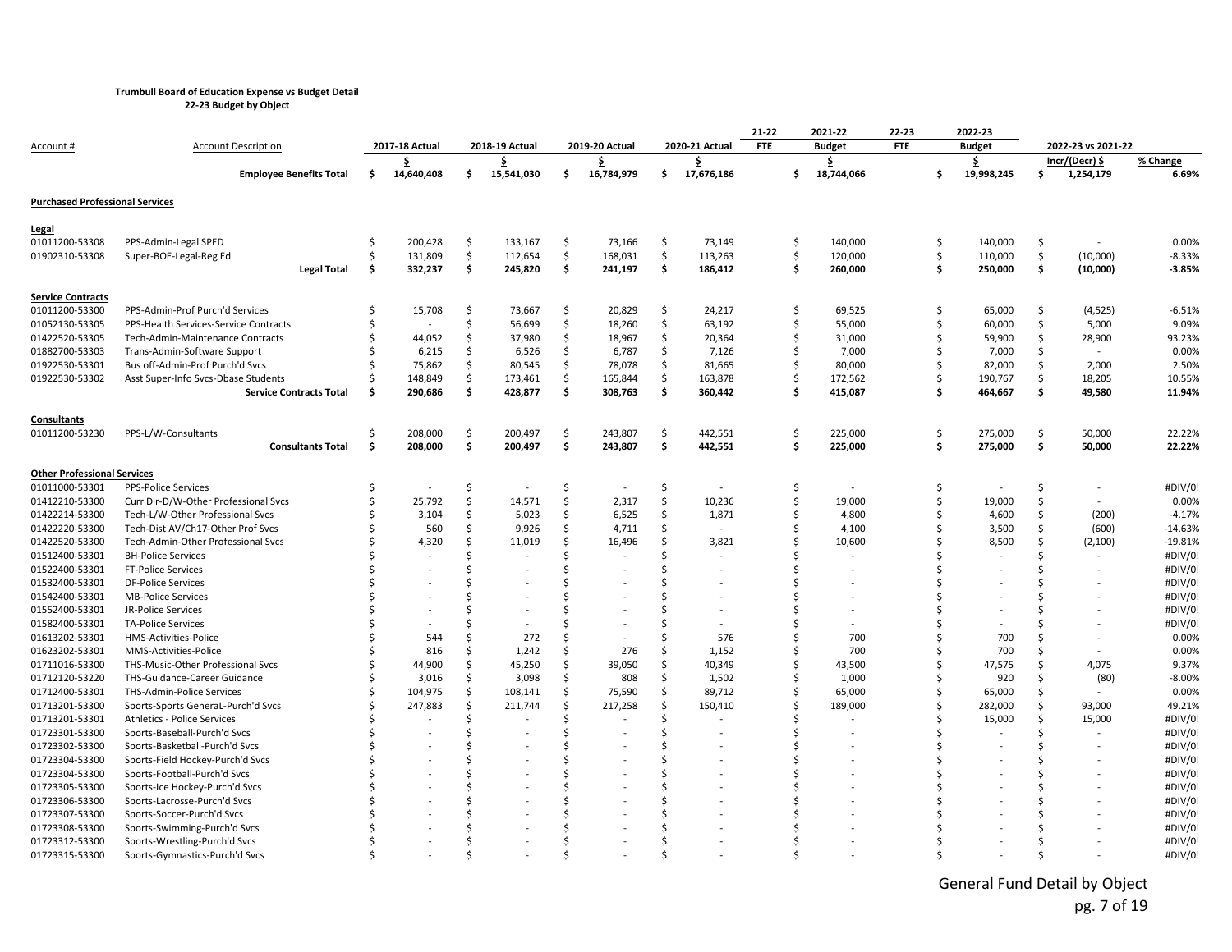**Trumbull Board of Education Expense vs Budget Detail**
**22-23 Budget by Object**

| Account # | Account Description | 2017-18 Actual | 2018-19 Actual | 2019-20 Actual | 2020-21 Actual | 21-22 FTE | 2021-22 Budget | 22-23 FTE | 2022-23 Budget | 2022-23 vs 2021-22 Incr/(Decr) $ | % Change |
|---|---|---|---|---|---|---|---|---|---|---|---|
| | | $ | $ | $ | $ | | $ | | $ | Incr/(Decr) $ | % Change |
| | **Employee Benefits Total** | **$ 14,640,408** | **$ 15,541,030** | **$ 16,784,979** | **$ 17,676,186** | | **$ 18,744,066** | | **$ 19,998,245** | **$ 1,254,179** | **6.69%** |
| **Purchased Professional Services** | | | | | | | | | | | |
| **Legal** | | | | | | | | | | | |
| 01011200-53308 | PPS-Admin-Legal SPED | $ 200,428 | $ 133,167 | $ 73,166 | $ 73,149 | | $ 140,000 | | $ 140,000 | $ - | 0.00% |
| 01902310-53308 | Super-BOE-Legal-Reg Ed | $ 131,809 | $ 112,654 | $ 168,031 | $ 113,263 | | $ 120,000 | | $ 110,000 | $ (10,000) | -8.33% |
| | **Legal Total** | **$ 332,237** | **$ 245,820** | **$ 241,197** | **$ 186,412** | | **$ 260,000** | | **$ 250,000** | **$ (10,000)** | **-3.85%** |
| **Service Contracts** | | | | | | | | | | | |
| 01011200-53300 | PPS-Admin-Prof Purch'd Services | $ 15,708 | $ 73,667 | $ 20,829 | $ 24,217 | | $ 69,525 | | $ 65,000 | $ (4,525) | -6.51% |
| 01052130-53305 | PPS-Health Services-Service Contracts | $ - | $ 56,699 | $ 18,260 | $ 63,192 | | $ 55,000 | | $ 60,000 | $ 5,000 | 9.09% |
| 01422520-53305 | Tech-Admin-Maintenance Contracts | $ 44,052 | $ 37,980 | $ 18,967 | $ 20,364 | | $ 31,000 | | $ 59,900 | $ 28,900 | 93.23% |
| 01882700-53303 | Trans-Admin-Software Support | $ 6,215 | $ 6,526 | $ 6,787 | $ 7,126 | | $ 7,000 | | $ 7,000 | $ - | 0.00% |
| 01922530-53301 | Bus off-Admin-Prof Purch'd Svcs | $ 75,862 | $ 80,545 | $ 78,078 | $ 81,665 | | $ 80,000 | | $ 82,000 | $ 2,000 | 2.50% |
| 01922530-53302 | Asst Super-Info Svcs-Dbase Students | $ 148,849 | $ 173,461 | $ 165,844 | $ 163,878 | | $ 172,562 | | $ 190,767 | $ 18,205 | 10.55% |
| | **Service Contracts Total** | **$ 290,686** | **$ 428,877** | **$ 308,763** | **$ 360,442** | | **$ 415,087** | | **$ 464,667** | **$ 49,580** | **11.94%** |
| **Consultants** | | | | | | | | | | | |
| 01011200-53230 | PPS-L/W-Consultants | $ 208,000 | $ 200,497 | $ 243,807 | $ 442,551 | | $ 225,000 | | $ 275,000 | $ 50,000 | 22.22% |
| | **Consultants Total** | **$ 208,000** | **$ 200,497** | **$ 243,807** | **$ 442,551** | | **$ 225,000** | | **$ 275,000** | **$ 50,000** | **22.22%** |
| **Other Professional Services** | | | | | | | | | | | |
| 01011000-53301 | PPS-Police Services | $ - | $ - | $ - | $ - | | $ - | | $ - | $ - | #DIV/0! |
| 01412210-53300 | Curr Dir-D/W-Other Professional Svcs | $ 25,792 | $ 14,571 | $ 2,317 | $ 10,236 | | $ 19,000 | | $ 19,000 | $ - | 0.00% |
| 01422214-53300 | Tech-L/W-Other Professional Svcs | $ 3,104 | $ 5,023 | $ 6,525 | $ 1,871 | | $ 4,800 | | $ 4,600 | $ (200) | -4.17% |
| 01422220-53300 | Tech-Dist AV/Ch17-Other Prof Svcs | $ 560 | $ 9,926 | $ 4,711 | $ - | | $ 4,100 | | $ 3,500 | $ (600) | -14.63% |
| 01422520-53300 | Tech-Admin-Other Professional Svcs | $ 4,320 | $ 11,019 | $ 16,496 | $ 3,821 | | $ 10,600 | | $ 8,500 | $ (2,100) | -19.81% |
| 01512400-53301 | BH-Police Services | $ - | $ - | $ - | $ - | | $ - | | $ - | $ - | #DIV/0! |
| 01522400-53301 | FT-Police Services | $ - | $ - | $ - | $ - | | $ - | | $ - | $ - | #DIV/0! |
| 01532400-53301 | DF-Police Services | $ - | $ - | $ - | $ - | | $ - | | $ - | $ - | #DIV/0! |
| 01542400-53301 | MB-Police Services | $ - | $ - | $ - | $ - | | $ - | | $ - | $ - | #DIV/0! |
| 01552400-53301 | JR-Police Services | $ - | $ - | $ - | $ - | | $ - | | $ - | $ - | #DIV/0! |
| 01582400-53301 | TA-Police Services | $ - | $ - | $ - | $ - | | $ - | | $ - | $ - | #DIV/0! |
| 01613202-53301 | HMS-Activities-Police | $ 544 | $ 272 | $ - | $ 576 | | $ 700 | | $ 700 | $ - | 0.00% |
| 01623202-53301 | MMS-Activities-Police | $ 816 | $ 1,242 | $ 276 | $ 1,152 | | $ 700 | | $ 700 | $ - | 0.00% |
| 01711016-53300 | THS-Music-Other Professional Svcs | $ 44,900 | $ 45,250 | $ 39,050 | $ 40,349 | | $ 43,500 | | $ 47,575 | $ 4,075 | 9.37% |
| 01712120-53220 | THS-Guidance-Career Guidance | $ 3,016 | $ 3,098 | $ 808 | $ 1,502 | | $ 1,000 | | $ 920 | $ (80) | -8.00% |
| 01712400-53301 | THS-Admin-Police Services | $ 104,975 | $ 108,141 | $ 75,590 | $ 89,712 | | $ 65,000 | | $ 65,000 | $ - | 0.00% |
| 01713201-53300 | Sports-Sports GeneraL-Purch'd Svcs | $ 247,883 | $ 211,744 | $ 217,258 | $ 150,410 | | $ 189,000 | | $ 282,000 | $ 93,000 | 49.21% |
| 01713201-53301 | Athletics - Police Services | $ - | $ - | $ - | $ - | | $ - | | $ 15,000 | $ 15,000 | #DIV/0! |
| 01723301-53300 | Sports-Baseball-Purch'd Svcs | $ - | $ - | $ - | $ - | | $ - | | $ - | $ - | #DIV/0! |
| 01723302-53300 | Sports-Basketball-Purch'd Svcs | $ - | $ - | $ - | $ - | | $ - | | $ - | $ - | #DIV/0! |
| 01723304-53300 | Sports-Field Hockey-Purch'd Svcs | $ - | $ - | $ - | $ - | | $ - | | $ - | $ - | #DIV/0! |
| 01723304-53300 | Sports-Football-Purch'd Svcs | $ - | $ - | $ - | $ - | | $ - | | $ - | $ - | #DIV/0! |
| 01723305-53300 | Sports-Ice Hockey-Purch'd Svcs | $ - | $ - | $ - | $ - | | $ - | | $ - | $ - | #DIV/0! |
| 01723306-53300 | Sports-Lacrosse-Purch'd Svcs | $ - | $ - | $ - | $ - | | $ - | | $ - | $ - | #DIV/0! |
| 01723307-53300 | Sports-Soccer-Purch'd Svcs | $ - | $ - | $ - | $ - | | $ - | | $ - | $ - | #DIV/0! |
| 01723308-53300 | Sports-Swimming-Purch'd Svcs | $ - | $ - | $ - | $ - | | $ - | | $ - | $ - | #DIV/0! |
| 01723312-53300 | Sports-Wrestling-Purch'd Svcs | $ - | $ - | $ - | $ - | | $ - | | $ - | $ - | #DIV/0! |
| 01723315-53300 | Sports-Gymnastics-Purch'd Svcs | $ - | $ - | $ - | $ - | | $ - | | $ - | $ - | #DIV/0! |

General Fund Detail by Object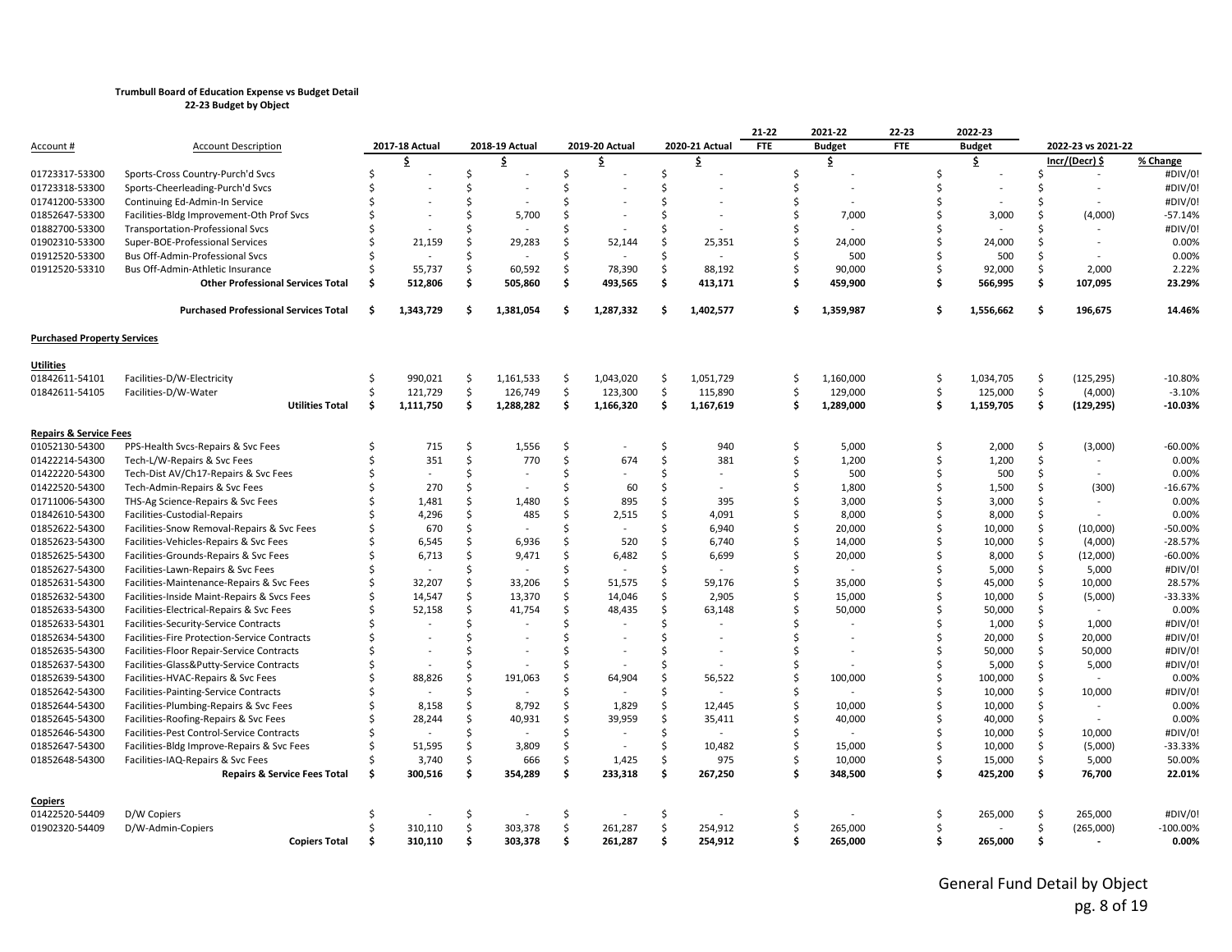**Trumbull Board of Education Expense vs Budget Detail**
**22-23 Budget by Object**

| Account # | Account Description | 2017-18 Actual | 2018-19 Actual | 2019-20 Actual | 2020-21 Actual | 21-22 FTE | 2021-22 Budget | 22-23 FTE | 2022-23 Budget | 2022-23 vs 2021-22 Incr/(Decr) $ | % Change |
|---|---|---|---|---|---|---|---|---|---|---|---|
| | | $ | $ | $ | $ | | $ | | $ | Incr/(Decr) $ | % Change |
| 01723317-53300 | Sports-Cross Country-Purch'd Svcs | $ - | $ - | $ - | $ - | | $ - | | $ - | $ - | #DIV/0! |
| 01723318-53300 | Sports-Cheerleading-Purch'd Svcs | $ - | $ - | $ - | $ - | | $ - | | $ - | $ - | #DIV/0! |
| 01741200-53300 | Continuing Ed-Admin-In Service | $ - | $ - | $ - | $ - | | $ - | | $ - | $ - | #DIV/0! |
| 01852647-53300 | Facilities-Bldg Improvement-Oth Prof Svcs | $ - | $ 5,700 | $ - | $ - | | $ 7,000 | | $ 3,000 | $ (4,000) | -57.14% |
| 01882700-53300 | Transportation-Professional Svcs | $ - | $ - | $ - | $ - | | $ - | | $ - | $ - | #DIV/0! |
| 01902310-53300 | Super-BOE-Professional Services | $ 21,159 | $ 29,283 | $ 52,144 | $ 25,351 | | $ 24,000 | | $ 24,000 | $ - | 0.00% |
| 01912520-53300 | Bus Off-Admin-Professional Svcs | $ - | $ - | $ - | $ - | | $ 500 | | $ 500 | $ - | 0.00% |
| 01912520-53310 | Bus Off-Admin-Athletic Insurance | $ 55,737 | $ 60,592 | $ 78,390 | $ 88,192 | | $ 90,000 | | $ 92,000 | $ 2,000 | 2.22% |
| | **Other Professional Services Total** | **$ 512,806** | **$ 505,860** | **$ 493,565** | **$ 413,171** | | **$ 459,900** | | **$ 566,995** | **$ 107,095** | **23.29%** |
| | **Purchased Professional Services Total** | **$ 1,343,729** | **$ 1,381,054** | **$ 1,287,332** | **$ 1,402,577** | | **$ 1,359,987** | | **$ 1,556,662** | **$ 196,675** | **14.46%** |
| **Purchased Property Services** | | | | | | | | | | | |
| **Utilities** | | | | | | | | | | | |
| 01842611-54101 | Facilities-D/W-Electricity | $ 990,021 | $ 1,161,533 | $ 1,043,020 | $ 1,051,729 | | $ 1,160,000 | | $ 1,034,705 | $ (125,295) | -10.80% |
| 01842611-54105 | Facilities-D/W-Water | $ 121,729 | $ 126,749 | $ 123,300 | $ 115,890 | | $ 129,000 | | $ 125,000 | $ (4,000) | -3.10% |
| | **Utilities Total** | **$ 1,111,750** | **$ 1,288,282** | **$ 1,166,320** | **$ 1,167,619** | | **$ 1,289,000** | | **$ 1,159,705** | **$ (129,295)** | **-10.03%** |
| **Repairs & Service Fees** | | | | | | | | | | | |
| 01052130-54300 | PPS-Health Svcs-Repairs & Svc Fees | $ 715 | $ 1,556 | $ - | $ 940 | | $ 5,000 | | $ 2,000 | $ (3,000) | -60.00% |
| 01422214-54300 | Tech-L/W-Repairs & Svc Fees | $ 351 | $ 770 | $ 674 | $ 381 | | $ 1,200 | | $ 1,200 | $ - | 0.00% |
| 01422220-54300 | Tech-Dist AV/Ch17-Repairs & Svc Fees | $ - | $ - | $ - | $ - | | $ 500 | | $ 500 | $ - | 0.00% |
| 01422520-54300 | Tech-Admin-Repairs & Svc Fees | $ 270 | $ - | $ 60 | $ - | | $ 1,800 | | $ 1,500 | $ (300) | -16.67% |
| 01711006-54300 | THS-Ag Science-Repairs & Svc Fees | $ 1,481 | $ 1,480 | $ 895 | $ 395 | | $ 3,000 | | $ 3,000 | $ - | 0.00% |
| 01842610-54300 | Facilities-Custodial-Repairs | $ 4,296 | $ 485 | $ 2,515 | $ 4,091 | | $ 8,000 | | $ 8,000 | $ - | 0.00% |
| 01852622-54300 | Facilities-Snow Removal-Repairs & Svc Fees | $ 670 | $ - | $ - | $ 6,940 | | $ 20,000 | | $ 10,000 | $ (10,000) | -50.00% |
| 01852623-54300 | Facilities-Vehicles-Repairs & Svc Fees | $ 6,545 | $ 6,936 | $ 520 | $ 6,740 | | $ 14,000 | | $ 10,000 | $ (4,000) | -28.57% |
| 01852625-54300 | Facilities-Grounds-Repairs & Svc Fees | $ 6,713 | $ 9,471 | $ 6,482 | $ 6,699 | | $ 20,000 | | $ 8,000 | $ (12,000) | -60.00% |
| 01852627-54300 | Facilities-Lawn-Repairs & Svc Fees | $ - | $ - | $ - | $ - | | $ - | | $ 5,000 | $ 5,000 | #DIV/0! |
| 01852631-54300 | Facilities-Maintenance-Repairs & Svc Fees | $ 32,207 | $ 33,206 | $ 51,575 | $ 59,176 | | $ 35,000 | | $ 45,000 | $ 10,000 | 28.57% |
| 01852632-54300 | Facilities-Inside Maint-Repairs & Svcs Fees | $ 14,547 | $ 13,370 | $ 14,046 | $ 2,905 | | $ 15,000 | | $ 10,000 | $ (5,000) | -33.33% |
| 01852633-54300 | Facilities-Electrical-Repairs & Svc Fees | $ 52,158 | $ 41,754 | $ 48,435 | $ 63,148 | | $ 50,000 | | $ 50,000 | $ - | 0.00% |
| 01852633-54301 | Facilities-Security-Service Contracts | $ - | $ - | $ - | $ - | | $ - | | $ 1,000 | $ 1,000 | #DIV/0! |
| 01852634-54300 | Facilities-Fire Protection-Service Contracts | $ - | $ - | $ - | $ - | | $ - | | $ 20,000 | $ 20,000 | #DIV/0! |
| 01852635-54300 | Facilities-Floor Repair-Service Contracts | $ - | $ - | $ - | $ - | | $ - | | $ 50,000 | $ 50,000 | #DIV/0! |
| 01852637-54300 | Facilities-Glass&Putty-Service Contracts | $ - | $ - | $ - | $ - | | $ - | | $ 5,000 | $ 5,000 | #DIV/0! |
| 01852639-54300 | Facilities-HVAC-Repairs & Svc Fees | $ 88,826 | $ 191,063 | $ 64,904 | $ 56,522 | | $ 100,000 | | $ 100,000 | $ - | 0.00% |
| 01852642-54300 | Facilities-Painting-Service Contracts | $ - | $ - | $ - | $ - | | $ - | | $ 10,000 | $ 10,000 | #DIV/0! |
| 01852644-54300 | Facilities-Plumbing-Repairs & Svc Fees | $ 8,158 | $ 8,792 | $ 1,829 | $ 12,445 | | $ 10,000 | | $ 10,000 | $ - | 0.00% |
| 01852645-54300 | Facilities-Roofing-Repairs & Svc Fees | $ 28,244 | $ 40,931 | $ 39,959 | $ 35,411 | | $ 40,000 | | $ 40,000 | $ - | 0.00% |
| 01852646-54300 | Facilities-Pest Control-Service Contracts | $ - | $ - | $ - | $ - | | $ - | | $ 10,000 | $ 10,000 | #DIV/0! |
| 01852647-54300 | Facilities-Bldg Improve-Repairs & Svc Fees | $ 51,595 | $ 3,809 | $ - | $ 10,482 | | $ 15,000 | | $ 10,000 | $ (5,000) | -33.33% |
| 01852648-54300 | Facilities-IAQ-Repairs & Svc Fees | $ 3,740 | $ 666 | $ 1,425 | $ 975 | | $ 10,000 | | $ 15,000 | $ 5,000 | 50.00% |
| | **Repairs & Service Fees Total** | **$ 300,516** | **$ 354,289** | **$ 233,318** | **$ 267,250** | | **$ 348,500** | | **$ 425,200** | **$ 76,700** | **22.01%** |
| **Copiers** | | | | | | | | | | | |
| 01422520-54409 | D/W Copiers | $ - | $ - | $ - | $ - | | $ - | | $ 265,000 | $ 265,000 | #DIV/0! |
| 01902320-54409 | D/W-Admin-Copiers | $ 310,110 | $ 303,378 | $ 261,287 | $ 254,912 | | $ 265,000 | | $ - | $ (265,000) | -100.00% |
| | **Copiers Total** | **$ 310,110** | **$ 303,378** | **$ 261,287** | **$ 254,912** | | **$ 265,000** | | **$ 265,000** | **$ -** | **0.00%** |

General Fund Detail by Object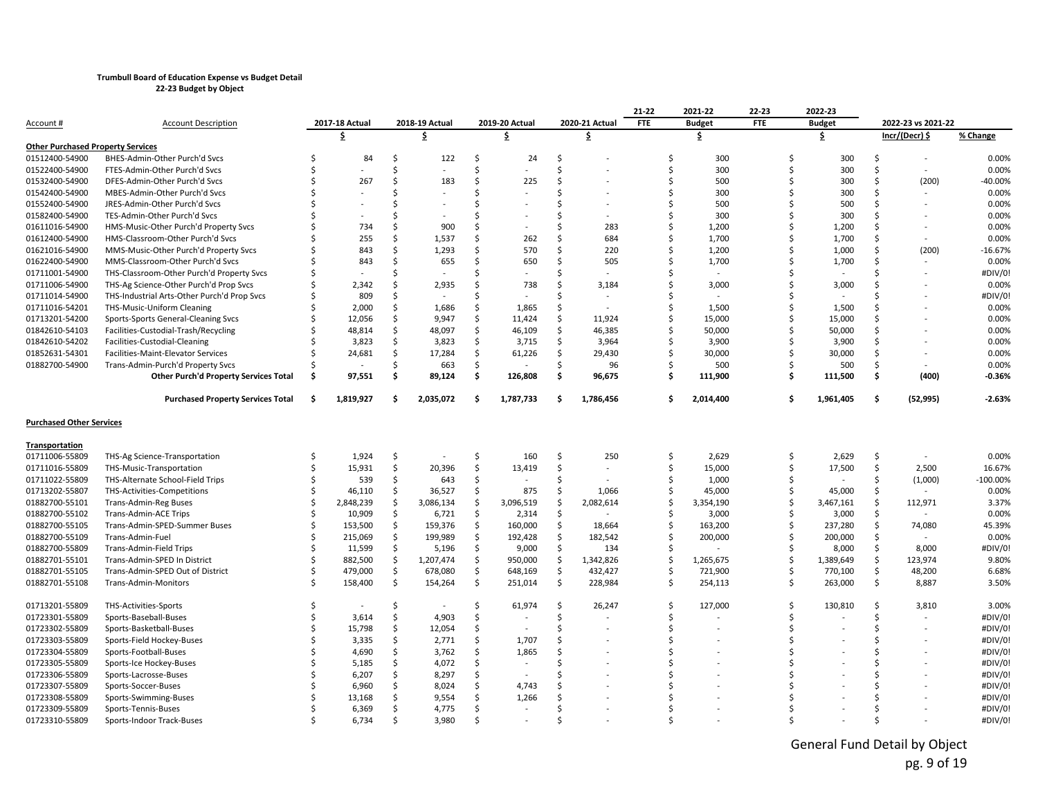**Trumbull Board of Education Expense vs Budget Detail**
**22-23 Budget by Object**

| Account # | Account Description | 2017-18 Actual | 2018-19 Actual | 2019-20 Actual | 2020-21 Actual | 21-22 FTE | 2021-22 Budget | 22-23 FTE | 2022-23 Budget | 2022-23 vs 2021-22 Incr/(Decr) $ | % Change |
|---|---|---|---|---|---|---|---|---|---|---|---|
| | | $ | $ | $ | $ | | $ | | $ | Incr/(Decr) $ | % Change |
| **Other Purchased Property Services** | | | | | | | | | | | |
| 01512400-54900 | BHES-Admin-Other Purch'd Svcs | $ 84 | $ 122 | $ 24 | $ - | | $ 300 | | $ 300 | $ - | 0.00% |
| 01522400-54900 | FTES-Admin-Other Purch'd Svcs | $ - | $ - | $ - | $ - | | $ 300 | | $ 300 | $ - | 0.00% |
| 01532400-54900 | DFES-Admin-Other Purch'd Svcs | $ 267 | $ 183 | $ 225 | $ - | | $ 500 | | $ 300 | $ (200) | -40.00% |
| 01542400-54900 | MBES-Admin-Other Purch'd Svcs | $ - | $ - | $ - | $ - | | $ 300 | | $ 300 | $ - | 0.00% |
| 01552400-54900 | JRES-Admin-Other Purch'd Svcs | $ - | $ - | $ - | $ - | | $ 500 | | $ 500 | $ - | 0.00% |
| 01582400-54900 | TES-Admin-Other Purch'd Svcs | $ - | $ - | $ - | $ - | | $ 300 | | $ 300 | $ - | 0.00% |
| 01611016-54900 | HMS-Music-Other Purch'd Property Svcs | $ 734 | $ 900 | $ - | $ 283 | | $ 1,200 | | $ 1,200 | $ - | 0.00% |
| 01612400-54900 | HMS-Classroom-Other Purch'd Svcs | $ 255 | $ 1,537 | $ 262 | $ 684 | | $ 1,700 | | $ 1,700 | $ - | 0.00% |
| 01621016-54900 | MMS-Music-Other Purch'd Property Svcs | $ 843 | $ 1,293 | $ 570 | $ 220 | | $ 1,200 | | $ 1,000 | $ (200) | -16.67% |
| 01622400-54900 | MMS-Classroom-Other Purch'd Svcs | $ 843 | $ 655 | $ 650 | $ 505 | | $ 1,700 | | $ 1,700 | $ - | 0.00% |
| 01711001-54900 | THS-Classroom-Other Purch'd Property Svcs | $ - | $ - | $ - | $ - | | $ - | | $ - | $ - | #DIV/0! |
| 01711006-54900 | THS-Ag Science-Other Purch'd Prop Svcs | $ 2,342 | $ 2,935 | $ 738 | $ 3,184 | | $ 3,000 | | $ 3,000 | $ - | 0.00% |
| 01711014-54900 | THS-Industrial Arts-Other Purch'd Prop Svcs | $ 809 | $ - | $ - | $ - | | $ - | | $ - | $ - | #DIV/0! |
| 01711016-54201 | THS-Music-Uniform Cleaning | $ 2,000 | $ 1,686 | $ 1,865 | $ - | | $ 1,500 | | $ 1,500 | $ - | 0.00% |
| 01713201-54200 | Sports-Sports General-Cleaning Svcs | $ 12,056 | $ 9,947 | $ 11,424 | $ 11,924 | | $ 15,000 | | $ 15,000 | $ - | 0.00% |
| 01842610-54103 | Facilities-Custodial-Trash/Recycling | $ 48,814 | $ 48,097 | $ 46,109 | $ 46,385 | | $ 50,000 | | $ 50,000 | $ - | 0.00% |
| 01842610-54202 | Facilities-Custodial-Cleaning | $ 3,823 | $ 3,823 | $ 3,715 | $ 3,964 | | $ 3,900 | | $ 3,900 | $ - | 0.00% |
| 01852631-54301 | Facilities-Maint-Elevator Services | $ 24,681 | $ 17,284 | $ 61,226 | $ 29,430 | | $ 30,000 | | $ 30,000 | $ - | 0.00% |
| 01882700-54900 | Trans-Admin-Purch'd Property Svcs | $ - | $ 663 | $ - | $ 96 | | $ 500 | | $ 500 | $ - | 0.00% |
| | **Other Purch'd Property Services Total** | **$ 97,551** | **$ 89,124** | **$ 126,808** | **$ 96,675** | | **$ 111,900** | | **$ 111,500** | **$ (400)** | **-0.36%** |
| | **Purchased Property Services Total** | **$ 1,819,927** | **$ 2,035,072** | **$ 1,787,733** | **$ 1,786,456** | | **$ 2,014,400** | | **$ 1,961,405** | **$ (52,995)** | **-2.63%** |
| **Purchased Other Services** | | | | | | | | | | | |
| **Transportation** | | | | | | | | | | | |
| 01711006-55809 | THS-Ag Science-Transportation | $ 1,924 | $ - | $ 160 | $ 250 | | $ 2,629 | | $ 2,629 | $ - | 0.00% |
| 01711016-55809 | THS-Music-Transportation | $ 15,931 | $ 20,396 | $ 13,419 | $ - | | $ 15,000 | | $ 17,500 | $ 2,500 | 16.67% |
| 01711022-55809 | THS-Alternate School-Field Trips | $ 539 | $ 643 | $ - | $ - | | $ 1,000 | | $ - | $ (1,000) | -100.00% |
| 01713202-55807 | THS-Activities-Competitions | $ 46,110 | $ 36,527 | $ 875 | $ 1,066 | | $ 45,000 | | $ 45,000 | $ - | 0.00% |
| 01882700-55101 | Trans-Admin-Reg Buses | $ 2,848,239 | $ 3,086,134 | $ 3,096,519 | $ 2,082,614 | | $ 3,354,190 | | $ 3,467,161 | $ 112,971 | 3.37% |
| 01882700-55102 | Trans-Admin-ACE Trips | $ 10,909 | $ 6,721 | $ 2,314 | $ - | | $ 3,000 | | $ 3,000 | $ - | 0.00% |
| 01882700-55105 | Trans-Admin-SPED-Summer Buses | $ 153,500 | $ 159,376 | $ 160,000 | $ 18,664 | | $ 163,200 | | $ 237,280 | $ 74,080 | 45.39% |
| 01882700-55109 | Trans-Admin-Fuel | $ 215,069 | $ 199,989 | $ 192,428 | $ 182,542 | | $ 200,000 | | $ 200,000 | $ - | 0.00% |
| 01882700-55809 | Trans-Admin-Field Trips | $ 11,599 | $ 5,196 | $ 9,000 | $ 134 | | $ - | | $ 8,000 | $ 8,000 | #DIV/0! |
| 01882701-55101 | Trans-Admin-SPED In District | $ 882,500 | $ 1,207,474 | $ 950,000 | $ 1,342,826 | | $ 1,265,675 | | $ 1,389,649 | $ 123,974 | 9.80% |
| 01882701-55105 | Trans-Admin-SPED Out of District | $ 479,000 | $ 678,080 | $ 648,169 | $ 432,427 | | $ 721,900 | | $ 770,100 | $ 48,200 | 6.68% |
| 01882701-55108 | Trans-Admin-Monitors | $ 158,400 | $ 154,264 | $ 251,014 | $ 228,984 | | $ 254,113 | | $ 263,000 | $ 8,887 | 3.50% |
| 01713201-55809 | THS-Activities-Sports | $ - | $ - | $ 61,974 | $ 26,247 | | $ 127,000 | | $ 130,810 | $ 3,810 | 3.00% |
| 01723301-55809 | Sports-Baseball-Buses | $ 3,614 | $ 4,903 | $ - | $ - | | $ - | | $ - | $ - | #DIV/0! |
| 01723302-55809 | Sports-Basketball-Buses | $ 15,798 | $ 12,054 | $ - | $ - | | $ - | | $ - | $ - | #DIV/0! |
| 01723303-55809 | Sports-Field Hockey-Buses | $ 3,335 | $ 2,771 | $ 1,707 | $ - | | $ - | | $ - | $ - | #DIV/0! |
| 01723304-55809 | Sports-Football-Buses | $ 4,690 | $ 3,762 | $ 1,865 | $ - | | $ - | | $ - | $ - | #DIV/0! |
| 01723305-55809 | Sports-Ice Hockey-Buses | $ 5,185 | $ 4,072 | $ - | $ - | | $ - | | $ - | $ - | #DIV/0! |
| 01723306-55809 | Sports-Lacrosse-Buses | $ 6,207 | $ 8,297 | $ - | $ - | | $ - | | $ - | $ - | #DIV/0! |
| 01723307-55809 | Sports-Soccer-Buses | $ 6,960 | $ 8,024 | $ 4,743 | $ - | | $ - | | $ - | $ - | #DIV/0! |
| 01723308-55809 | Sports-Swimming-Buses | $ 13,168 | $ 9,554 | $ 1,266 | $ - | | $ - | | $ - | $ - | #DIV/0! |
| 01723309-55809 | Sports-Tennis-Buses | $ 6,369 | $ 4,775 | $ - | $ - | | $ - | | $ - | $ - | #DIV/0! |
| 01723310-55809 | Sports-Indoor Track-Buses | $ 6,734 | $ 3,980 | $ - | $ - | | $ - | | $ - | $ - | #DIV/0! |

General Fund Detail by Object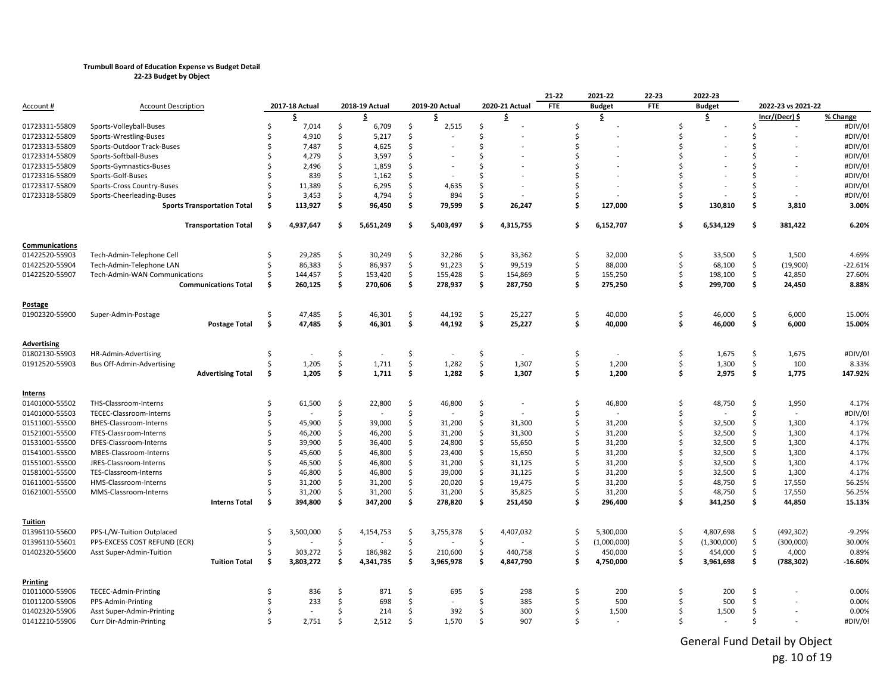**Trumbull Board of Education Expense vs Budget Detail**
**22-23 Budget by Object**

| Account # | Account Description | 2017-18 Actual | 2018-19 Actual | 2019-20 Actual | 2020-21 Actual | 21-22 FTE | 2021-22 Budget | 22-23 FTE | 2022-23 Budget | 2022-23 vs 2021-22 Incr/(Decr) $ | % Change |
|---|---|---|---|---|---|---|---|---|---|---|---|
| | | $ | $ | $ | $ | | $ | | $ | Incr/(Decr) $ | % Change |
| 01723311-55809 | Sports-Volleyball-Buses | $ 7,014 | $ 6,709 | $ 2,515 | $ - | | $ - | | $ - | $ - | #DIV/0! |
| 01723312-55809 | Sports-Wrestling-Buses | $ 4,910 | $ 5,217 | $ - | $ - | | $ - | | $ - | $ - | #DIV/0! |
| 01723313-55809 | Sports-Outdoor Track-Buses | $ 7,487 | $ 4,625 | $ - | $ - | | $ - | | $ - | $ - | #DIV/0! |
| 01723314-55809 | Sports-Softball-Buses | $ 4,279 | $ 3,597 | $ - | $ - | | $ - | | $ - | $ - | #DIV/0! |
| 01723315-55809 | Sports-Gymnastics-Buses | $ 2,496 | $ 1,859 | $ - | $ - | | $ - | | $ - | $ - | #DIV/0! |
| 01723316-55809 | Sports-Golf-Buses | $ 839 | $ 1,162 | $ - | $ - | | $ - | | $ - | $ - | #DIV/0! |
| 01723317-55809 | Sports-Cross Country-Buses | $ 11,389 | $ 6,295 | $ 4,635 | $ - | | $ - | | $ - | $ - | #DIV/0! |
| 01723318-55809 | Sports-Cheerleading-Buses | $ 3,453 | $ 4,794 | $ 894 | $ - | | $ - | | $ - | $ - | #DIV/0! |
| | **Sports Transportation Total** | **$ 113,927** | **$ 96,450** | **$ 79,599** | **$ 26,247** | | **$ 127,000** | | **$ 130,810** | **$ 3,810** | **3.00%** |
| | **Transportation Total** | **$ 4,937,647** | **$ 5,651,249** | **$ 5,403,497** | **$ 4,315,755** | | **$ 6,152,707** | | **$ 6,534,129** | **$ 381,422** | **6.20%** |
| **Communications** | | | | | | | | | | | |
| 01422520-55903 | Tech-Admin-Telephone Cell | $ 29,285 | $ 30,249 | $ 32,286 | $ 33,362 | | $ 32,000 | | $ 33,500 | $ 1,500 | 4.69% |
| 01422520-55904 | Tech-Admin-Telephone LAN | $ 86,383 | $ 86,937 | $ 91,223 | $ 99,519 | | $ 88,000 | | $ 68,100 | $ (19,900) | -22.61% |
| 01422520-55907 | Tech-Admin-WAN Communications | $ 144,457 | $ 153,420 | $ 155,428 | $ 154,869 | | $ 155,250 | | $ 198,100 | $ 42,850 | 27.60% |
| | **Communications Total** | **$ 260,125** | **$ 270,606** | **$ 278,937** | **$ 287,750** | | **$ 275,250** | | **$ 299,700** | **$ 24,450** | **8.88%** |
| **Postage** | | | | | | | | | | | |
| 01902320-55900 | Super-Admin-Postage | $ 47,485 | $ 46,301 | $ 44,192 | $ 25,227 | | $ 40,000 | | $ 46,000 | $ 6,000 | 15.00% |
| | **Postage Total** | **$ 47,485** | **$ 46,301** | **$ 44,192** | **$ 25,227** | | **$ 40,000** | | **$ 46,000** | **$ 6,000** | **15.00%** |
| **Advertising** | | | | | | | | | | | |
| 01802130-55903 | HR-Admin-Advertising | $ - | $ - | $ - | $ - | | $ - | | $ 1,675 | $ 1,675 | #DIV/0! |
| 01912520-55903 | Bus Off-Admin-Advertising | $ 1,205 | $ 1,711 | $ 1,282 | $ 1,307 | | $ 1,200 | | $ 1,300 | $ 100 | 8.33% |
| | **Advertising Total** | **$ 1,205** | **$ 1,711** | **$ 1,282** | **$ 1,307** | | **$ 1,200** | | **$ 2,975** | **$ 1,775** | **147.92%** |
| **Interns** | | | | | | | | | | | |
| 01401000-55502 | THS-Classroom-Interns | $ 61,500 | $ 22,800 | $ 46,800 | $ - | | $ 46,800 | | $ 48,750 | $ 1,950 | 4.17% |
| 01401000-55503 | TECEC-Classroom-Interns | $ - | $ - | $ - | $ - | | $ - | | $ - | $ - | #DIV/0! |
| 01511001-55500 | BHES-Classroom-Interns | $ 45,900 | $ 39,000 | $ 31,200 | $ 31,300 | | $ 31,200 | | $ 32,500 | $ 1,300 | 4.17% |
| 01521001-55500 | FTES-Classroom-Interns | $ 46,200 | $ 46,200 | $ 31,200 | $ 31,300 | | $ 31,200 | | $ 32,500 | $ 1,300 | 4.17% |
| 01531001-55500 | DFES-Classroom-Interns | $ 39,900 | $ 36,400 | $ 24,800 | $ 55,650 | | $ 31,200 | | $ 32,500 | $ 1,300 | 4.17% |
| 01541001-55500 | MBES-Classroom-Interns | $ 45,600 | $ 46,800 | $ 23,400 | $ 15,650 | | $ 31,200 | | $ 32,500 | $ 1,300 | 4.17% |
| 01551001-55500 | JRES-Classroom-Interns | $ 46,500 | $ 46,800 | $ 31,200 | $ 31,125 | | $ 31,200 | | $ 32,500 | $ 1,300 | 4.17% |
| 01581001-55500 | TES-Classroom-Interns | $ 46,800 | $ 46,800 | $ 39,000 | $ 31,125 | | $ 31,200 | | $ 32,500 | $ 1,300 | 4.17% |
| 01611001-55500 | HMS-Classroom-Interns | $ 31,200 | $ 31,200 | $ 20,020 | $ 19,475 | | $ 31,200 | | $ 48,750 | $ 17,550 | 56.25% |
| 01621001-55500 | MMS-Classroom-Interns | $ 31,200 | $ 31,200 | $ 31,200 | $ 35,825 | | $ 31,200 | | $ 48,750 | $ 17,550 | 56.25% |
| | **Interns Total** | **$ 394,800** | **$ 347,200** | **$ 278,820** | **$ 251,450** | | **$ 296,400** | | **$ 341,250** | **$ 44,850** | **15.13%** |
| **Tuition** | | | | | | | | | | | |
| 01396110-55600 | PPS-L/W-Tuition Outplaced | $ 3,500,000 | $ 4,154,753 | $ 3,755,378 | $ 4,407,032 | | $ 5,300,000 | | $ 4,807,698 | $ (492,302) | -9.29% |
| 01396110-55601 | PPS-EXCESS COST REFUND (ECR) | $ - | $ - | $ - | $ - | | $ (1,000,000) | | $ (1,300,000) | $ (300,000) | 30.00% |
| 01402320-55600 | Asst Super-Admin-Tuition | $ 303,272 | $ 186,982 | $ 210,600 | $ 440,758 | | $ 450,000 | | $ 454,000 | $ 4,000 | 0.89% |
| | **Tuition Total** | **$ 3,803,272** | **$ 4,341,735** | **$ 3,965,978** | **$ 4,847,790** | | **$ 4,750,000** | | **$ 3,961,698** | **$ (788,302)** | **-16.60%** |
| **Printing** | | | | | | | | | | | |
| 01011000-55906 | TECEC-Admin-Printing | $ 836 | $ 871 | $ 695 | $ 298 | | $ 200 | | $ 200 | $ - | 0.00% |
| 01011200-55906 | PPS-Admin-Printing | $ 233 | $ 698 | $ - | $ 385 | | $ 500 | | $ 500 | $ - | 0.00% |
| 01402320-55906 | Asst Super-Admin-Printing | $ - | $ 214 | $ 392 | $ 300 | | $ 1,500 | | $ 1,500 | $ - | 0.00% |
| 01412210-55906 | Curr Dir-Admin-Printing | $ 2,751 | $ 2,512 | $ 1,570 | $ 907 | | $ - | | $ - | $ - | #DIV/0! |

General Fund Detail by Object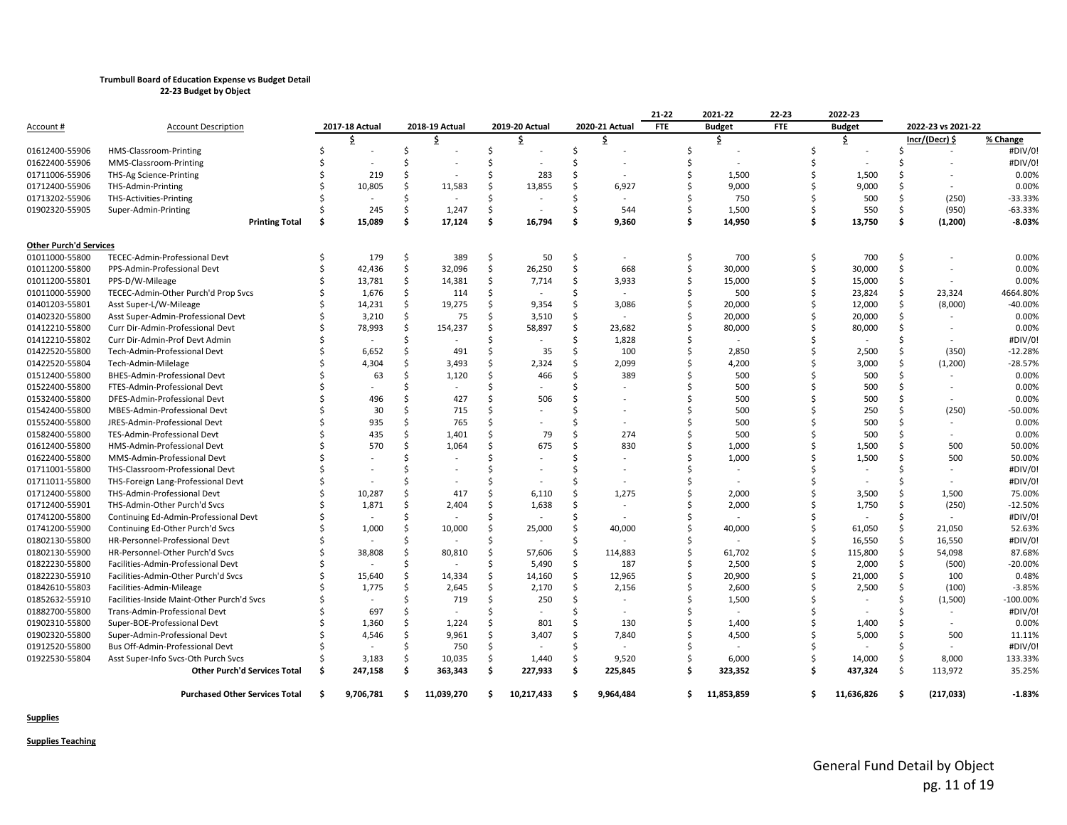**Trumbull Board of Education Expense vs Budget Detail**
**22-23 Budget by Object**

| Account # | Account Description | 2017-18 Actual | 2018-19 Actual | 2019-20 Actual | 2020-21 Actual | 21-22 FTE | 2021-22 Budget | 22-23 FTE | 2022-23 Budget | 2022-23 vs 2021-22 | |
|---|---|---|---|---|---|---|---|---|---|---|---|
| | | $ | $ | $ | $ | | $ | | $ | Incr/(Decr) $ | % Change |
| 01612400-55906 | HMS-Classroom-Printing | $ - | $ - | $ - | $ - | | $ - | | $ - | $ - | #DIV/0! |
| 01622400-55906 | MMS-Classroom-Printing | $ - | $ - | $ - | $ - | | $ - | | $ - | $ - | #DIV/0! |
| 01711006-55906 | THS-Ag Science-Printing | $ 219 | $ - | $ 283 | $ - | | $ 1,500 | | $ 1,500 | $ - | 0.00% |
| 01712400-55906 | THS-Admin-Printing | $ 10,805 | $ 11,583 | $ 13,855 | $ 6,927 | | $ 9,000 | | $ 9,000 | $ - | 0.00% |
| 01713202-55906 | THS-Activities-Printing | $ - | $ - | $ - | $ - | | $ 750 | | $ 500 | $ (250) | -33.33% |
| 01902320-55905 | Super-Admin-Printing | $ 245 | $ 1,247 | $ - | $ 544 | | $ 1,500 | | $ 550 | $ (950) | -63.33% |
| | **Printing Total** | **$ 15,089** | **$ 17,124** | **$ 16,794** | **$ 9,360** | | **$ 14,950** | | **$ 13,750** | **$ (1,200)** | **-8.03%** |
| **Other Purch'd Services** | | | | | | | | | | | |
| 01011000-55800 | TECEC-Admin-Professional Devt | $ 179 | $ 389 | $ 50 | $ - | | $ 700 | | $ 700 | $ - | 0.00% |
| 01011200-55800 | PPS-Admin-Professional Devt | $ 42,436 | $ 32,096 | $ 26,250 | $ 668 | | $ 30,000 | | $ 30,000 | $ - | 0.00% |
| 01011200-55801 | PPS-D/W-Mileage | $ 13,781 | $ 14,381 | $ 7,714 | $ 3,933 | | $ 15,000 | | $ 15,000 | $ - | 0.00% |
| 01011000-55900 | TECEC-Admin-Other Purch'd Prop Svcs | $ 1,676 | $ 114 | $ - | $ - | | $ 500 | | $ 23,824 | $ 23,324 | 4664.80% |
| 01401203-55801 | Asst Super-L/W-Mileage | $ 14,231 | $ 19,275 | $ 9,354 | $ 3,086 | | $ 20,000 | | $ 12,000 | $ (8,000) | -40.00% |
| 01402320-55800 | Asst Super-Admin-Professional Devt | $ 3,210 | $ 75 | $ 3,510 | $ - | | $ 20,000 | | $ 20,000 | $ - | 0.00% |
| 01412210-55800 | Curr Dir-Admin-Professional Devt | $ 78,993 | $ 154,237 | $ 58,897 | $ 23,682 | | $ 80,000 | | $ 80,000 | $ - | 0.00% |
| 01412210-55802 | Curr Dir-Admin-Prof Devt Admin | $ - | $ - | $ - | $ 1,828 | | $ - | | $ - | $ - | #DIV/0! |
| 01422520-55800 | Tech-Admin-Professional Devt | $ 6,652 | $ 491 | $ 35 | $ 100 | | $ 2,850 | | $ 2,500 | $ (350) | -12.28% |
| 01422520-55804 | Tech-Admin-Milelage | $ 4,304 | $ 3,493 | $ 2,324 | $ 2,099 | | $ 4,200 | | $ 3,000 | $ (1,200) | -28.57% |
| 01512400-55800 | BHES-Admin-Professional Devt | $ 63 | $ 1,120 | $ 466 | $ 389 | | $ 500 | | $ 500 | $ - | 0.00% |
| 01522400-55800 | FTES-Admin-Professional Devt | $ - | $ - | $ - | $ - | | $ 500 | | $ 500 | $ - | 0.00% |
| 01532400-55800 | DFES-Admin-Professional Devt | $ 496 | $ 427 | $ 506 | $ - | | $ 500 | | $ 500 | $ - | 0.00% |
| 01542400-55800 | MBES-Admin-Professional Devt | $ 30 | $ 715 | $ - | $ - | | $ 500 | | $ 250 | $ (250) | -50.00% |
| 01552400-55800 | JRES-Admin-Professional Devt | $ 935 | $ 765 | $ - | $ - | | $ 500 | | $ 500 | $ - | 0.00% |
| 01582400-55800 | TES-Admin-Professional Devt | $ 435 | $ 1,401 | $ 79 | $ 274 | | $ 500 | | $ 500 | $ - | 0.00% |
| 01612400-55800 | HMS-Admin-Professional Devt | $ 570 | $ 1,064 | $ 675 | $ 830 | | $ 1,000 | | $ 1,500 | $ 500 | 50.00% |
| 01622400-55800 | MMS-Admin-Professional Devt | $ - | $ - | $ - | $ - | | $ 1,000 | | $ 1,500 | $ 500 | 50.00% |
| 01711001-55800 | THS-Classroom-Professional Devt | $ - | $ - | $ - | $ - | | $ - | | $ - | $ - | #DIV/0! |
| 01711011-55800 | THS-Foreign Lang-Professional Devt | $ - | $ - | $ - | $ - | | $ - | | $ - | $ - | #DIV/0! |
| 01712400-55800 | THS-Admin-Professional Devt | $ 10,287 | $ 417 | $ 6,110 | $ 1,275 | | $ 2,000 | | $ 3,500 | $ 1,500 | 75.00% |
| 01712400-55901 | THS-Admin-Other Purch'd Svcs | $ 1,871 | $ 2,404 | $ 1,638 | $ - | | $ 2,000 | | $ 1,750 | $ (250) | -12.50% |
| 01741200-55800 | Continuing Ed-Admin-Professional Devt | $ - | $ - | $ - | $ - | | $ - | | $ - | $ - | #DIV/0! |
| 01741200-55900 | Continuing Ed-Other Purch'd Svcs | $ 1,000 | $ 10,000 | $ 25,000 | $ 40,000 | | $ 40,000 | | $ 61,050 | $ 21,050 | 52.63% |
| 01802130-55800 | HR-Personnel-Professional Devt | $ - | $ - | $ - | $ - | | $ - | | $ 16,550 | $ 16,550 | #DIV/0! |
| 01802130-55900 | HR-Personnel-Other Purch'd Svcs | $ 38,808 | $ 80,810 | $ 57,606 | $ 114,883 | | $ 61,702 | | $ 115,800 | $ 54,098 | 87.68% |
| 01822230-55800 | Facilities-Admin-Professional Devt | $ - | $ - | $ 5,490 | $ 187 | | $ 2,500 | | $ 2,000 | $ (500) | -20.00% |
| 01822230-55910 | Facilities-Admin-Other Purch'd Svcs | $ 15,640 | $ 14,334 | $ 14,160 | $ 12,965 | | $ 20,900 | | $ 21,000 | $ 100 | 0.48% |
| 01842610-55803 | Facilities-Admin-Mileage | $ 1,775 | $ 2,645 | $ 2,170 | $ 2,156 | | $ 2,600 | | $ 2,500 | $ (100) | -3.85% |
| 01852632-55910 | Facilities-Inside Maint-Other Purch Svcs | $ - | $ 719 | $ 250 | $ - | | $ 1,500 | | $ - | $ (1,500) | -100.00% |
| 01882700-55800 | Trans-Admin-Professional Devt | $ 697 | $ - | $ - | $ - | | $ - | | $ - | $ - | #DIV/0! |
| 01902310-55800 | Super-BOE-Professional Devt | $ 1,360 | $ 1,224 | $ 801 | $ 130 | | $ 1,400 | | $ 1,400 | $ - | 0.00% |
| 01902320-55800 | Super-Admin-Professional Devt | $ 4,546 | $ 9,961 | $ 3,407 | $ 7,840 | | $ 4,500 | | $ 5,000 | $ 500 | 11.11% |
| 01912520-55800 | Bus Off-Admin-Professional Devt | $ - | $ 750 | $ - | $ - | | $ - | | $ - | $ - | #DIV/0! |
| 01922530-55804 | Asst Super-Info Svcs-Oth Purch Svcs | $ 3,183 | $ 10,035 | $ 1,440 | $ 9,520 | | $ 6,000 | | $ 14,000 | $ 8,000 | 133.33% |
| | **Other Purch'd Services Total** | **$ 247,158** | **$ 363,343** | **$ 227,933** | **$ 225,845** | | **$ 323,352** | | **$ 437,324** | **$ 113,972** | **35.25%** |
| | **Purchased Other Services Total** | **$ 9,706,781** | **$ 11,039,270** | **$ 10,217,433** | **$ 9,964,484** | | **$ 11,853,859** | | **$ 11,636,826** | **$ (217,033)** | **-1.83%** |

**Supplies**

**Supplies Teaching**

General Fund Detail by Object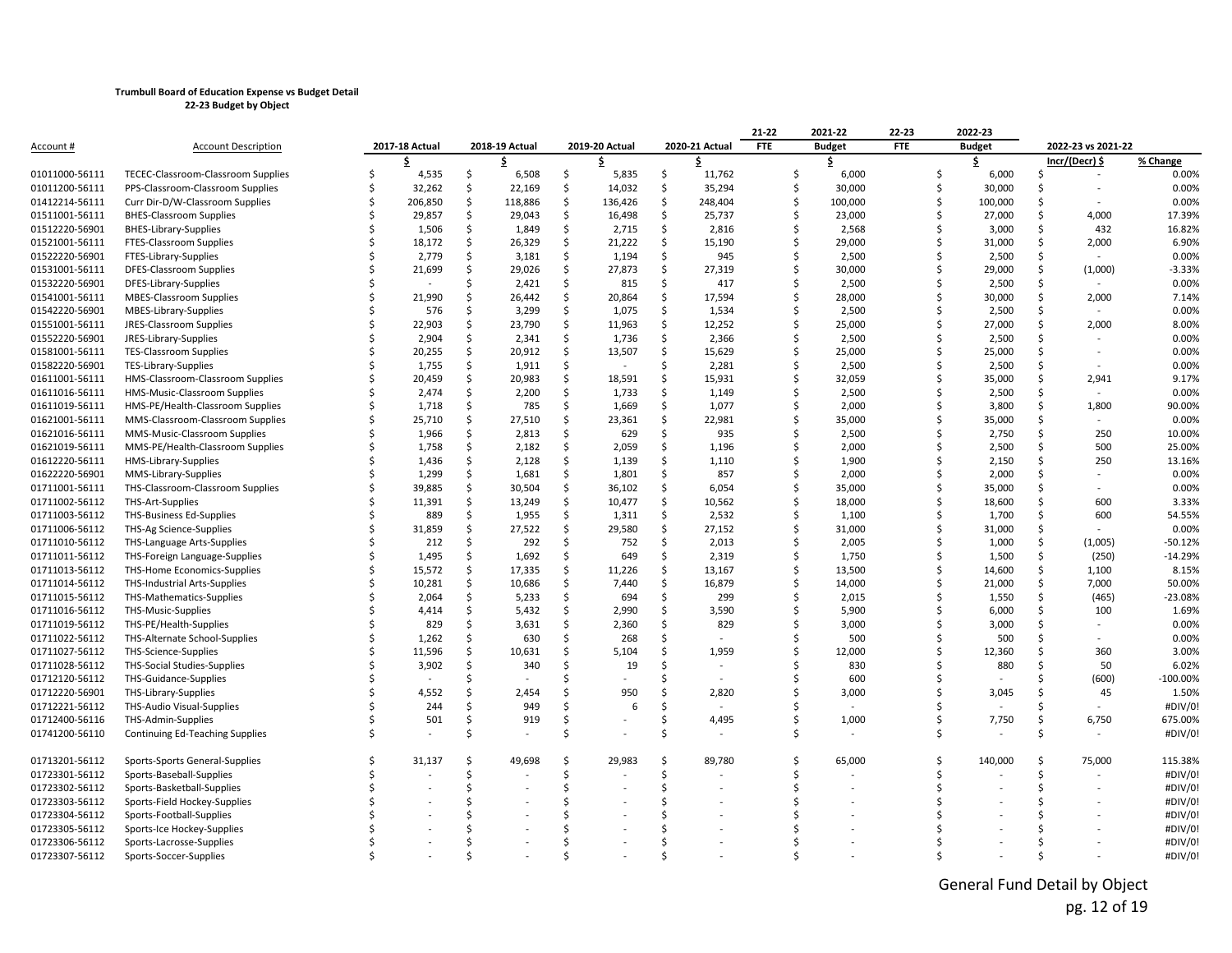**Trumbull Board of Education Expense vs Budget Detail**
**22-23 Budget by Object**

| Account # | Account Description | 2017-18 Actual | 2018-19 Actual | 2019-20 Actual | 2020-21 Actual | 21-22 FTE | 2021-22 Budget | 22-23 FTE | 2022-23 Budget | 2022-23 vs 2021-22 Incr/(Decr) $ | % Change |
|---|---|---|---|---|---|---|---|---|---|---|---|
| | | $ | $ | $ | $ | | $ | | $ | | |
| 01011000-56111 | TECEC-Classroom-Classroom Supplies | $ 4,535 | $ 6,508 | $ 5,835 | $ 11,762 | | $ 6,000 | | $ 6,000 | $ - | 0.00% |
| 01011200-56111 | PPS-Classroom-Classroom Supplies | $ 32,262 | $ 22,169 | $ 14,032 | $ 35,294 | | $ 30,000 | | $ 30,000 | $ - | 0.00% |
| 01412214-56111 | Curr Dir-D/W-Classroom Supplies | $ 206,850 | $ 118,886 | $ 136,426 | $ 248,404 | | $ 100,000 | | $ 100,000 | $ - | 0.00% |
| 01511001-56111 | BHES-Classroom Supplies | $ 29,857 | $ 29,043 | $ 16,498 | $ 25,737 | | $ 23,000 | | $ 27,000 | $ 4,000 | 17.39% |
| 01512220-56901 | BHES-Library-Supplies | $ 1,506 | $ 1,849 | $ 2,715 | $ 2,816 | | $ 2,568 | | $ 3,000 | $ 432 | 16.82% |
| 01521001-56111 | FTES-Classroom Supplies | $ 18,172 | $ 26,329 | $ 21,222 | $ 15,190 | | $ 29,000 | | $ 31,000 | $ 2,000 | 6.90% |
| 01522220-56901 | FTES-Library-Supplies | $ 2,779 | $ 3,181 | $ 1,194 | $ 945 | | $ 2,500 | | $ 2,500 | $ - | 0.00% |
| 01531001-56111 | DFES-Classroom Supplies | $ 21,699 | $ 29,026 | $ 27,873 | $ 27,319 | | $ 30,000 | | $ 29,000 | $ (1,000) | -3.33% |
| 01532220-56901 | DFES-Library-Supplies | $ - | $ 2,421 | $ 815 | $ 417 | | $ 2,500 | | $ 2,500 | $ - | 0.00% |
| 01541001-56111 | MBES-Classroom Supplies | $ 21,990 | $ 26,442 | $ 20,864 | $ 17,594 | | $ 28,000 | | $ 30,000 | $ 2,000 | 7.14% |
| 01542220-56901 | MBES-Library-Supplies | $ 576 | $ 3,299 | $ 1,075 | $ 1,534 | | $ 2,500 | | $ 2,500 | $ - | 0.00% |
| 01551001-56111 | JRES-Classroom Supplies | $ 22,903 | $ 23,790 | $ 11,963 | $ 12,252 | | $ 25,000 | | $ 27,000 | $ 2,000 | 8.00% |
| 01552220-56901 | JRES-Library-Supplies | $ 2,904 | $ 2,341 | $ 1,736 | $ 2,366 | | $ 2,500 | | $ 2,500 | $ - | 0.00% |
| 01581001-56111 | TES-Classroom Supplies | $ 20,255 | $ 20,912 | $ 13,507 | $ 15,629 | | $ 25,000 | | $ 25,000 | $ - | 0.00% |
| 01582220-56901 | TES-Library-Supplies | $ 1,755 | $ 1,911 | $ - | $ 2,281 | | $ 2,500 | | $ 2,500 | $ - | 0.00% |
| 01611001-56111 | HMS-Classroom-Classroom Supplies | $ 20,459 | $ 20,983 | $ 18,591 | $ 15,931 | | $ 32,059 | | $ 35,000 | $ 2,941 | 9.17% |
| 01611016-56111 | HMS-Music-Classroom Supplies | $ 2,474 | $ 2,200 | $ 1,733 | $ 1,149 | | $ 2,500 | | $ 2,500 | $ - | 0.00% |
| 01611019-56111 | HMS-PE/Health-Classroom Supplies | $ 1,718 | $ 785 | $ 1,669 | $ 1,077 | | $ 2,000 | | $ 3,800 | $ 1,800 | 90.00% |
| 01621001-56111 | MMS-Classroom-Classroom Supplies | $ 25,710 | $ 27,510 | $ 23,361 | $ 22,981 | | $ 35,000 | | $ 35,000 | $ - | 0.00% |
| 01621016-56111 | MMS-Music-Classroom Supplies | $ 1,966 | $ 2,813 | $ 629 | $ 935 | | $ 2,500 | | $ 2,750 | $ 250 | 10.00% |
| 01621019-56111 | MMS-PE/Health-Classroom Supplies | $ 1,758 | $ 2,182 | $ 2,059 | $ 1,196 | | $ 2,000 | | $ 2,500 | $ 500 | 25.00% |
| 01612220-56111 | HMS-Library-Supplies | $ 1,436 | $ 2,128 | $ 1,139 | $ 1,110 | | $ 1,900 | | $ 2,150 | $ 250 | 13.16% |
| 01622220-56901 | MMS-Library-Supplies | $ 1,299 | $ 1,681 | $ 1,801 | $ 857 | | $ 2,000 | | $ 2,000 | $ - | 0.00% |
| 01711001-56111 | THS-Classroom-Classroom Supplies | $ 39,885 | $ 30,504 | $ 36,102 | $ 6,054 | | $ 35,000 | | $ 35,000 | $ - | 0.00% |
| 01711002-56112 | THS-Art-Supplies | $ 11,391 | $ 13,249 | $ 10,477 | $ 10,562 | | $ 18,000 | | $ 18,600 | $ 600 | 3.33% |
| 01711003-56112 | THS-Business Ed-Supplies | $ 889 | $ 1,955 | $ 1,311 | $ 2,532 | | $ 1,100 | | $ 1,700 | $ 600 | 54.55% |
| 01711006-56112 | THS-Ag Science-Supplies | $ 31,859 | $ 27,522 | $ 29,580 | $ 27,152 | | $ 31,000 | | $ 31,000 | $ - | 0.00% |
| 01711010-56112 | THS-Language Arts-Supplies | $ 212 | $ 292 | $ 752 | $ 2,013 | | $ 2,005 | | $ 1,000 | $ (1,005) | -50.12% |
| 01711011-56112 | THS-Foreign Language-Supplies | $ 1,495 | $ 1,692 | $ 649 | $ 2,319 | | $ 1,750 | | $ 1,500 | $ (250) | -14.29% |
| 01711013-56112 | THS-Home Economics-Supplies | $ 15,572 | $ 17,335 | $ 11,226 | $ 13,167 | | $ 13,500 | | $ 14,600 | $ 1,100 | 8.15% |
| 01711014-56112 | THS-Industrial Arts-Supplies | $ 10,281 | $ 10,686 | $ 7,440 | $ 16,879 | | $ 14,000 | | $ 21,000 | $ 7,000 | 50.00% |
| 01711015-56112 | THS-Mathematics-Supplies | $ 2,064 | $ 5,233 | $ 694 | $ 299 | | $ 2,015 | | $ 1,550 | $ (465) | -23.08% |
| 01711016-56112 | THS-Music-Supplies | $ 4,414 | $ 5,432 | $ 2,990 | $ 3,590 | | $ 5,900 | | $ 6,000 | $ 100 | 1.69% |
| 01711019-56112 | THS-PE/Health-Supplies | $ 829 | $ 3,631 | $ 2,360 | $ 829 | | $ 3,000 | | $ 3,000 | $ - | 0.00% |
| 01711022-56112 | THS-Alternate School-Supplies | $ 1,262 | $ 630 | $ 268 | $ - | | $ 500 | | $ 500 | $ - | 0.00% |
| 01711027-56112 | THS-Science-Supplies | $ 11,596 | $ 10,631 | $ 5,104 | $ 1,959 | | $ 12,000 | | $ 12,360 | $ 360 | 3.00% |
| 01711028-56112 | THS-Social Studies-Supplies | $ 3,902 | $ 340 | $ 19 | $ - | | $ 830 | | $ 880 | $ 50 | 6.02% |
| 01712120-56112 | THS-Guidance-Supplies | $ - | $ - | $ - | $ - | | $ 600 | | $ - | $ (600) | -100.00% |
| 01712220-56901 | THS-Library-Supplies | $ 4,552 | $ 2,454 | $ 950 | $ 2,820 | | $ 3,000 | | $ 3,045 | $ 45 | 1.50% |
| 01712221-56112 | THS-Audio Visual-Supplies | $ 244 | $ 949 | $ 6 | $ - | | $ - | | $ - | $ - | #DIV/0! |
| 01712400-56116 | THS-Admin-Supplies | $ 501 | $ 919 | $ - | $ 4,495 | | $ 1,000 | | $ 7,750 | $ 6,750 | 675.00% |
| 01741200-56110 | Continuing Ed-Teaching Supplies | $ - | $ - | $ - | $ - | | $ - | | $ - | $ - | #DIV/0! |
| | | | | | | | | | | | |
| 01713201-56112 | Sports-Sports General-Supplies | $ 31,137 | $ 49,698 | $ 29,983 | $ 89,780 | | $ 65,000 | | $ 140,000 | $ 75,000 | 115.38% |
| 01723301-56112 | Sports-Baseball-Supplies | $ - | $ - | $ - | $ - | | $ - | | $ - | $ - | #DIV/0! |
| 01723302-56112 | Sports-Basketball-Supplies | $ - | $ - | $ - | $ - | | $ - | | $ - | $ - | #DIV/0! |
| 01723303-56112 | Sports-Field Hockey-Supplies | $ - | $ - | $ - | $ - | | $ - | | $ - | $ - | #DIV/0! |
| 01723304-56112 | Sports-Football-Supplies | $ - | $ - | $ - | $ - | | $ - | | $ - | $ - | #DIV/0! |
| 01723305-56112 | Sports-Ice Hockey-Supplies | $ - | $ - | $ - | $ - | | $ - | | $ - | $ - | #DIV/0! |
| 01723306-56112 | Sports-Lacrosse-Supplies | $ - | $ - | $ - | $ - | | $ - | | $ - | $ - | #DIV/0! |
| 01723307-56112 | Sports-Soccer-Supplies | $ - | $ - | $ - | $ - | | $ - | | $ - | $ - | #DIV/0! |

General Fund Detail by Object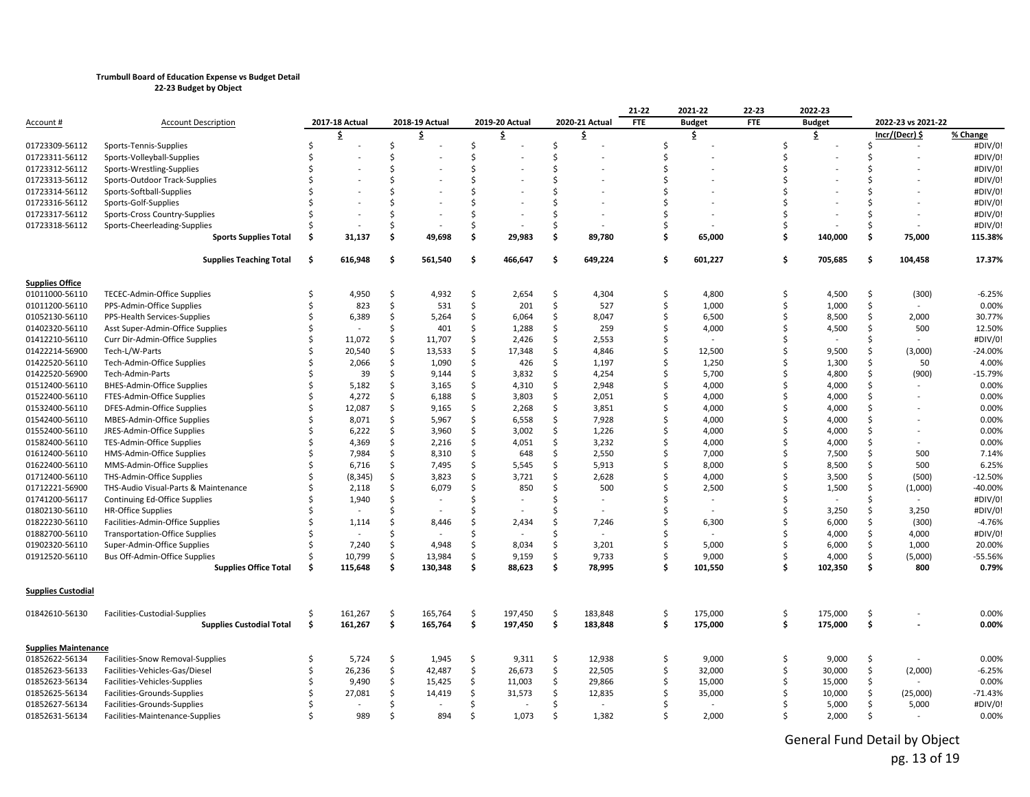**Trumbull Board of Education Expense vs Budget Detail**
**22-23 Budget by Object**

| Account # | Account Description | 2017-18 Actual | 2018-19 Actual | 2019-20 Actual | 2020-21 Actual | 21-22 FTE | 2021-22 Budget | 22-23 FTE | 2022-23 Budget | 2022-23 vs 2021-22 Incr/(Decr) $ | % Change |
|---|---|---|---|---|---|---|---|---|---|---|---|
| | | $ | $ | $ | $ | | $ | | $ | | |
| 01723309-56112 | Sports-Tennis-Supplies | $ - | $ - | $ - | $ - | | $ - | | $ - | $ - | #DIV/0! |
| 01723311-56112 | Sports-Volleyball-Supplies | $ - | $ - | $ - | $ - | | $ - | | $ - | $ - | #DIV/0! |
| 01723312-56112 | Sports-Wrestling-Supplies | $ - | $ - | $ - | $ - | | $ - | | $ - | $ - | #DIV/0! |
| 01723313-56112 | Sports-Outdoor Track-Supplies | $ - | $ - | $ - | $ - | | $ - | | $ - | $ - | #DIV/0! |
| 01723314-56112 | Sports-Softball-Supplies | $ - | $ - | $ - | $ - | | $ - | | $ - | $ - | #DIV/0! |
| 01723316-56112 | Sports-Golf-Supplies | $ - | $ - | $ - | $ - | | $ - | | $ - | $ - | #DIV/0! |
| 01723317-56112 | Sports-Cross Country-Supplies | $ - | $ - | $ - | $ - | | $ - | | $ - | $ - | #DIV/0! |
| 01723318-56112 | Sports-Cheerleading-Supplies | $ - | $ - | $ - | $ - | | $ - | | $ - | $ - | #DIV/0! |
| | **Sports Supplies Total** | **$ 31,137** | **$ 49,698** | **$ 29,983** | **$ 89,780** | | **$ 65,000** | | **$ 140,000** | **$ 75,000** | **115.38%** |
| | **Supplies Teaching Total** | **$ 616,948** | **$ 561,540** | **$ 466,647** | **$ 649,224** | | **$ 601,227** | | **$ 705,685** | **$ 104,458** | **17.37%** |
| **Supplies Office** | | | | | | | | | | | |
| 01011000-56110 | TECEC-Admin-Office Supplies | $ 4,950 | $ 4,932 | $ 2,654 | $ 4,304 | | $ 4,800 | | $ 4,500 | $ (300) | -6.25% |
| 01011200-56110 | PPS-Admin-Office Supplies | $ 823 | $ 531 | $ 201 | $ 527 | | $ 1,000 | | $ 1,000 | $ - | 0.00% |
| 01052130-56110 | PPS-Health Services-Supplies | $ 6,389 | $ 5,264 | $ 6,064 | $ 8,047 | | $ 6,500 | | $ 8,500 | $ 2,000 | 30.77% |
| 01402320-56110 | Asst Super-Admin-Office Supplies | $ - | $ 401 | $ 1,288 | $ 259 | | $ 4,000 | | $ 4,500 | $ 500 | 12.50% |
| 01412210-56110 | Curr Dir-Admin-Office Supplies | $ 11,072 | $ 11,707 | $ 2,426 | $ 2,553 | | $ - | | $ - | $ - | #DIV/0! |
| 01422214-56900 | Tech-L/W-Parts | $ 20,540 | $ 13,533 | $ 17,348 | $ 4,846 | | $ 12,500 | | $ 9,500 | $ (3,000) | -24.00% |
| 01422520-56110 | Tech-Admin-Office Supplies | $ 2,066 | $ 1,090 | $ 426 | $ 1,197 | | $ 1,250 | | $ 1,300 | $ 50 | 4.00% |
| 01422520-56900 | Tech-Admin-Parts | $ 39 | $ 9,144 | $ 3,832 | $ 4,254 | | $ 5,700 | | $ 4,800 | $ (900) | -15.79% |
| 01512400-56110 | BHES-Admin-Office Supplies | $ 5,182 | $ 3,165 | $ 4,310 | $ 2,948 | | $ 4,000 | | $ 4,000 | $ - | 0.00% |
| 01522400-56110 | FTES-Admin-Office Supplies | $ 4,272 | $ 6,188 | $ 3,803 | $ 2,051 | | $ 4,000 | | $ 4,000 | $ - | 0.00% |
| 01532400-56110 | DFES-Admin-Office Supplies | $ 12,087 | $ 9,165 | $ 2,268 | $ 3,851 | | $ 4,000 | | $ 4,000 | $ - | 0.00% |
| 01542400-56110 | MBES-Admin-Office Supplies | $ 8,071 | $ 5,967 | $ 6,558 | $ 7,928 | | $ 4,000 | | $ 4,000 | $ - | 0.00% |
| 01552400-56110 | JRES-Admin-Office Supplies | $ 6,222 | $ 3,960 | $ 3,002 | $ 1,226 | | $ 4,000 | | $ 4,000 | $ - | 0.00% |
| 01582400-56110 | TES-Admin-Office Supplies | $ 4,369 | $ 2,216 | $ 4,051 | $ 3,232 | | $ 4,000 | | $ 4,000 | $ - | 0.00% |
| 01612400-56110 | HMS-Admin-Office Supplies | $ 7,984 | $ 8,310 | $ 648 | $ 2,550 | | $ 7,000 | | $ 7,500 | $ 500 | 7.14% |
| 01622400-56110 | MMS-Admin-Office Supplies | $ 6,716 | $ 7,495 | $ 5,545 | $ 5,913 | | $ 8,000 | | $ 8,500 | $ 500 | 6.25% |
| 01712400-56110 | THS-Admin-Office Supplies | $ (8,345) | $ 3,823 | $ 3,721 | $ 2,628 | | $ 4,000 | | $ 3,500 | $ (500) | -12.50% |
| 01712221-56900 | THS-Audio Visual-Parts & Maintenance | $ 2,118 | $ 6,079 | $ 850 | $ 500 | | $ 2,500 | | $ 1,500 | $ (1,000) | -40.00% |
| 01741200-56117 | Continuing Ed-Office Supplies | $ 1,940 | $ - | $ - | $ - | | $ - | | $ - | $ - | #DIV/0! |
| 01802130-56110 | HR-Office Supplies | $ - | $ - | $ - | $ - | | $ - | | $ 3,250 | $ 3,250 | #DIV/0! |
| 01822230-56110 | Facilities-Admin-Office Supplies | $ 1,114 | $ 8,446 | $ 2,434 | $ 7,246 | | $ 6,300 | | $ 6,000 | $ (300) | -4.76% |
| 01882700-56110 | Transportation-Office Supplies | $ - | $ - | $ - | $ - | | $ - | | $ 4,000 | $ 4,000 | #DIV/0! |
| 01902320-56110 | Super-Admin-Office Supplies | $ 7,240 | $ 4,948 | $ 8,034 | $ 3,201 | | $ 5,000 | | $ 6,000 | $ 1,000 | 20.00% |
| 01912520-56110 | Bus Off-Admin-Office Supplies | $ 10,799 | $ 13,984 | $ 9,159 | $ 9,733 | | $ 9,000 | | $ 4,000 | $ (5,000) | -55.56% |
| | **Supplies Office Total** | **$ 115,648** | **$ 130,348** | **$ 88,623** | **$ 78,995** | | **$ 101,550** | | **$ 102,350** | **$ 800** | **0.79%** |
| **Supplies Custodial** | | | | | | | | | | | |
| 01842610-56130 | Facilities-Custodial-Supplies | $ 161,267 | $ 165,764 | $ 197,450 | $ 183,848 | | $ 175,000 | | $ 175,000 | $ - | 0.00% |
| | **Supplies Custodial Total** | **$ 161,267** | **$ 165,764** | **$ 197,450** | **$ 183,848** | | **$ 175,000** | | **$ 175,000** | **$ -** | **0.00%** |
| **Supplies Maintenance** | | | | | | | | | | | |
| 01852622-56134 | Facilities-Snow Removal-Supplies | $ 5,724 | $ 1,945 | $ 9,311 | $ 12,938 | | $ 9,000 | | $ 9,000 | $ - | 0.00% |
| 01852623-56133 | Facilities-Vehicles-Gas/Diesel | $ 26,236 | $ 42,487 | $ 26,673 | $ 22,505 | | $ 32,000 | | $ 30,000 | $ (2,000) | -6.25% |
| 01852623-56134 | Facilities-Vehicles-Supplies | $ 9,490 | $ 15,425 | $ 11,003 | $ 29,866 | | $ 15,000 | | $ 15,000 | $ - | 0.00% |
| 01852625-56134 | Facilities-Grounds-Supplies | $ 27,081 | $ 14,419 | $ 31,573 | $ 12,835 | | $ 35,000 | | $ 10,000 | $ (25,000) | -71.43% |
| 01852627-56134 | Facilities-Grounds-Supplies | $ - | $ - | $ - | $ - | | $ - | | $ 5,000 | $ 5,000 | #DIV/0! |
| 01852631-56134 | Facilities-Maintenance-Supplies | $ 989 | $ 894 | $ 1,073 | $ 1,382 | | $ 2,000 | | $ 2,000 | $ - | 0.00% |

General Fund Detail by Object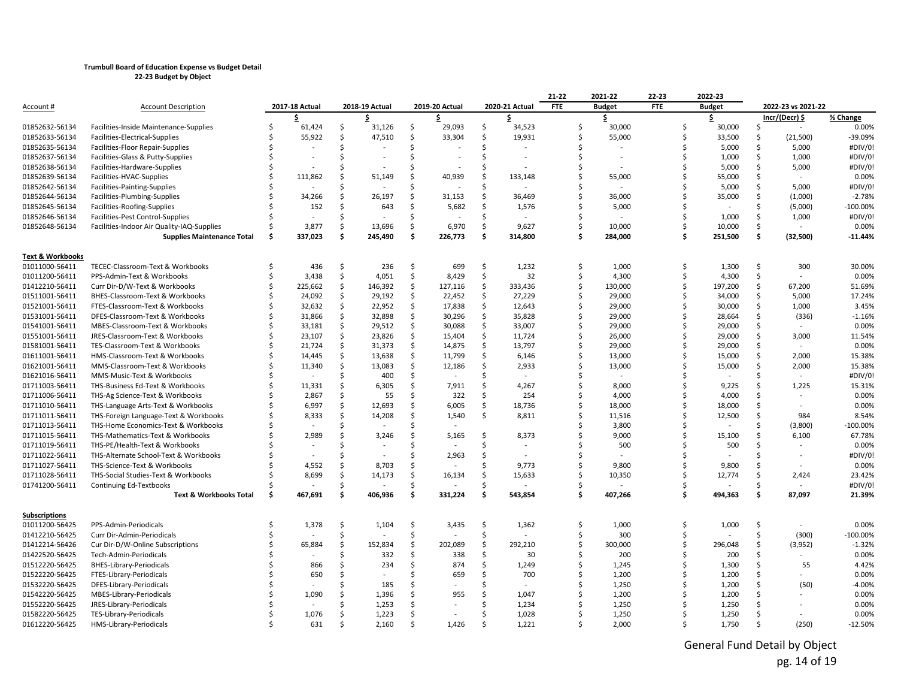**Trumbull Board of Education Expense vs Budget Detail**
**22-23 Budget by Object**

| Account # | Account Description | 2017-18 Actual | 2018-19 Actual | 2019-20 Actual | 2020-21 Actual | 21-22 FTE | 2021-22 Budget | 22-23 FTE | 2022-23 Budget | 2022-23 vs 2021-22 Incr/(Decr) $ | % Change |
|---|---|---|---|---|---|---|---|---|---|---|---|
| | | $ | $ | $ | $ | | $ | | $ | | |
| 01852632-56134 | Facilities-Inside Maintenance-Supplies | $ 61,424 | $ 31,126 | $ 29,093 | $ 34,523 | | $ 30,000 | | $ 30,000 | $ - | 0.00% |
| 01852633-56134 | Facilities-Electrical-Supplies | $ 55,922 | $ 47,510 | $ 33,304 | $ 19,931 | | $ 55,000 | | $ 33,500 | $ (21,500) | -39.09% |
| 01852635-56134 | Facilities-Floor Repair-Supplies | $ - | $ - | $ - | $ - | | $ - | | $ 5,000 | $ 5,000 | #DIV/0! |
| 01852637-56134 | Facilities-Glass & Putty-Supplies | $ - | $ - | $ - | $ - | | $ - | | $ 1,000 | $ 1,000 | #DIV/0! |
| 01852638-56134 | Facilities-Hardware-Supplies | $ - | $ - | $ - | $ - | | $ - | | $ 5,000 | $ 5,000 | #DIV/0! |
| 01852639-56134 | Facilities-HVAC-Supplies | $ 111,862 | $ 51,149 | $ 40,939 | $ 133,148 | | $ 55,000 | | $ 55,000 | $ - | 0.00% |
| 01852642-56134 | Facilities-Painting-Supplies | $ - | $ - | $ - | $ - | | $ - | | $ 5,000 | $ 5,000 | #DIV/0! |
| 01852644-56134 | Facilities-Plumbing-Supplies | $ 34,266 | $ 26,197 | $ 31,153 | $ 36,469 | | $ 36,000 | | $ 35,000 | $ (1,000) | -2.78% |
| 01852645-56134 | Facilities-Roofing-Supplies | $ 152 | $ 643 | $ 5,682 | $ 1,576 | | $ 5,000 | | $ - | $ (5,000) | -100.00% |
| 01852646-56134 | Facilities-Pest Control-Supplies | $ - | $ - | $ - | $ - | | $ - | | $ 1,000 | $ 1,000 | #DIV/0! |
| 01852648-56134 | Facilities-Indoor Air Quality-IAQ-Supplies | $ 3,877 | $ 13,696 | $ 6,970 | $ 9,627 | | $ 10,000 | | $ 10,000 | $ - | 0.00% |
| | **Supplies Maintenance Total** | **$ 337,023** | **$ 245,490** | **$ 226,773** | **$ 314,800** | | **$ 284,000** | | **$ 251,500** | **$ (32,500)** | **-11.44%** |
| **Text & Workbooks** | | | | | | | | | | | |
| 01011000-56411 | TECEC-Classroom-Text & Workbooks | $ 436 | $ 236 | $ 699 | $ 1,232 | | $ 1,000 | | $ 1,300 | $ 300 | 30.00% |
| 01011200-56411 | PPS-Admin-Text & Workbooks | $ 3,438 | $ 4,051 | $ 8,429 | $ 32 | | $ 4,300 | | $ 4,300 | $ - | 0.00% |
| 01412210-56411 | Curr Dir-D/W-Text & Workbooks | $ 225,662 | $ 146,392 | $ 127,116 | $ 333,436 | | $ 130,000 | | $ 197,200 | $ 67,200 | 51.69% |
| 01511001-56411 | BHES-Classroom-Text & Workbooks | $ 24,092 | $ 29,192 | $ 22,452 | $ 27,229 | | $ 29,000 | | $ 34,000 | $ 5,000 | 17.24% |
| 01521001-56411 | FTES-Classroom-Text & Workbooks | $ 32,632 | $ 22,952 | $ 17,838 | $ 12,643 | | $ 29,000 | | $ 30,000 | $ 1,000 | 3.45% |
| 01531001-56411 | DFES-Classroom-Text & Workbooks | $ 31,866 | $ 32,898 | $ 30,296 | $ 35,828 | | $ 29,000 | | $ 28,664 | $ (336) | -1.16% |
| 01541001-56411 | MBES-Classroom-Text & Workbooks | $ 33,181 | $ 29,512 | $ 30,088 | $ 33,007 | | $ 29,000 | | $ 29,000 | $ - | 0.00% |
| 01551001-56411 | JRES-Classroom-Text & Workbooks | $ 23,107 | $ 23,826 | $ 15,404 | $ 11,724 | | $ 26,000 | | $ 29,000 | $ 3,000 | 11.54% |
| 01581001-56411 | TES-Classroom-Text & Workbooks | $ 21,724 | $ 31,373 | $ 14,875 | $ 13,797 | | $ 29,000 | | $ 29,000 | $ - | 0.00% |
| 01611001-56411 | HMS-Classroom-Text & Workbooks | $ 14,445 | $ 13,638 | $ 11,799 | $ 6,146 | | $ 13,000 | | $ 15,000 | $ 2,000 | 15.38% |
| 01621001-56411 | MMS-Classroom-Text & Workbooks | $ 11,340 | $ 13,083 | $ 12,186 | $ 2,933 | | $ 13,000 | | $ 15,000 | $ 2,000 | 15.38% |
| 01621016-56411 | MMS-Music-Text & Workbooks | $ - | $ 400 | $ - | $ - | | $ - | | $ - | $ - | #DIV/0! |
| 01711003-56411 | THS-Business Ed-Text & Workbooks | $ 11,331 | $ 6,305 | $ 7,911 | $ 4,267 | | $ 8,000 | | $ 9,225 | $ 1,225 | 15.31% |
| 01711006-56411 | THS-Ag Science-Text & Workbooks | $ 2,867 | $ 55 | $ 322 | $ 254 | | $ 4,000 | | $ 4,000 | $ - | 0.00% |
| 01711010-56411 | THS-Language Arts-Text & Workbooks | $ 6,997 | $ 12,693 | $ 6,005 | $ 18,736 | | $ 18,000 | | $ 18,000 | $ - | 0.00% |
| 01711011-56411 | THS-Foreign Language-Text & Workbooks | $ 8,333 | $ 14,208 | $ 1,540 | $ 8,811 | | $ 11,516 | | $ 12,500 | $ 984 | 8.54% |
| 01711013-56411 | THS-Home Economics-Text & Workbooks | $ - | $ - | $ - | | | $ 3,800 | | $ - | $ (3,800) | -100.00% |
| 01711015-56411 | THS-Mathematics-Text & Workbooks | $ 2,989 | $ 3,246 | $ 5,165 | $ 8,373 | | $ 9,000 | | $ 15,100 | $ 6,100 | 67.78% |
| 01711019-56411 | THS-PE/Health-Text & Workbooks | $ - | $ - | $ - | $ - | | $ 500 | | $ 500 | $ - | 0.00% |
| 01711022-56411 | THS-Alternate School-Text & Workbooks | $ - | $ - | $ 2,963 | $ - | | $ - | | $ - | $ - | #DIV/0! |
| 01711027-56411 | THS-Science-Text & Workbooks | $ 4,552 | $ 8,703 | $ - | $ 9,773 | | $ 9,800 | | $ 9,800 | $ - | 0.00% |
| 01711028-56411 | THS-Social Studies-Text & Workbooks | $ 8,699 | $ 14,173 | $ 16,134 | $ 15,633 | | $ 10,350 | | $ 12,774 | $ 2,424 | 23.42% |
| 01741200-56411 | Continuing Ed-Textbooks | $ - | $ - | $ - | $ - | | $ - | | $ - | $ - | #DIV/0! |
| | **Text & Workbooks Total** | **$ 467,691** | **$ 406,936** | **$ 331,224** | **$ 543,854** | | **$ 407,266** | | **$ 494,363** | **$ 87,097** | **21.39%** |
| **Subscriptions** | | | | | | | | | | | |
| 01011200-56425 | PPS-Admin-Periodicals | $ 1,378 | $ 1,104 | $ 3,435 | $ 1,362 | | $ 1,000 | | $ 1,000 | $ - | 0.00% |
| 01412210-56425 | Curr Dir-Admin-Periodicals | $ - | $ - | $ - | $ - | | $ 300 | | $ - | $ (300) | -100.00% |
| 01412214-56426 | Cur Dir-D/W-Online Subscriptions | $ 65,884 | $ 152,834 | $ 202,089 | $ 292,210 | | $ 300,000 | | $ 296,048 | $ (3,952) | -1.32% |
| 01422520-56425 | Tech-Admin-Periodicals | $ - | $ 332 | $ 338 | $ 30 | | $ 200 | | $ 200 | $ - | 0.00% |
| 01512220-56425 | BHES-Library-Periodicals | $ 866 | $ 234 | $ 874 | $ 1,249 | | $ 1,245 | | $ 1,300 | $ 55 | 4.42% |
| 01522220-56425 | FTES-Library-Periodicals | $ 650 | $ - | $ 659 | $ 700 | | $ 1,200 | | $ 1,200 | $ - | 0.00% |
| 01532220-56425 | DFES-Library-Periodicals | $ - | $ 185 | $ - | $ - | | $ 1,250 | | $ 1,200 | $ (50) | -4.00% |
| 01542220-56425 | MBES-Library-Periodicals | $ 1,090 | $ 1,396 | $ 955 | $ 1,047 | | $ 1,200 | | $ 1,200 | $ - | 0.00% |
| 01552220-56425 | JRES-Library-Periodicals | $ - | $ 1,253 | $ - | $ 1,234 | | $ 1,250 | | $ 1,250 | $ - | 0.00% |
| 01582220-56425 | TES-Library-Periodicals | $ 1,076 | $ 1,223 | $ - | $ 1,028 | | $ 1,250 | | $ 1,250 | $ - | 0.00% |
| 01612220-56425 | HMS-Library-Periodicals | $ 631 | $ 2,160 | $ 1,426 | $ 1,221 | | $ 2,000 | | $ 1,750 | $ (250) | -12.50% |

General Fund Detail by Object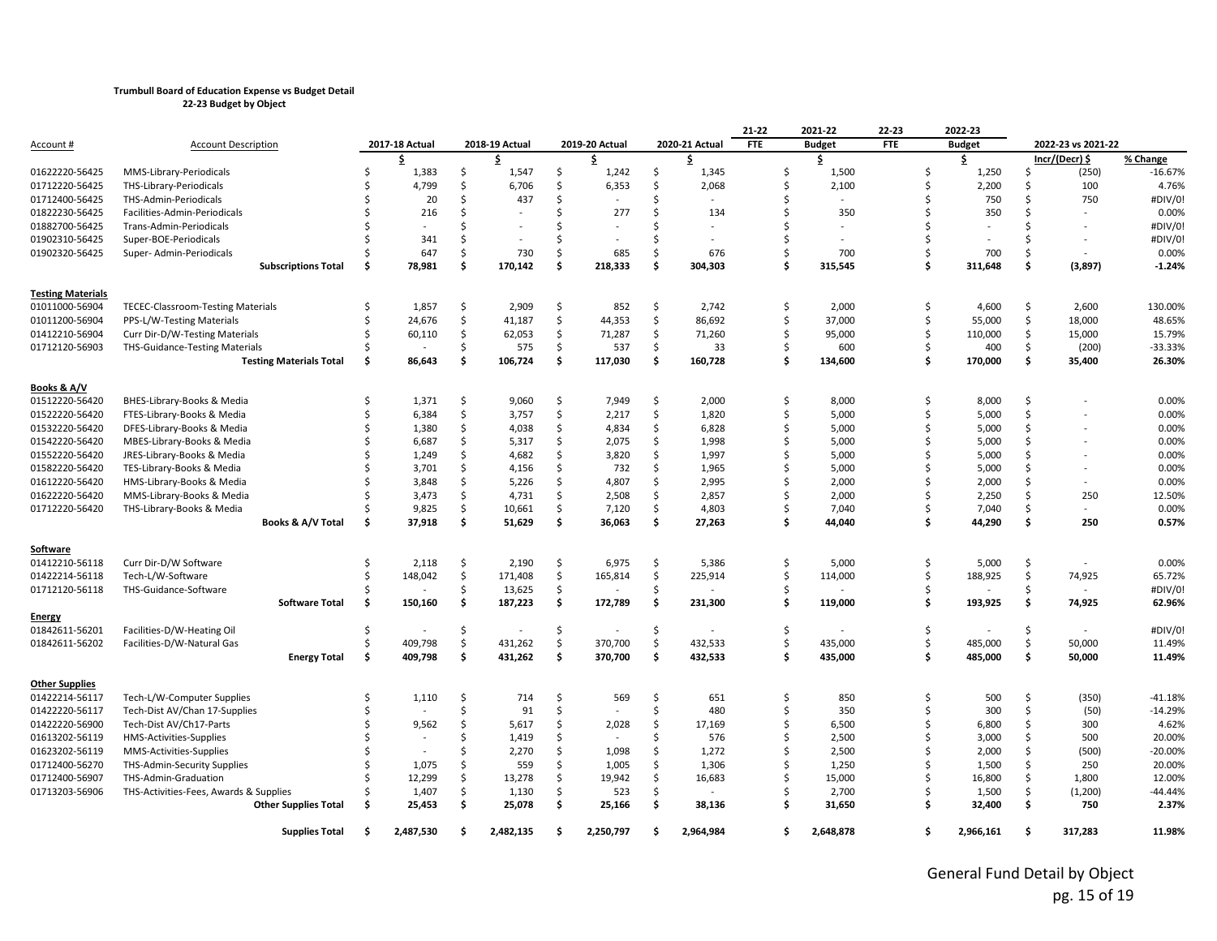**Trumbull Board of Education Expense vs Budget Detail**
**22-23 Budget by Object**

| Account # | Account Description | 2017-18 Actual | 2018-19 Actual | 2019-20 Actual | 2020-21 Actual | 21-22 FTE | 2021-22 Budget | 22-23 FTE | 2022-23 Budget | 2022-23 vs 2021-22 | |
|---|---|---|---|---|---|---|---|---|---|---|---|
| | | $ | $ | $ | $ | | $ | | $ | Incr/(Decr) $ | % Change |
| 01622220-56425 | MMS-Library-Periodicals | $ 1,383 | $ 1,547 | $ 1,242 | $ 1,345 | | $ 1,500 | | $ 1,250 | $ (250) | -16.67% |
| 01712220-56425 | THS-Library-Periodicals | $ 4,799 | $ 6,706 | $ 6,353 | $ 2,068 | | $ 2,100 | | $ 2,200 | $ 100 | 4.76% |
| 01712400-56425 | THS-Admin-Periodicals | $ 20 | $ 437 | $ - | $ - | | $ - | | $ 750 | $ 750 | #DIV/0! |
| 01822230-56425 | Facilities-Admin-Periodicals | $ 216 | $ - | $ 277 | $ 134 | | $ 350 | | $ 350 | $ - | 0.00% |
| 01882700-56425 | Trans-Admin-Periodicals | $ - | $ - | $ - | $ - | | $ - | | $ - | $ - | #DIV/0! |
| 01902310-56425 | Super-BOE-Periodicals | $ 341 | $ - | $ - | $ - | | $ - | | $ - | $ - | #DIV/0! |
| 01902320-56425 | Super- Admin-Periodicals | $ 647 | $ 730 | $ 685 | $ 676 | | $ 700 | | $ 700 | $ - | 0.00% |
| | **Subscriptions Total** | **$ 78,981** | **$ 170,142** | **$ 218,333** | **$ 304,303** | | **$ 315,545** | | **$ 311,648** | **$ (3,897)** | **-1.24%** |
| **Testing Materials** | | | | | | | | | | | |
| 01011000-56904 | TECEC-Classroom-Testing Materials | $ 1,857 | $ 2,909 | $ 852 | $ 2,742 | | $ 2,000 | | $ 4,600 | $ 2,600 | 130.00% |
| 01011200-56904 | PPS-L/W-Testing Materials | $ 24,676 | $ 41,187 | $ 44,353 | $ 86,692 | | $ 37,000 | | $ 55,000 | $ 18,000 | 48.65% |
| 01412210-56904 | Curr Dir-D/W-Testing Materials | $ 60,110 | $ 62,053 | $ 71,287 | $ 71,260 | | $ 95,000 | | $ 110,000 | $ 15,000 | 15.79% |
| 01712120-56903 | THS-Guidance-Testing Materials | $ - | $ 575 | $ 537 | $ 33 | | $ 600 | | $ 400 | $ (200) | -33.33% |
| | **Testing Materials Total** | **$ 86,643** | **$ 106,724** | **$ 117,030** | **$ 160,728** | | **$ 134,600** | | **$ 170,000** | **$ 35,400** | **26.30%** |
| **Books & A/V** | | | | | | | | | | | |
| 01512220-56420 | BHES-Library-Books & Media | $ 1,371 | $ 9,060 | $ 7,949 | $ 2,000 | | $ 8,000 | | $ 8,000 | $ - | 0.00% |
| 01522220-56420 | FTES-Library-Books & Media | $ 6,384 | $ 3,757 | $ 2,217 | $ 1,820 | | $ 5,000 | | $ 5,000 | $ - | 0.00% |
| 01532220-56420 | DFES-Library-Books & Media | $ 1,380 | $ 4,038 | $ 4,834 | $ 6,828 | | $ 5,000 | | $ 5,000 | $ - | 0.00% |
| 01542220-56420 | MBES-Library-Books & Media | $ 6,687 | $ 5,317 | $ 2,075 | $ 1,998 | | $ 5,000 | | $ 5,000 | $ - | 0.00% |
| 01552220-56420 | JRES-Library-Books & Media | $ 1,249 | $ 4,682 | $ 3,820 | $ 1,997 | | $ 5,000 | | $ 5,000 | $ - | 0.00% |
| 01582220-56420 | TES-Library-Books & Media | $ 3,701 | $ 4,156 | $ 732 | $ 1,965 | | $ 5,000 | | $ 5,000 | $ - | 0.00% |
| 01612220-56420 | HMS-Library-Books & Media | $ 3,848 | $ 5,226 | $ 4,807 | $ 2,995 | | $ 2,000 | | $ 2,000 | $ - | 0.00% |
| 01622220-56420 | MMS-Library-Books & Media | $ 3,473 | $ 4,731 | $ 2,508 | $ 2,857 | | $ 2,000 | | $ 2,250 | $ 250 | 12.50% |
| 01712220-56420 | THS-Library-Books & Media | $ 9,825 | $ 10,661 | $ 7,120 | $ 4,803 | | $ 7,040 | | $ 7,040 | $ - | 0.00% |
| | **Books & A/V Total** | **$ 37,918** | **$ 51,629** | **$ 36,063** | **$ 27,263** | | **$ 44,040** | | **$ 44,290** | **$ 250** | **0.57%** |
| **Software** | | | | | | | | | | | |
| 01412210-56118 | Curr Dir-D/W Software | $ 2,118 | $ 2,190 | $ 6,975 | $ 5,386 | | $ 5,000 | | $ 5,000 | $ - | 0.00% |
| 01422214-56118 | Tech-L/W-Software | $ 148,042 | $ 171,408 | $ 165,814 | $ 225,914 | | $ 114,000 | | $ 188,925 | $ 74,925 | 65.72% |
| 01712120-56118 | THS-Guidance-Software | $ - | $ 13,625 | $ - | $ - | | $ - | | $ - | $ - | #DIV/0! |
| | **Software Total** | **$ 150,160** | **$ 187,223** | **$ 172,789** | **$ 231,300** | | **$ 119,000** | | **$ 193,925** | **$ 74,925** | **62.96%** |
| **Energy** | | | | | | | | | | | |
| 01842611-56201 | Facilities-D/W-Heating Oil | $ - | $ - | $ - | $ - | | $ - | | $ - | $ - | #DIV/0! |
| 01842611-56202 | Facilities-D/W-Natural Gas | $ 409,798 | $ 431,262 | $ 370,700 | $ 432,533 | | $ 435,000 | | $ 485,000 | $ 50,000 | 11.49% |
| | **Energy Total** | **$ 409,798** | **$ 431,262** | **$ 370,700** | **$ 432,533** | | **$ 435,000** | | **$ 485,000** | **$ 50,000** | **11.49%** |
| **Other Supplies** | | | | | | | | | | | |
| 01422214-56117 | Tech-L/W-Computer Supplies | $ 1,110 | $ 714 | $ 569 | $ 651 | | $ 850 | | $ 500 | $ (350) | -41.18% |
| 01422220-56117 | Tech-Dist AV/Chan 17-Supplies | $ - | $ 91 | $ - | $ 480 | | $ 350 | | $ 300 | $ (50) | -14.29% |
| 01422220-56900 | Tech-Dist AV/Ch17-Parts | $ 9,562 | $ 5,617 | $ 2,028 | $ 17,169 | | $ 6,500 | | $ 6,800 | $ 300 | 4.62% |
| 01613202-56119 | HMS-Activities-Supplies | $ - | $ 1,419 | $ - | $ 576 | | $ 2,500 | | $ 3,000 | $ 500 | 20.00% |
| 01623202-56119 | MMS-Activities-Supplies | $ - | $ 2,270 | $ 1,098 | $ 1,272 | | $ 2,500 | | $ 2,000 | $ (500) | -20.00% |
| 01712400-56270 | THS-Admin-Security Supplies | $ 1,075 | $ 559 | $ 1,005 | $ 1,306 | | $ 1,250 | | $ 1,500 | $ 250 | 20.00% |
| 01712400-56907 | THS-Admin-Graduation | $ 12,299 | $ 13,278 | $ 19,942 | $ 16,683 | | $ 15,000 | | $ 16,800 | $ 1,800 | 12.00% |
| 01713203-56906 | THS-Activities-Fees, Awards & Supplies | $ 1,407 | $ 1,130 | $ 523 | $ - | | $ 2,700 | | $ 1,500 | $ (1,200) | -44.44% |
| | **Other Supplies Total** | **$ 25,453** | **$ 25,078** | **$ 25,166** | **$ 38,136** | | **$ 31,650** | | **$ 32,400** | **$ 750** | **2.37%** |
| | **Supplies Total** | **$ 2,487,530** | **$ 2,482,135** | **$ 2,250,797** | **$ 2,964,984** | | **$ 2,648,878** | | **$ 2,966,161** | **$ 317,283** | **11.98%** |

General Fund Detail by Object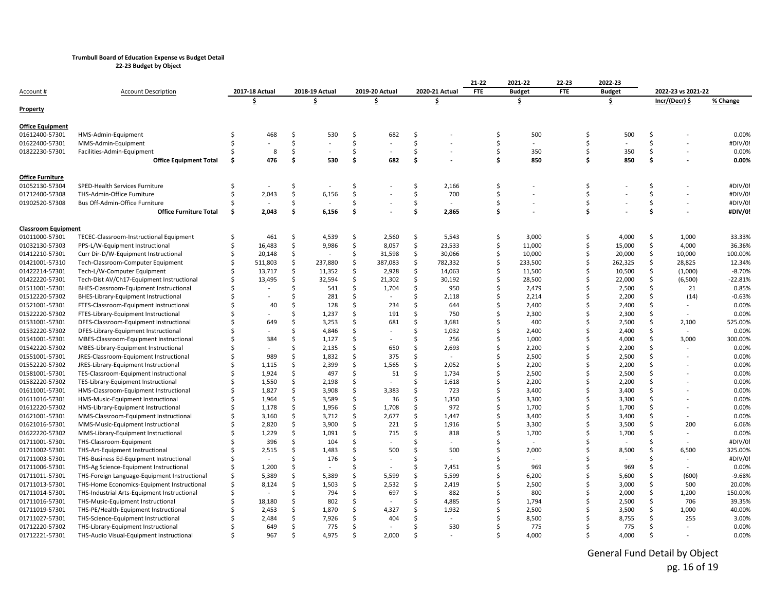**Trumbull Board of Education Expense vs Budget Detail**
**22-23 Budget by Object**

| Account # | Account Description | 2017-18 Actual | 2018-19 Actual | 2019-20 Actual | 2020-21 Actual | 21-22 FTE | 2021-22 Budget | 22-23 FTE | 2022-23 Budget | 2022-23 vs 2021-22 | |
|---|---|---|---|---|---|---|---|---|---|---|---|
| | | $ | $ | $ | $ | | $ | | $ | Incr/(Decr) $ | % Change |
| **Property** | | | | | | | | | | | |
| **Office Equipment** | | | | | | | | | | | |
| 01612400-57301 | HMS-Admin-Equipment | $ 468 | $ 530 | $ 682 | $ - | | $ 500 | | $ 500 | $ - | 0.00% |
| 01622400-57301 | MMS-Admin-Equipment | $ - | $ - | $ - | $ - | | $ - | | $ - | $ - | #DIV/0! |
| 01822230-57301 | Facilities-Admin-Equipment | $ 8 | $ - | $ - | $ - | | $ 350 | | $ 350 | $ - | 0.00% |
| | **Office Equipment Total** | **$ 476** | **$ 530** | **$ 682** | **$ -** | | **$ 850** | | **$ 850** | **$ -** | **0.00%** |
| **Office Furniture** | | | | | | | | | | | |
| 01052130-57304 | SPED-Health Services Furniture | $ - | $ - | $ - | $ 2,166 | | $ - | | $ - | $ - | #DIV/0! |
| 01712400-57308 | THS-Admin-Office Furniture | $ 2,043 | $ 6,156 | $ - | $ 700 | | $ - | | $ - | $ - | #DIV/0! |
| 01902520-57308 | Bus Off-Admin-Office Furniture | $ - | $ - | $ - | $ - | | $ - | | $ - | $ - | #DIV/0! |
| | **Office Furniture Total** | **$ 2,043** | **$ 6,156** | **$ -** | **$ 2,865** | | **$ -** | | **$ -** | **$ -** | **#DIV/0!** |
| **Classroom Equipment** | | | | | | | | | | | |
| 01011000-57301 | TECEC-Classroom-Instructional Equipment | $ 461 | $ 4,539 | $ 2,560 | $ 5,543 | | $ 3,000 | | $ 4,000 | $ 1,000 | 33.33% |
| 01032130-57303 | PPS-L/W-Equipment Instructional | $ 16,483 | $ 9,986 | $ 8,057 | $ 23,533 | | $ 11,000 | | $ 15,000 | $ 4,000 | 36.36% |
| 01412210-57301 | Curr Dir-D/W-Equipment Instructional | $ 20,148 | $ - | $ 31,598 | $ 30,066 | | $ 10,000 | | $ 20,000 | $ 10,000 | 100.00% |
| 01421001-57310 | Tech-Classroom-Computer Equipment | $ 511,803 | $ 237,880 | $ 387,083 | $ 782,332 | | $ 233,500 | | $ 262,325 | $ 28,825 | 12.34% |
| 01422214-57301 | Tech-L/W-Computer Equipment | $ 13,717 | $ 11,352 | $ 2,928 | $ 14,063 | | $ 11,500 | | $ 10,500 | $ (1,000) | -8.70% |
| 01422220-57301 | Tech-Dist AV/Ch17-Equipment Instructional | $ 13,495 | $ 32,594 | $ 21,302 | $ 30,192 | | $ 28,500 | | $ 22,000 | $ (6,500) | -22.81% |
| 01511001-57301 | BHES-Classroom-Equipment Instructional | $ - | $ 541 | $ 1,704 | $ 950 | | $ 2,479 | | $ 2,500 | $ 21 | 0.85% |
| 01512220-57302 | BHES-Library-Equipment Instructional | $ - | $ 281 | $ - | $ 2,118 | | $ 2,214 | | $ 2,200 | $ (14) | -0.63% |
| 01521001-57301 | FTES-Classroom-Equipment Instructional | $ 40 | $ 128 | $ 234 | $ 644 | | $ 2,400 | | $ 2,400 | $ - | 0.00% |
| 01522220-57302 | FTES-Library-Equipment Instructional | $ - | $ 1,237 | $ 191 | $ 750 | | $ 2,300 | | $ 2,300 | $ - | 0.00% |
| 01531001-57301 | DFES-Classroom-Equipment Instructional | $ 649 | $ 3,253 | $ 681 | $ 3,681 | | $ 400 | | $ 2,500 | $ 2,100 | 525.00% |
| 01532220-57302 | DFES-Library-Equipment Instructional | $ - | $ 4,846 | $ - | $ 1,032 | | $ 2,400 | | $ 2,400 | $ - | 0.00% |
| 01541001-57301 | MBES-Classroom-Equipment Instructional | $ 384 | $ 1,127 | $ - | $ 256 | | $ 1,000 | | $ 4,000 | $ 3,000 | 300.00% |
| 01542220-57302 | MBES-Library-Equipment Instructional | $ - | $ 2,135 | $ 650 | $ 2,693 | | $ 2,200 | | $ 2,200 | $ - | 0.00% |
| 01551001-57301 | JRES-Classroom-Equipment Instructional | $ 989 | $ 1,832 | $ 375 | $ - | | $ 2,500 | | $ 2,500 | $ - | 0.00% |
| 01552220-57302 | JRES-Library-Equipment Instructional | $ 1,115 | $ 2,399 | $ 1,565 | $ 2,052 | | $ 2,200 | | $ 2,200 | $ - | 0.00% |
| 01581001-57301 | TES-Classroom-Equipment Instructional | $ 1,924 | $ 497 | $ 51 | $ 1,734 | | $ 2,500 | | $ 2,500 | $ - | 0.00% |
| 01582220-57302 | TES-Library-Equipment Instructional | $ 1,550 | $ 2,198 | $ - | $ 1,618 | | $ 2,200 | | $ 2,200 | $ - | 0.00% |
| 01611001-57301 | HMS-Classroom-Equipment Instructional | $ 1,827 | $ 3,908 | $ 3,383 | $ 723 | | $ 3,400 | | $ 3,400 | $ - | 0.00% |
| 01611016-57301 | HMS-Music-Equipment Instructional | $ 1,964 | $ 3,589 | $ 36 | $ 1,350 | | $ 3,300 | | $ 3,300 | $ - | 0.00% |
| 01612220-57302 | HMS-Library-Equipment Instructional | $ 1,178 | $ 1,956 | $ 1,708 | $ 972 | | $ 1,700 | | $ 1,700 | $ - | 0.00% |
| 01621001-57301 | MMS-Classroom-Equipment Instructional | $ 3,160 | $ 3,712 | $ 2,677 | $ 1,447 | | $ 3,400 | | $ 3,400 | $ - | 0.00% |
| 01621016-57301 | MMS-Music-Equipment Instructional | $ 2,820 | $ 3,900 | $ 221 | $ 1,916 | | $ 3,300 | | $ 3,500 | $ 200 | 6.06% |
| 01622220-57302 | MMS-Library-Equipment Instructional | $ 1,229 | $ 1,091 | $ 715 | $ 818 | | $ 1,700 | | $ 1,700 | $ - | 0.00% |
| 01711001-57301 | THS-Classroom-Equipment | $ 396 | $ 104 | $ - | $ - | | $ - | | $ - | $ - | #DIV/0! |
| 01711002-57301 | THS-Art-Equipment Instructional | $ 2,515 | $ 1,483 | $ 500 | $ 500 | | $ 2,000 | | $ 8,500 | $ 6,500 | 325.00% |
| 01711003-57301 | THS-Business Ed-Equipment Instructional | $ - | $ 176 | $ - | $ - | | $ - | | $ - | $ - | #DIV/0! |
| 01711006-57301 | THS-Ag Science-Equipment Instructional | $ 1,200 | $ - | $ - | $ 7,451 | | $ 969 | | $ 969 | $ - | 0.00% |
| 01711011-57301 | THS-Foreign Language-Equipment Instructional | $ 5,389 | $ 5,389 | $ 5,599 | $ 5,599 | | $ 6,200 | | $ 5,600 | $ (600) | -9.68% |
| 01711013-57301 | THS-Home Economics-Equipment Instructional | $ 8,124 | $ 1,503 | $ 2,532 | $ 2,419 | | $ 2,500 | | $ 3,000 | $ 500 | 20.00% |
| 01711014-57301 | THS-Industrial Arts-Equipment Instructional | $ - | $ 794 | $ 697 | $ 882 | | $ 800 | | $ 2,000 | $ 1,200 | 150.00% |
| 01711016-57301 | THS-Music-Equipment Instructional | $ 18,180 | $ 802 | $ - | $ 4,885 | | $ 1,794 | | $ 2,500 | $ 706 | 39.35% |
| 01711019-57301 | THS-PE/Health-Equipment Instructional | $ 2,453 | $ 1,870 | $ 4,327 | $ 1,932 | | $ 2,500 | | $ 3,500 | $ 1,000 | 40.00% |
| 01711027-57301 | THS-Science-Equipment Instructional | $ 2,484 | $ 7,926 | $ 404 | $ - | | $ 8,500 | | $ 8,755 | $ 255 | 3.00% |
| 01712220-57302 | THS-Library-Equipment Instructional | $ 649 | $ 775 | $ - | $ 530 | | $ 775 | | $ 775 | $ - | 0.00% |
| 01712221-57301 | THS-Audio Visual-Equipment Instructional | $ 967 | $ 4,975 | $ 2,000 | $ - | | $ 4,000 | | $ 4,000 | $ - | 0.00% |

General Fund Detail by Object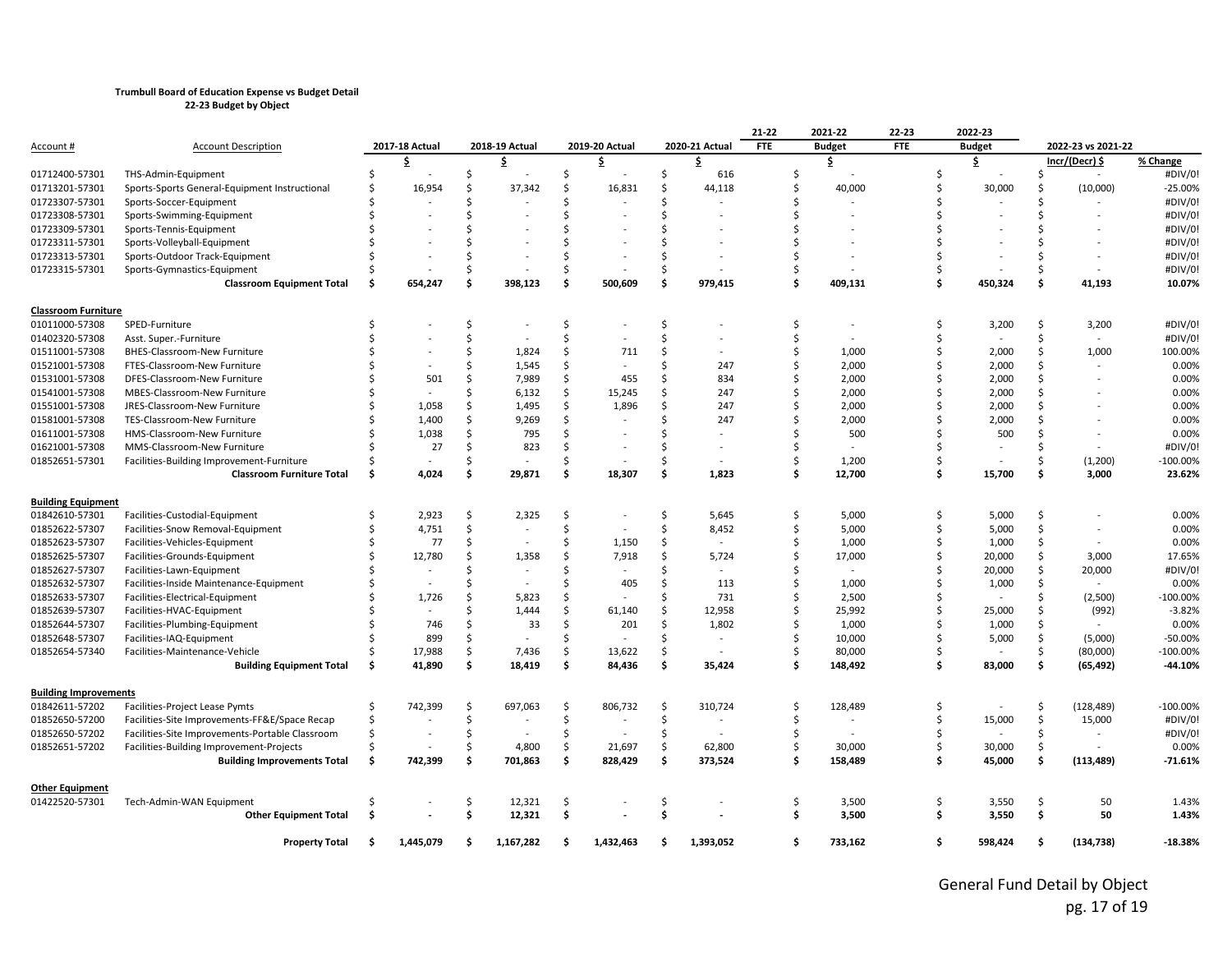**Trumbull Board of Education Expense vs Budget Detail**
**22-23 Budget by Object**

| Account # | Account Description | 2017-18 Actual | 2018-19 Actual | 2019-20 Actual | 2020-21 Actual | 21-22 FTE | 2021-22 Budget | 22-23 FTE | 2022-23 Budget | 2022-23 vs 2021-22 Incr/(Decr) $ | % Change |
|---|---|---|---|---|---|---|---|---|---|---|---|
| | | $ | $ | $ | $ | | $ | | $ | | |
| 01712400-57301 | THS-Admin-Equipment | $ - | $ - | $ - | $ 616 | | $ - | | $ - | $ - | #DIV/0! |
| 01713201-57301 | Sports-Sports General-Equipment Instructional | $ 16,954 | $ 37,342 | $ 16,831 | $ 44,118 | | $ 40,000 | | $ 30,000 | $ (10,000) | -25.00% |
| 01723307-57301 | Sports-Soccer-Equipment | $ - | $ - | $ - | $ - | | $ - | | $ - | $ - | #DIV/0! |
| 01723308-57301 | Sports-Swimming-Equipment | $ - | $ - | $ - | $ - | | $ - | | $ - | $ - | #DIV/0! |
| 01723309-57301 | Sports-Tennis-Equipment | $ - | $ - | $ - | $ - | | $ - | | $ - | $ - | #DIV/0! |
| 01723311-57301 | Sports-Volleyball-Equipment | $ - | $ - | $ - | $ - | | $ - | | $ - | $ - | #DIV/0! |
| 01723313-57301 | Sports-Outdoor Track-Equipment | $ - | $ - | $ - | $ - | | $ - | | $ - | $ - | #DIV/0! |
| 01723315-57301 | Sports-Gymnastics-Equipment | $ - | $ - | $ - | $ - | | $ - | | $ - | $ - | #DIV/0! |
| | **Classroom Equipment Total** | **$ 654,247** | **$ 398,123** | **$ 500,609** | **$ 979,415** | | **$ 409,131** | | **$ 450,324** | **$ 41,193** | **10.07%** |
| **Classroom Furniture** | | | | | | | | | | | |
| 01011000-57308 | SPED-Furniture | $ - | $ - | $ - | $ - | | $ - | | $ 3,200 | $ 3,200 | #DIV/0! |
| 01402320-57308 | Asst. Super.-Furniture | $ - | $ - | $ - | $ - | | $ - | | $ - | $ - | #DIV/0! |
| 01511001-57308 | BHES-Classroom-New Furniture | $ - | $ 1,824 | $ 711 | $ - | | $ 1,000 | | $ 2,000 | $ 1,000 | 100.00% |
| 01521001-57308 | FTES-Classroom-New Furniture | $ - | $ 1,545 | $ - | $ 247 | | $ 2,000 | | $ 2,000 | $ - | 0.00% |
| 01531001-57308 | DFES-Classroom-New Furniture | $ 501 | $ 7,989 | $ 455 | $ 834 | | $ 2,000 | | $ 2,000 | $ - | 0.00% |
| 01541001-57308 | MBES-Classroom-New Furniture | $ - | $ 6,132 | $ 15,245 | $ 247 | | $ 2,000 | | $ 2,000 | $ - | 0.00% |
| 01551001-57308 | JRES-Classroom-New Furniture | $ 1,058 | $ 1,495 | $ 1,896 | $ 247 | | $ 2,000 | | $ 2,000 | $ - | 0.00% |
| 01581001-57308 | TES-Classroom-New Furniture | $ 1,400 | $ 9,269 | $ - | $ 247 | | $ 2,000 | | $ 2,000 | $ - | 0.00% |
| 01611001-57308 | HMS-Classroom-New Furniture | $ 1,038 | $ 795 | $ - | $ - | | $ 500 | | $ 500 | $ - | 0.00% |
| 01621001-57308 | MMS-Classroom-New Furniture | $ 27 | $ 823 | $ - | $ - | | $ - | | $ - | $ - | #DIV/0! |
| 01852651-57301 | Facilities-Building Improvement-Furniture | $ - | $ - | $ - | $ - | | $ 1,200 | | $ - | $ (1,200) | -100.00% |
| | **Classroom Furniture Total** | **$ 4,024** | **$ 29,871** | **$ 18,307** | **$ 1,823** | | **$ 12,700** | | **$ 15,700** | **$ 3,000** | **23.62%** |
| **Building Equipment** | | | | | | | | | | | |
| 01842610-57301 | Facilities-Custodial-Equipment | $ 2,923 | $ 2,325 | $ - | $ 5,645 | | $ 5,000 | | $ 5,000 | $ - | 0.00% |
| 01852622-57307 | Facilities-Snow Removal-Equipment | $ 4,751 | $ - | $ - | $ 8,452 | | $ 5,000 | | $ 5,000 | $ - | 0.00% |
| 01852623-57307 | Facilities-Vehicles-Equipment | $ 77 | $ - | $ 1,150 | $ - | | $ 1,000 | | $ 1,000 | $ - | 0.00% |
| 01852625-57307 | Facilities-Grounds-Equipment | $ 12,780 | $ 1,358 | $ 7,918 | $ 5,724 | | $ 17,000 | | $ 20,000 | $ 3,000 | 17.65% |
| 01852627-57307 | Facilities-Lawn-Equipment | $ - | $ - | $ - | $ - | | $ - | | $ 20,000 | $ 20,000 | #DIV/0! |
| 01852632-57307 | Facilities-Inside Maintenance-Equipment | $ - | $ - | $ 405 | $ 113 | | $ 1,000 | | $ 1,000 | $ - | 0.00% |
| 01852633-57307 | Facilities-Electrical-Equipment | $ 1,726 | $ 5,823 | $ - | $ 731 | | $ 2,500 | | $ - | $ (2,500) | -100.00% |
| 01852639-57307 | Facilities-HVAC-Equipment | $ - | $ 1,444 | $ 61,140 | $ 12,958 | | $ 25,992 | | $ 25,000 | $ (992) | -3.82% |
| 01852644-57307 | Facilities-Plumbing-Equipment | $ 746 | $ 33 | $ 201 | $ 1,802 | | $ 1,000 | | $ 1,000 | $ - | 0.00% |
| 01852648-57307 | Facilities-IAQ-Equipment | $ 899 | $ - | $ - | $ - | | $ 10,000 | | $ 5,000 | $ (5,000) | -50.00% |
| 01852654-57340 | Facilities-Maintenance-Vehicle | $ 17,988 | $ 7,436 | $ 13,622 | $ - | | $ 80,000 | | $ - | $ (80,000) | -100.00% |
| | **Building Equipment Total** | **$ 41,890** | **$ 18,419** | **$ 84,436** | **$ 35,424** | | **$ 148,492** | | **$ 83,000** | **$ (65,492)** | **-44.10%** |
| **Building Improvements** | | | | | | | | | | | |
| 01842611-57202 | Facilities-Project Lease Pymts | $ 742,399 | $ 697,063 | $ 806,732 | $ 310,724 | | $ 128,489 | | $ - | $ (128,489) | -100.00% |
| 01852650-57200 | Facilities-Site Improvements-FF&E/Space Recap | $ - | $ - | $ - | $ - | | $ - | | $ 15,000 | $ 15,000 | #DIV/0! |
| 01852650-57202 | Facilities-Site Improvements-Portable Classroom | $ - | $ - | $ - | $ - | | $ - | | $ - | $ - | #DIV/0! |
| 01852651-57202 | Facilities-Building Improvement-Projects | $ - | $ 4,800 | $ 21,697 | $ 62,800 | | $ 30,000 | | $ 30,000 | $ - | 0.00% |
| | **Building Improvements Total** | **$ 742,399** | **$ 701,863** | **$ 828,429** | **$ 373,524** | | **$ 158,489** | | **$ 45,000** | **$ (113,489)** | **-71.61%** |
| **Other Equipment** | | | | | | | | | | | |
| 01422520-57301 | Tech-Admin-WAN Equipment | $ - | $ 12,321 | $ - | $ - | | $ 3,500 | | $ 3,550 | $ 50 | 1.43% |
| | **Other Equipment Total** | **$ -** | **$ 12,321** | **$ -** | **$ -** | | **$ 3,500** | | **$ 3,550** | **$ 50** | **1.43%** |
| | **Property Total** | **$ 1,445,079** | **$ 1,167,282** | **$ 1,432,463** | **$ 1,393,052** | | **$ 733,162** | | **$ 598,424** | **$ (134,738)** | **-18.38%** |

General Fund Detail by Object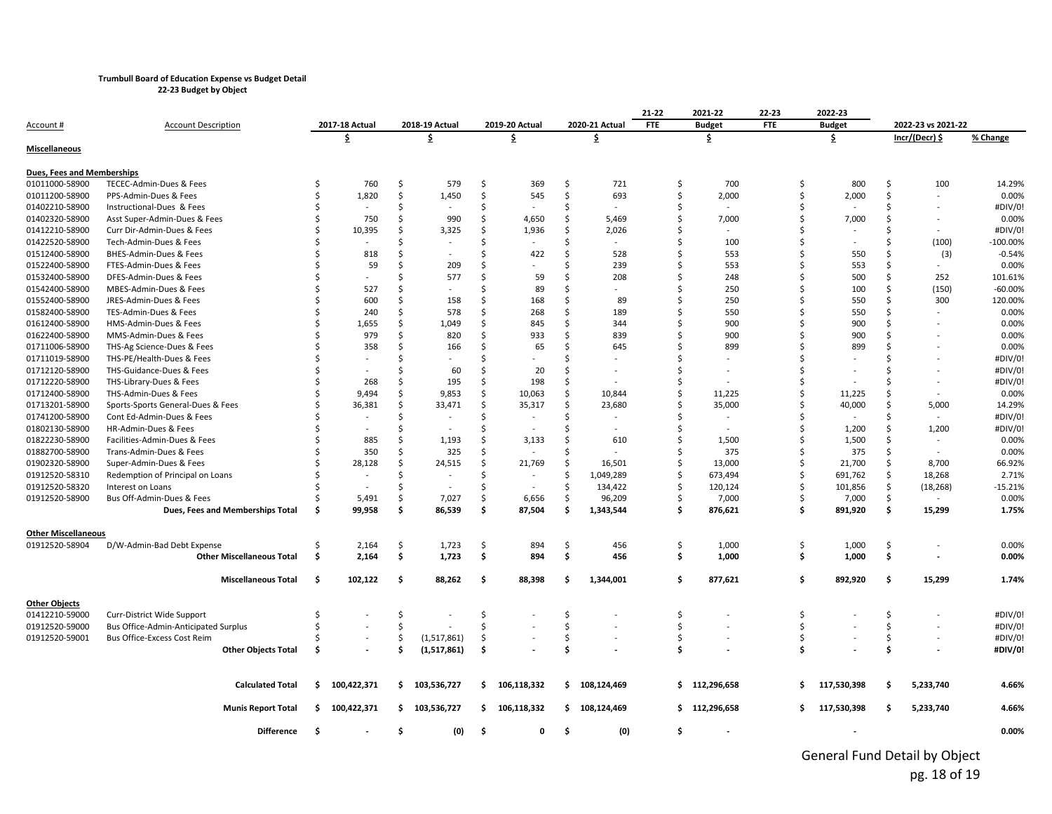**Trumbull Board of Education Expense vs Budget Detail**
**22-23 Budget by Object**

| Account # | Account Description | 2017-18 Actual | 2018-19 Actual | 2019-20 Actual | 2020-21 Actual | 21-22 FTE | 2021-22 Budget | 22-23 FTE | 2022-23 Budget | 2022-23 vs 2021-22 Incr/(Decr) $ | % Change |
|---|---|---|---|---|---|---|---|---|---|---|---|
| | | $ | $ | $ | $ | | $ | | $ | Incr/(Decr) $ | % Change |
| **Miscellaneous** | | | | | | | | | | | |
| **Dues, Fees and Memberships** | | | | | | | | | | | |
| 01011000-58900 | TECEC-Admin-Dues & Fees | $ 760 | $ 579 | $ 369 | $ 721 | | $ 700 | | $ 800 | $ 100 | 14.29% |
| 01011200-58900 | PPS-Admin-Dues & Fees | $ 1,820 | $ 1,450 | $ 545 | $ 693 | | $ 2,000 | | $ 2,000 | $ - | 0.00% |
| 01402210-58900 | Instructional-Dues & Fees | $ - | $ - | $ - | $ - | | $ - | | $ - | $ - | #DIV/0! |
| 01402320-58900 | Asst Super-Admin-Dues & Fees | $ 750 | $ 990 | $ 4,650 | $ 5,469 | | $ 7,000 | | $ 7,000 | $ - | 0.00% |
| 01412210-58900 | Curr Dir-Admin-Dues & Fees | $ 10,395 | $ 3,325 | $ 1,936 | $ 2,026 | | $ - | | $ - | $ - | #DIV/0! |
| 01422520-58900 | Tech-Admin-Dues & Fees | $ - | $ - | $ - | $ - | | $ 100 | | $ - | $ (100) | -100.00% |
| 01512400-58900 | BHES-Admin-Dues & Fees | $ 818 | $ - | $ 422 | $ 528 | | $ 553 | | $ 550 | $ (3) | -0.54% |
| 01522400-58900 | FTES-Admin-Dues & Fees | $ 59 | $ 209 | $ - | $ 239 | | $ 553 | | $ 553 | $ - | 0.00% |
| 01532400-58900 | DFES-Admin-Dues & Fees | $ - | $ 577 | $ 59 | $ 208 | | $ 248 | | $ 500 | $ 252 | 101.61% |
| 01542400-58900 | MBES-Admin-Dues & Fees | $ 527 | $ - | $ 89 | $ - | | $ 250 | | $ 100 | $ (150) | -60.00% |
| 01552400-58900 | JRES-Admin-Dues & Fees | $ 600 | $ 158 | $ 168 | $ 89 | | $ 250 | | $ 550 | $ 300 | 120.00% |
| 01582400-58900 | TES-Admin-Dues & Fees | $ 240 | $ 578 | $ 268 | $ 189 | | $ 550 | | $ 550 | $ - | 0.00% |
| 01612400-58900 | HMS-Admin-Dues & Fees | $ 1,655 | $ 1,049 | $ 845 | $ 344 | | $ 900 | | $ 900 | $ - | 0.00% |
| 01622400-58900 | MMS-Admin-Dues & Fees | $ 979 | $ 820 | $ 933 | $ 839 | | $ 900 | | $ 900 | $ - | 0.00% |
| 01711006-58900 | THS-Ag Science-Dues & Fees | $ 358 | $ 166 | $ 65 | $ 645 | | $ 899 | | $ 899 | $ - | 0.00% |
| 01711019-58900 | THS-PE/Health-Dues & Fees | $ - | $ - | $ - | $ - | | $ - | | $ - | $ - | #DIV/0! |
| 01712120-58900 | THS-Guidance-Dues & Fees | $ - | $ 60 | $ 20 | $ - | | $ - | | $ - | $ - | #DIV/0! |
| 01712220-58900 | THS-Library-Dues & Fees | $ 268 | $ 195 | $ 198 | $ - | | $ - | | $ - | $ - | #DIV/0! |
| 01712400-58900 | THS-Admin-Dues & Fees | $ 9,494 | $ 9,853 | $ 10,063 | $ 10,844 | | $ 11,225 | | $ 11,225 | $ - | 0.00% |
| 01713201-58900 | Sports-Sports General-Dues & Fees | $ 36,381 | $ 33,471 | $ 35,317 | $ 23,680 | | $ 35,000 | | $ 40,000 | $ 5,000 | 14.29% |
| 01741200-58900 | Cont Ed-Admin-Dues & Fees | $ - | $ - | $ - | $ - | | $ - | | $ - | $ - | #DIV/0! |
| 01802130-58900 | HR-Admin-Dues & Fees | $ - | $ - | $ - | $ - | | $ - | | $ 1,200 | $ 1,200 | #DIV/0! |
| 01822230-58900 | Facilities-Admin-Dues & Fees | $ 885 | $ 1,193 | $ 3,133 | $ 610 | | $ 1,500 | | $ 1,500 | $ - | 0.00% |
| 01882700-58900 | Trans-Admin-Dues & Fees | $ 350 | $ 325 | $ - | $ - | | $ 375 | | $ 375 | $ - | 0.00% |
| 01902320-58900 | Super-Admin-Dues & Fees | $ 28,128 | $ 24,515 | $ 21,769 | $ 16,501 | | $ 13,000 | | $ 21,700 | $ 8,700 | 66.92% |
| 01912520-58310 | Redemption of Principal on Loans | $ - | $ - | $ - | $ 1,049,289 | | $ 673,494 | | $ 691,762 | $ 18,268 | 2.71% |
| 01912520-58320 | Interest on Loans | $ - | $ - | $ - | $ 134,422 | | $ 120,124 | | $ 101,856 | $ (18,268) | -15.21% |
| 01912520-58900 | Bus Off-Admin-Dues & Fees | $ 5,491 | $ 7,027 | $ 6,656 | $ 96,209 | | $ 7,000 | | $ 7,000 | $ - | 0.00% |
| | **Dues, Fees and Memberships Total** | **$ 99,958** | **$ 86,539** | **$ 87,504** | **$ 1,343,544** | | **$ 876,621** | | **$ 891,920** | **$ 15,299** | **1.75%** |
| **Other Miscellaneous** | | | | | | | | | | | |
| 01912520-58904 | D/W-Admin-Bad Debt Expense | $ 2,164 | $ 1,723 | $ 894 | $ 456 | | $ 1,000 | | $ 1,000 | $ - | 0.00% |
| | **Other Miscellaneous Total** | **$ 2,164** | **$ 1,723** | **$ 894** | **$ 456** | | **$ 1,000** | | **$ 1,000** | **$ -** | **0.00%** |
| | **Miscellaneous Total** | **$ 102,122** | **$ 88,262** | **$ 88,398** | **$ 1,344,001** | | **$ 877,621** | | **$ 892,920** | **$ 15,299** | **1.74%** |
| **Other Objects** | | | | | | | | | | | |
| 01412210-59000 | Curr-District Wide Support | $ - | $ - | $ - | $ - | | $ - | | $ - | $ - | #DIV/0! |
| 01912520-59000 | Bus Office-Admin-Anticipated Surplus | $ - | $ - | $ - | $ - | | $ - | | $ - | $ - | #DIV/0! |
| 01912520-59001 | Bus Office-Excess Cost Reim | $ - | $ (1,517,861) | $ - | $ - | | $ - | | $ - | $ - | #DIV/0! |
| | **Other Objects Total** | **$ -** | **$ (1,517,861)** | **$ -** | **$ -** | | **$ -** | | **$ -** | **$ -** | **#DIV/0!** |
| | **Calculated Total** | **$ 100,422,371** | **$ 103,536,727** | **$ 106,118,332** | **$ 108,124,469** | | **$ 112,296,658** | | **$ 117,530,398** | **$ 5,233,740** | **4.66%** |
| | **Munis Report Total** | **$ 100,422,371** | **$ 103,536,727** | **$ 106,118,332** | **$ 108,124,469** | | **$ 112,296,658** | | **$ 117,530,398** | **$ 5,233,740** | **4.66%** |
| | **Difference** | **$ -** | **$ (0)** | **$ 0** | **$ (0)** | | **$ -** | | **-** | | **0.00%** |

General Fund Detail by Object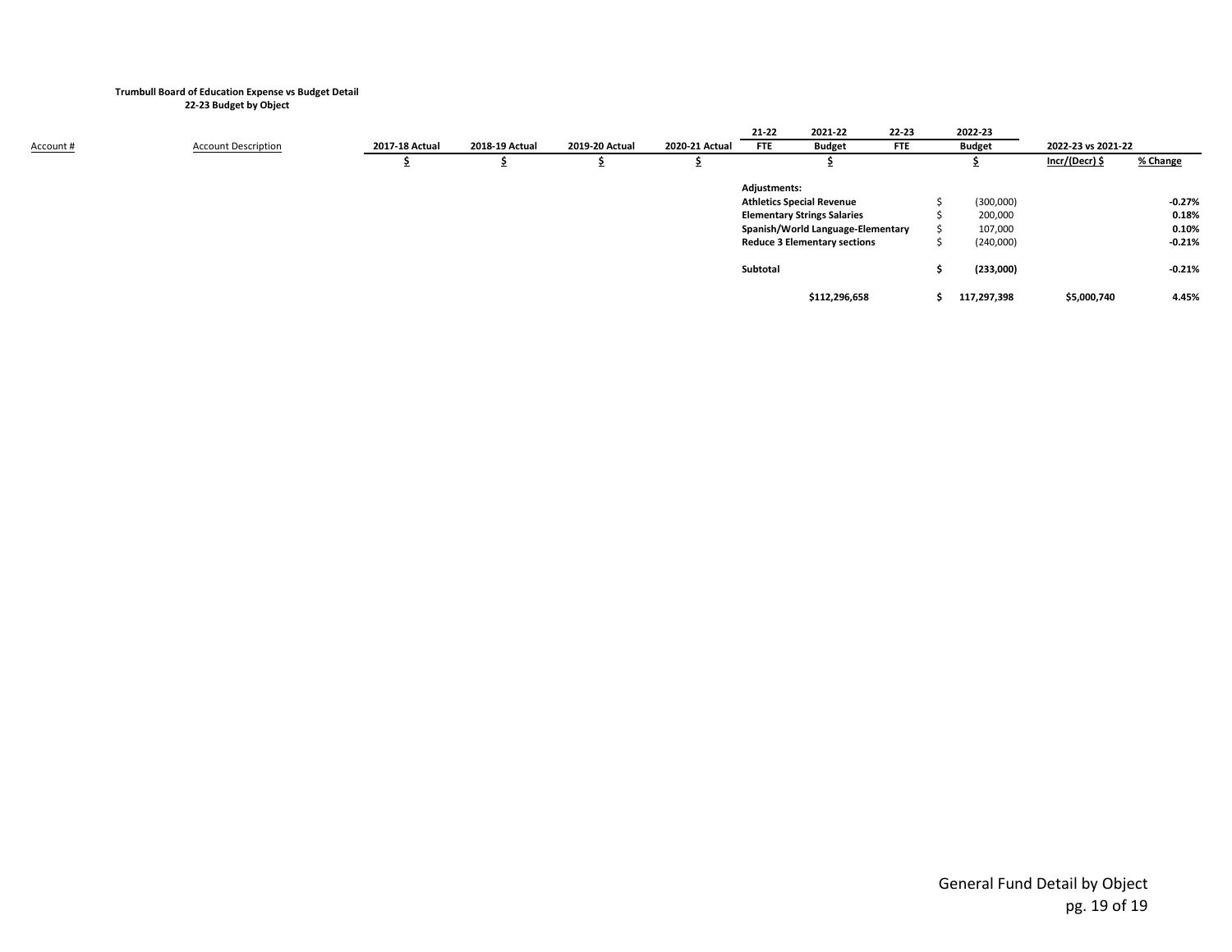**Trumbull Board of Education Expense vs Budget Detail**
**22-23 Budget by Object**

| Account # | Account Description | 2017-18 Actual | 2018-19 Actual | 2019-20 Actual | 2020-21 Actual | 21-22 FTE | 2021-22 Budget | 22-23 FTE | 2022-23 Budget | 2022-23 vs 2021-22 Incr/(Decr) $ | % Change |
|---|---|---|---|---|---|---|---|---|---|---|---|
| | | $ | $ | $ | $ | | $ | | $ | | |
| | | | | | | **Adjustments:** | | | | | |
| | | | | | | **Athletics Special Revenue** | | | $ (300,000) | | **-0.27%** |
| | | | | | | **Elementary Strings Salaries** | | | $ 200,000 | | **0.18%** |
| | | | | | | **Spanish/World Language-Elementary** | | | $ 107,000 | | **0.10%** |
| | | | | | | **Reduce 3 Elementary sections** | | | $ (240,000) | | **-0.21%** |
| | | | | | | **Subtotal** | | | **$ (233,000)** | | **-0.21%** |
| | | | | | | | **$112,296,658** | | **$ 117,297,398** | **$5,000,740** | **4.45%** |

General Fund Detail by Object